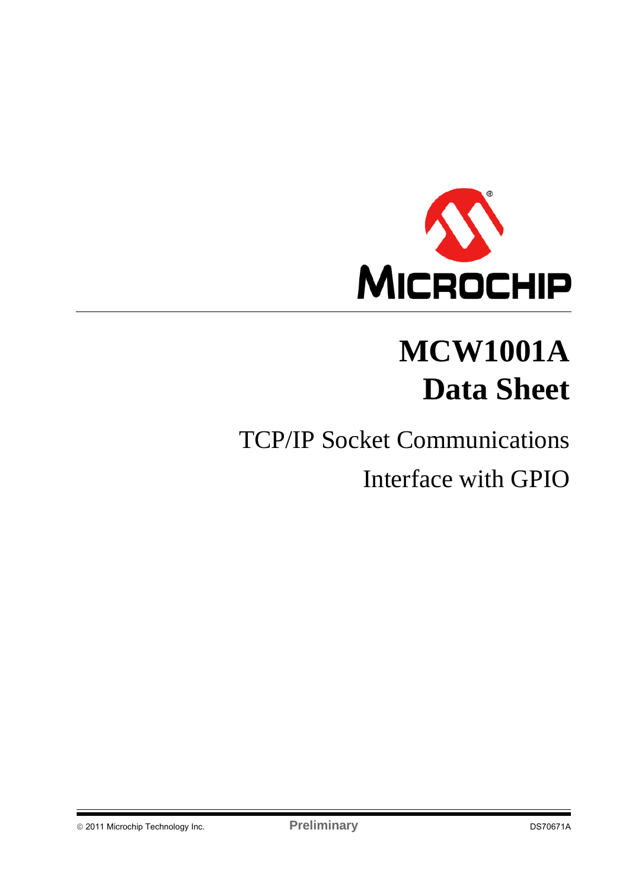# MCW1001A Data Sheet

## TCP/IP Socket Communications Interface with GPIO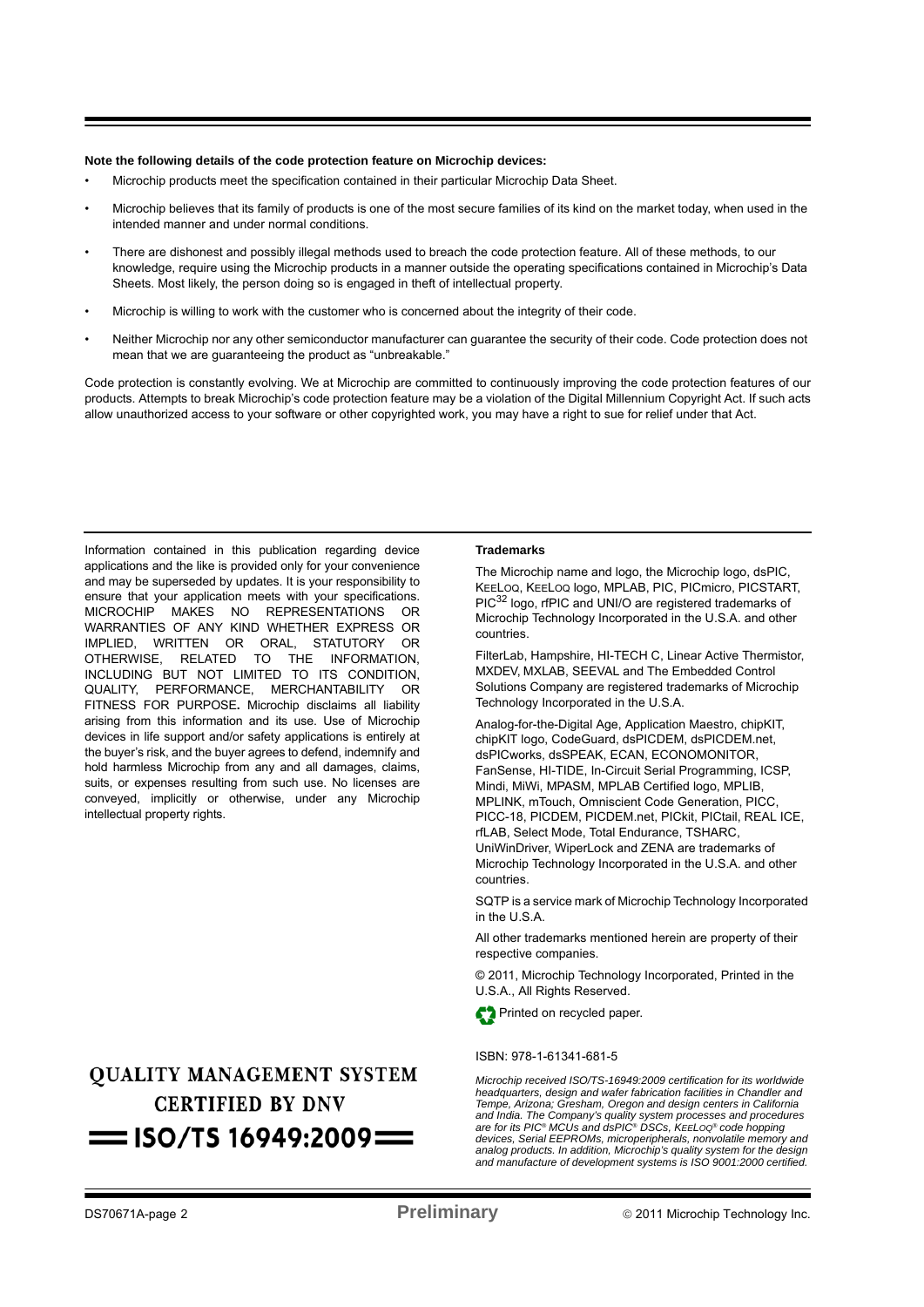**Note the following details of the code protection feature on Microchip devices:**

- Microchip products meet the specification contained in their particular Microchip Data Sheet.
- Microchip believes that its family of products is one of the most secure families of its kind on the market today, when used in the intended manner and under normal conditions.
- There are dishonest and possibly illegal methods used to breach the code protection feature. All of these methods, to our knowledge, require using the Microchip products in a manner outside the operating specifications contained in Microchip's Data Sheets. Most likely, the person doing so is engaged in theft of intellectual property.
- Microchip is willing to work with the customer who is concerned about the integrity of their code.
- Neither Microchip nor any other semiconductor manufacturer can guarantee the security of their code. Code protection does not mean that we are guaranteeing the product as "unbreakable."

Code protection is constantly evolving. We at Microchip are committed to continuously improving the code protection features of our products. Attempts to break Microchip's code protection feature may be a violation of the Digital Millennium Copyright Act. If such acts allow unauthorized access to your software or other copyrighted work, you may have a right to sue for relief under that Act.

Information contained in this publication regarding device applications and the like is provided only for your convenience and may be superseded by updates. It is your responsibility to ensure that your application meets with your specifications. MICROCHIP MAKES NO REPRESENTATIONS OR WARRANTIES OF ANY KIND WHETHER EXPRESS OR IMPLIED, WRITTEN OR ORAL, STATUTORY OR OTHERWISE, RELATED TO THE INFORMATION, INCLUDING BUT NOT LIMITED TO ITS CONDITION, QUALITY, PERFORMANCE, MERCHANTABILITY OR FITNESS FOR PURPOSE**.** Microchip disclaims all liability arising from this information and its use. Use of Microchip devices in life support and/or safety applications is entirely at the buyer's risk, and the buyer agrees to defend, indemnify and hold harmless Microchip from any and all damages, claims, suits, or expenses resulting from such use. No licenses are conveyed, implicitly or otherwise, under any Microchip intellectual property rights.

**Trademarks**

The Microchip name and logo, the Microchip logo, dsPIC, KEELOQ, KEELOQ logo, MPLAB, PIC, PICmicro, PICSTART, PIC[32] logo, rfPIC and UNI/O are registered trademarks of Microchip Technology Incorporated in the U.S.A. and other countries.

FilterLab, Hampshire, HI-TECH C, Linear Active Thermistor, MXDEV, MXLAB, SEEVAL and The Embedded Control Solutions Company are registered trademarks of Microchip Technology Incorporated in the U.S.A.

Analog-for-the-Digital Age, Application Maestro, chipKIT, chipKIT logo, CodeGuard, dsPICDEM, dsPICDEM.net, dsPICworks, dsSPEAK, ECAN, ECONOMONITOR, FanSense, HI-TIDE, In-Circuit Serial Programming, ICSP, Mindi, MiWi, MPASM, MPLAB Certified logo, MPLIB, MPLINK, mTouch, Omniscient Code Generation, PICC, PICC-18, PICDEM, PICDEM.net, PICkit, PICtail, REAL ICE, rfLAB, Select Mode, Total Endurance, TSHARC, UniWinDriver, WiperLock and ZENA are trademarks of Microchip Technology Incorporated in the U.S.A. and other countries.

SQTP is a service mark of Microchip Technology Incorporated in the U.S.A.

All other trademarks mentioned herein are property of their respective companies.

© 2011, Microchip Technology Incorporated, Printed in the U.S.A., All Rights Reserved.

Printed on recycled paper.

ISBN: 978-1-61341-681-5

**QUALITY MANAGEMENT SYSTEM CERTIFIED BY DNV**

**== ISO/TS 16949:2009 ==**

*Microchip received ISO/TS-16949:2009 certification for its worldwide headquarters, design and wafer fabrication facilities in Chandler and Tempe, Arizona; Gresham, Oregon and design centers in California and India. The Company's quality system processes and procedures are for its PIC® MCUs and dsPIC® DSCs, KEELOQ® code hopping devices, Serial EEPROMs, microperipherals, nonvolatile memory and analog products. In addition, Microchip's quality system for the design and manufacture of development systems is ISO 9001:2000 certified.*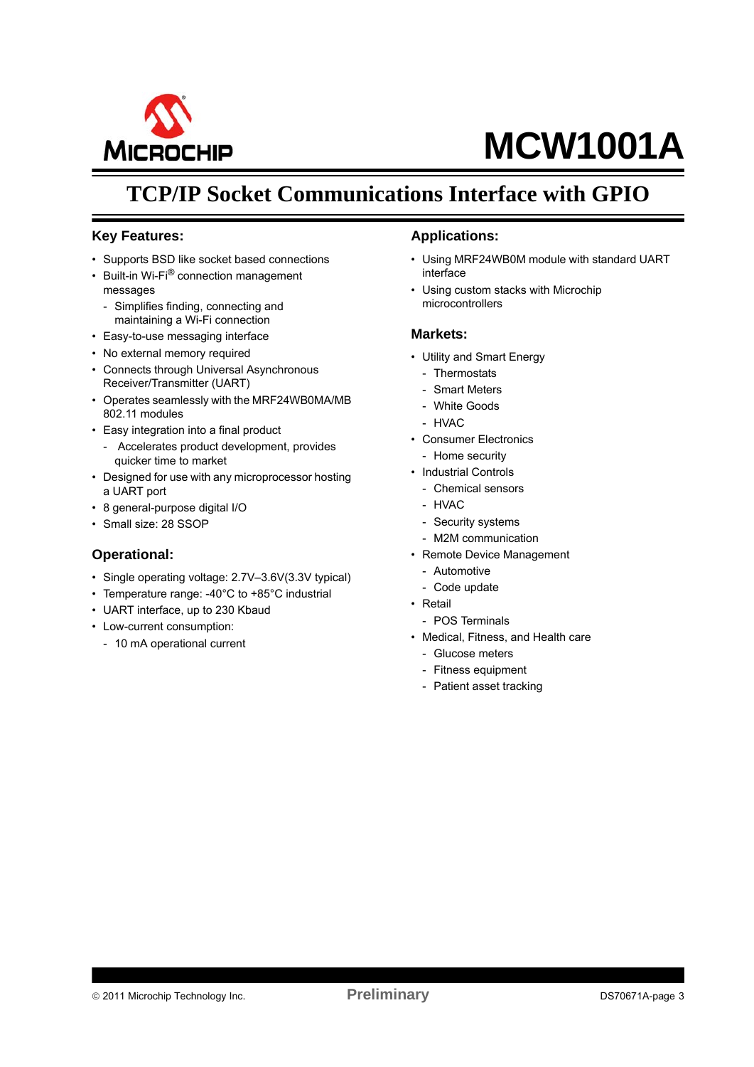# MCW1001A

## TCP/IP Socket Communications Interface with GPIO

### Key Features:

- Supports BSD like socket based connections
- Built-in Wi-Fi® connection management messages
  - Simplifies finding, connecting and maintaining a Wi-Fi connection
- Easy-to-use messaging interface
- No external memory required
- Connects through Universal Asynchronous Receiver/Transmitter (UART)
- Operates seamlessly with the MRF24WB0MA/MB 802.11 modules
- Easy integration into a final product
  - Accelerates product development, provides quicker time to market
- Designed for use with any microprocessor hosting a UART port
- 8 general-purpose digital I/O
- Small size: 28 SSOP

### Operational:

- Single operating voltage: 2.7V–3.6V(3.3V typical)
- Temperature range: -40°C to +85°C industrial
- UART interface, up to 230 Kbaud
- Low-current consumption:
  - 10 mA operational current

### Applications:

- Using MRF24WB0M module with standard UART interface
- Using custom stacks with Microchip microcontrollers

### Markets:

- Utility and Smart Energy
  - Thermostats
  - Smart Meters
  - White Goods
  - HVAC
- Consumer Electronics
  - Home security
- Industrial Controls
  - Chemical sensors
  - HVAC
  - Security systems
  - M2M communication
- Remote Device Management
  - Automotive
  - Code update
- Retail
  - POS Terminals
- Medical, Fitness, and Health care
  - Glucose meters
  - Fitness equipment
  - Patient asset tracking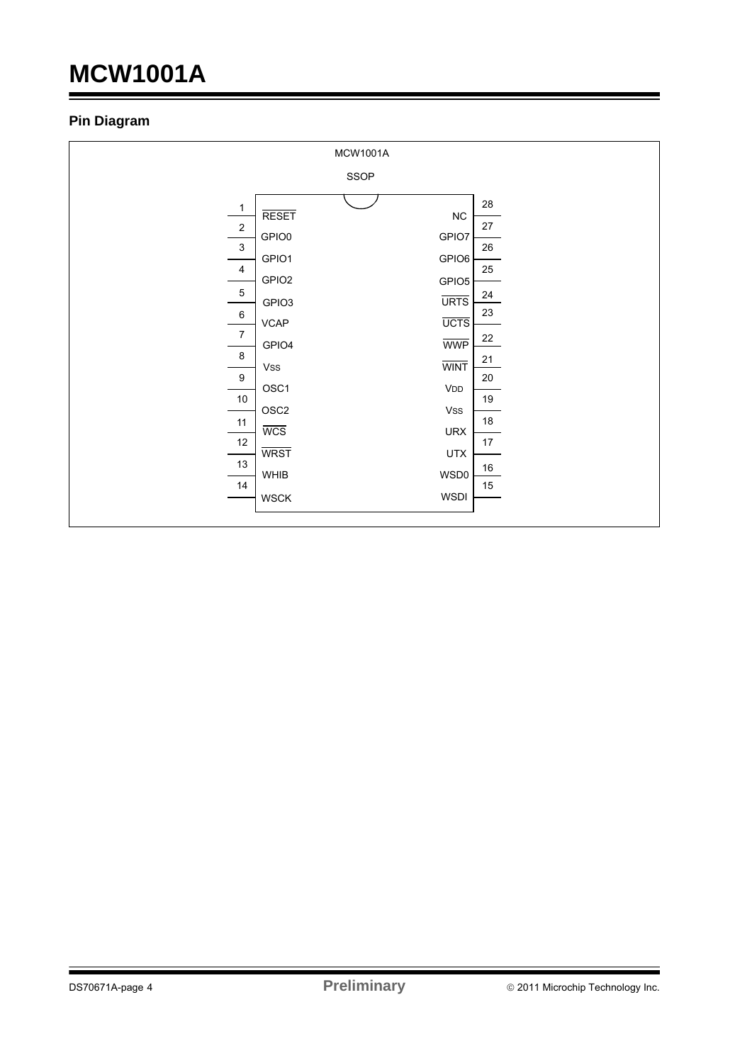## Pin Diagram

MCW1001A

SSOP

| Pin | Name | Name | Pin |
|---|---|---|---|
| 1 | $\overline{RESET}$ | NC | 28 |
| 2 | GPIO0 | GPIO7 | 27 |
| 3 | GPIO1 | GPIO6 | 26 |
| 4 | GPIO2 | GPIO5 | 25 |
| 5 | GPIO3 | $\overline{URTS}$ | 24 |
| 6 | VCAP | $\overline{UCTS}$ | 23 |
| 7 | GPIO4 | $\overline{WWP}$ | 22 |
| 8 | $V_{SS}$ | $\overline{WINT}$ | 21 |
| 9 | OSC1 | $V_{DD}$ | 20 |
| 10 | OSC2 | $V_{SS}$ | 19 |
| 11 | $\overline{WCS}$ | URX | 18 |
| 12 | $\overline{WRST}$ | UTX | 17 |
| 13 | WHIB | WSD0 | 16 |
| 14 | WSCK | WSDI | 15 |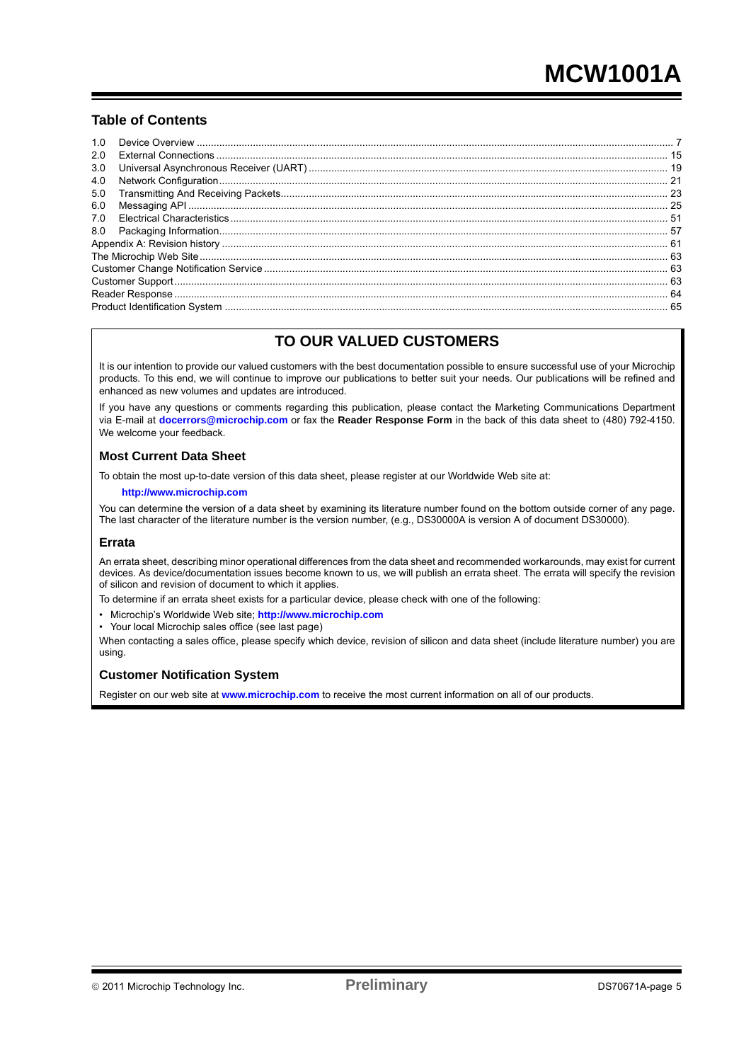## Table of Contents

| | | |
|---|---|---|
| 1.0 | Device Overview | 7 |
| 2.0 | External Connections | 15 |
| 3.0 | Universal Asynchronous Receiver (UART) | 19 |
| 4.0 | Network Configuration | 21 |
| 5.0 | Transmitting And Receiving Packets | 23 |
| 6.0 | Messaging API | 25 |
| 7.0 | Electrical Characteristics | 51 |
| 8.0 | Packaging Information | 57 |
| Appendix A: Revision history | | 61 |
| The Microchip Web Site | | 63 |
| Customer Change Notification Service | | 63 |
| Customer Support | | 63 |
| Reader Response | | 64 |
| Product Identification System | | 65 |

## TO OUR VALUED CUSTOMERS

It is our intention to provide our valued customers with the best documentation possible to ensure successful use of your Microchip products. To this end, we will continue to improve our publications to better suit your needs. Our publications will be refined and enhanced as new volumes and updates are introduced.

If you have any questions or comments regarding this publication, please contact the Marketing Communications Department via E-mail at **docerrors@microchip.com** or fax the **Reader Response Form** in the back of this data sheet to (480) 792-4150. We welcome your feedback.

### Most Current Data Sheet

To obtain the most up-to-date version of this data sheet, please register at our Worldwide Web site at:

**http://www.microchip.com**

You can determine the version of a data sheet by examining its literature number found on the bottom outside corner of any page. The last character of the literature number is the version number, (e.g., DS30000A is version A of document DS30000).

### Errata

An errata sheet, describing minor operational differences from the data sheet and recommended workarounds, may exist for current devices. As device/documentation issues become known to us, we will publish an errata sheet. The errata will specify the revision of silicon and revision of document to which it applies.

To determine if an errata sheet exists for a particular device, please check with one of the following:

- Microchip's Worldwide Web site; **http://www.microchip.com**
- Your local Microchip sales office (see last page)

When contacting a sales office, please specify which device, revision of silicon and data sheet (include literature number) you are using.

### Customer Notification System

Register on our web site at **www.microchip.com** to receive the most current information on all of our products.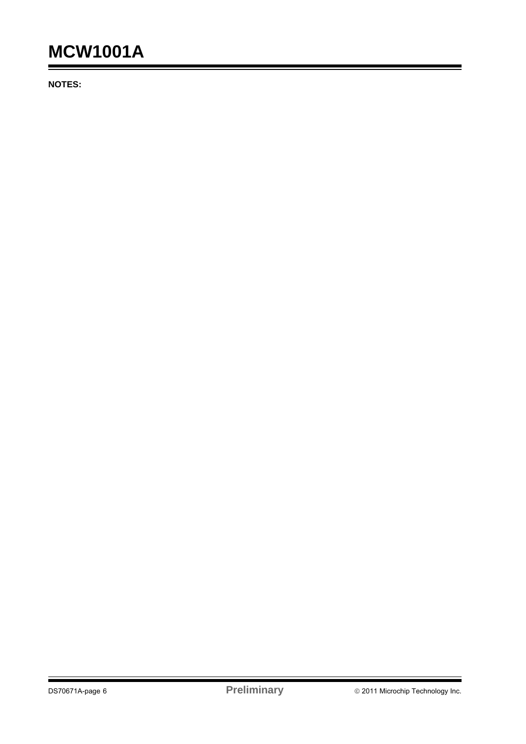**NOTES:**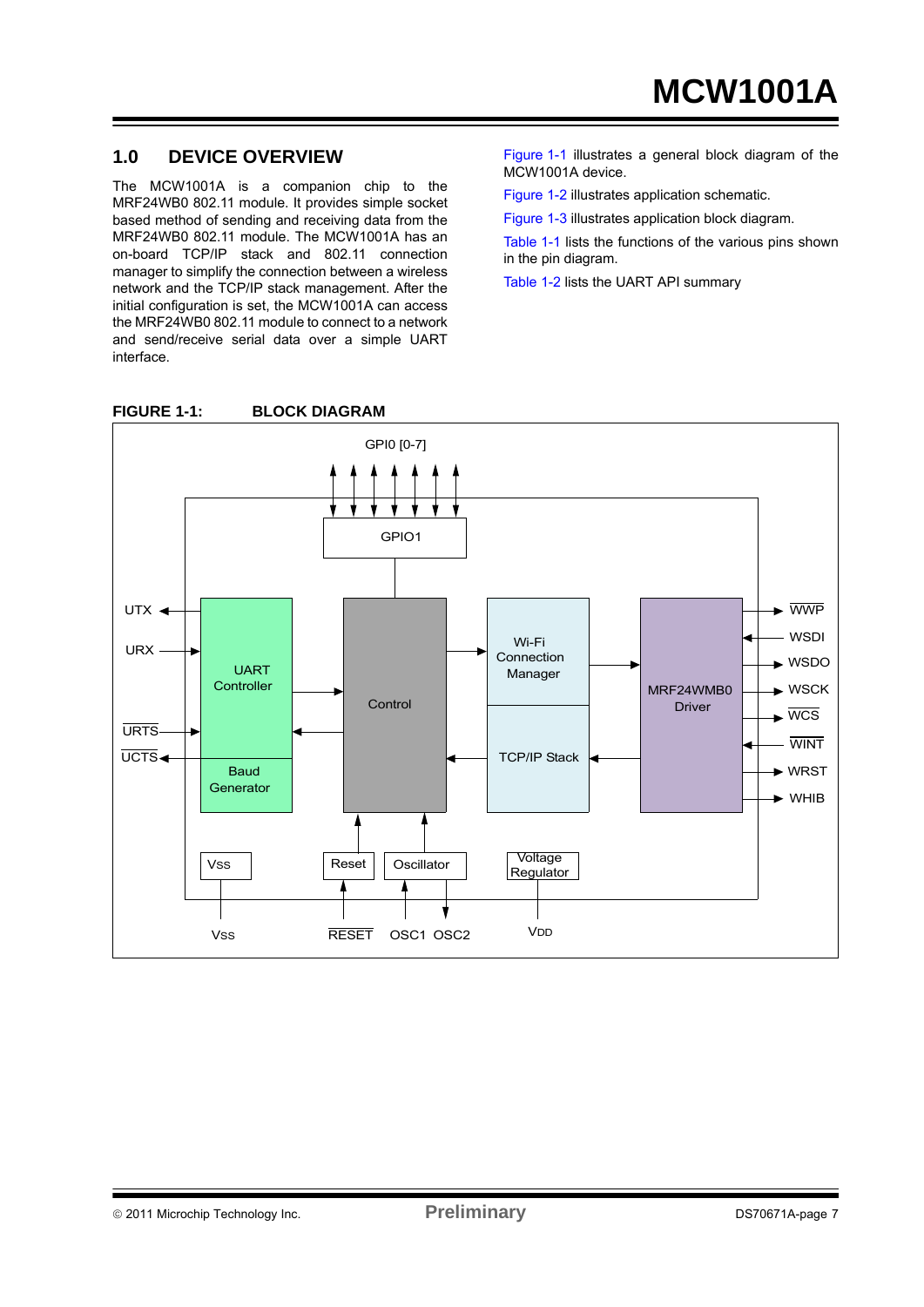## 1.0 DEVICE OVERVIEW

The MCW1001A is a companion chip to the MRF24WB0 802.11 module. It provides simple socket based method of sending and receiving data from the MRF24WB0 802.11 module. The MCW1001A has an on-board TCP/IP stack and 802.11 connection manager to simplify the connection between a wireless network and the TCP/IP stack management. After the initial configuration is set, the MCW1001A can access the MRF24WB0 802.11 module to connect to a network and send/receive serial data over a simple UART interface.

Figure 1-1 illustrates a general block diagram of the MCW1001A device.

Figure 1-2 illustrates application schematic.

Figure 1-3 illustrates application block diagram.

Table 1-1 lists the functions of the various pins shown in the pin diagram.

Table 1-2 lists the UART API summary

**FIGURE 1-1: BLOCK DIAGRAM**

GPI0 [0-7]

GPIO1

UTX

URX

UART Controller

URTS

UCTS

Baud Generator

Control

Wi-Fi Connection Manager

TCP/IP Stack

MRF24WMB0 Driver

WWP

WSDI

WSDO

WSCK

WCS

WINT

WRST

WHIB

Vss

Reset

Oscillator

Voltage Regulator

Vss

RESET

OSC1 OSC2

VDD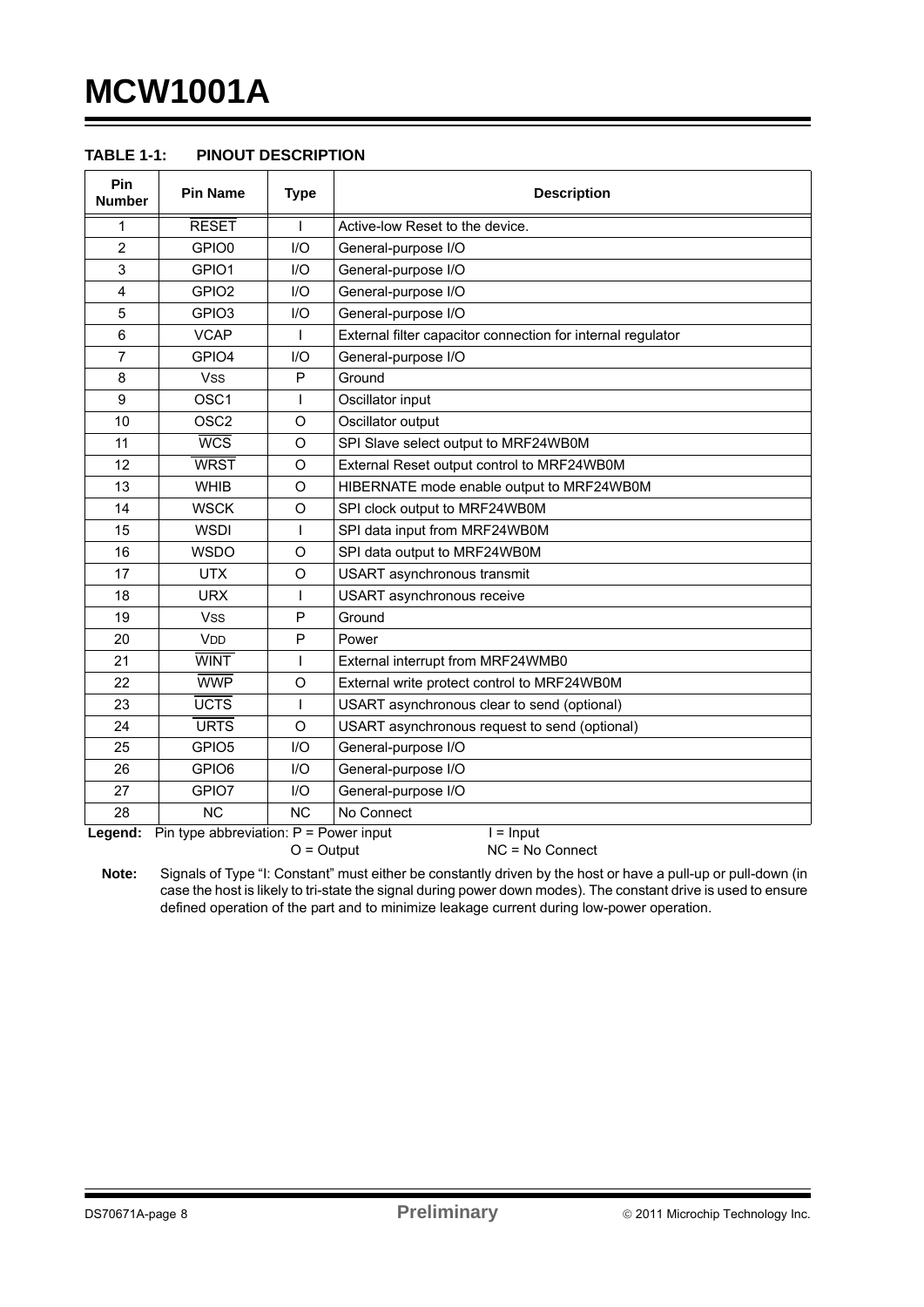**TABLE 1-1: PINOUT DESCRIPTION**

| Pin Number | Pin Name | Type | Description |
|---|---|---|---|
| 1 | $\overline{\text{RESET}}$ | I | Active-low Reset to the device. |
| 2 | GPIO0 | I/O | General-purpose I/O |
| 3 | GPIO1 | I/O | General-purpose I/O |
| 4 | GPIO2 | I/O | General-purpose I/O |
| 5 | GPIO3 | I/O | General-purpose I/O |
| 6 | VCAP | I | External filter capacitor connection for internal regulator |
| 7 | GPIO4 | I/O | General-purpose I/O |
| 8 | VSS | P | Ground |
| 9 | OSC1 | I | Oscillator input |
| 10 | OSC2 | O | Oscillator output |
| 11 | $\overline{\text{WCS}}$ | O | SPI Slave select output to MRF24WB0M |
| 12 | $\overline{\text{WRST}}$ | O | External Reset output control to MRF24WB0M |
| 13 | WHIB | O | HIBERNATE mode enable output to MRF24WB0M |
| 14 | WSCK | O | SPI clock output to MRF24WB0M |
| 15 | WSDI | I | SPI data input from MRF24WB0M |
| 16 | WSDO | O | SPI data output to MRF24WB0M |
| 17 | UTX | O | USART asynchronous transmit |
| 18 | URX | I | USART asynchronous receive |
| 19 | VSS | P | Ground |
| 20 | VDD | P | Power |
| 21 | $\overline{\text{WINT}}$ | I | External interrupt from MRF24WMB0 |
| 22 | $\overline{\text{WWP}}$ | O | External write protect control to MRF24WB0M |
| 23 | $\overline{\text{UCTS}}$ | I | USART asynchronous clear to send (optional) |
| 24 | $\overline{\text{URTS}}$ | O | USART asynchronous request to send (optional) |
| 25 | GPIO5 | I/O | General-purpose I/O |
| 26 | GPIO6 | I/O | General-purpose I/O |
| 27 | GPIO7 | I/O | General-purpose I/O |
| 28 | NC | NC | No Connect |

**Legend:** Pin type abbreviation: P = Power input I = Input
O = Output NC = No Connect

**Note:** Signals of Type "I: Constant" must either be constantly driven by the host or have a pull-up or pull-down (in case the host is likely to tri-state the signal during power down modes). The constant drive is used to ensure defined operation of the part and to minimize leakage current during low-power operation.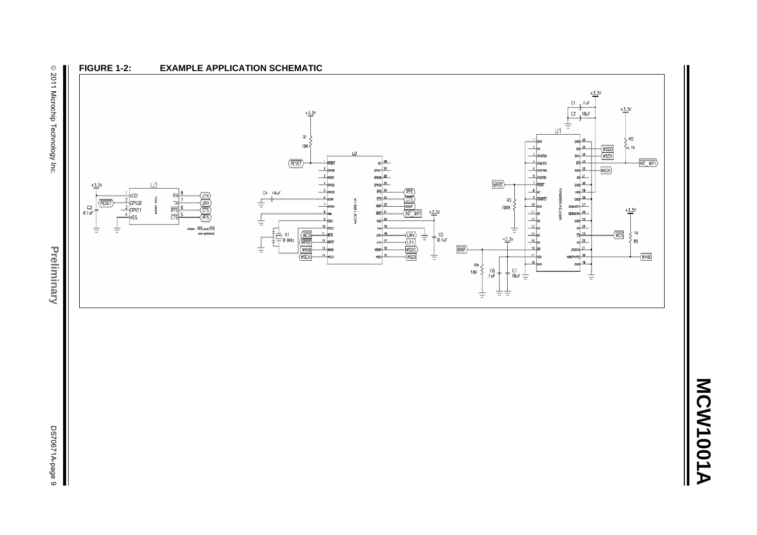**FIGURE 1-2: EXAMPLE APPLICATION SCHEMATIC**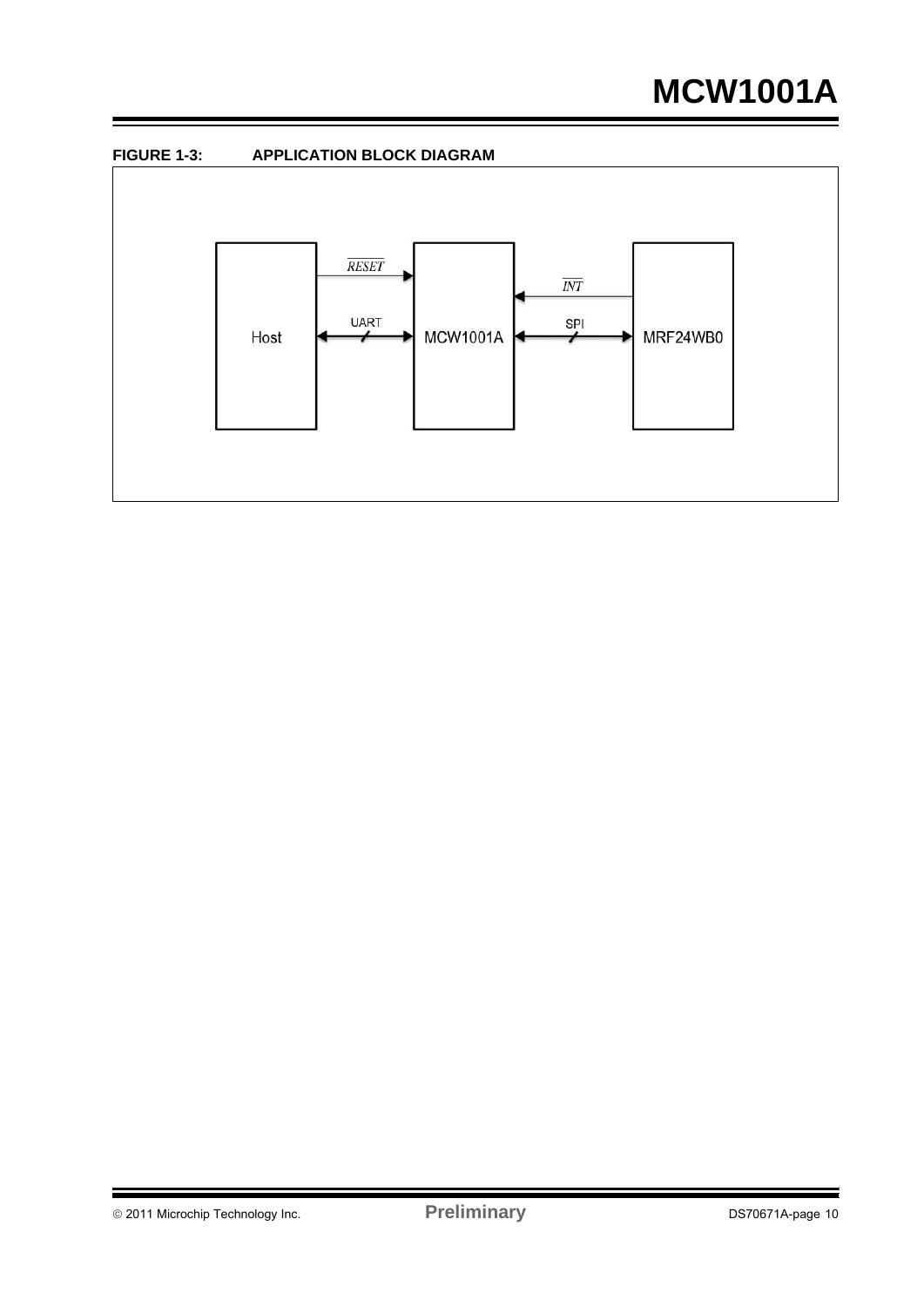**FIGURE 1-3: APPLICATION BLOCK DIAGRAM**

Host — $\overline{RESET}$ → MCW1001A

Host ↔ UART ↔ MCW1001A

MCW1001A ← $\overline{INT}$ — MRF24WB0

MCW1001A ↔ SPI ↔ MRF24WB0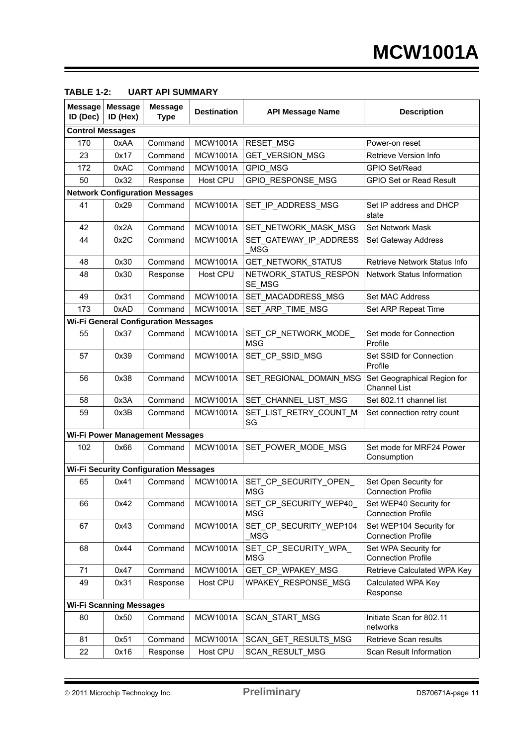**TABLE 1-2: UART API SUMMARY**

| Message ID (Dec) | Message ID (Hex) | Message Type | Destination | API Message Name | Description |
|---|---|---|---|---|---|
| **Control Messages** | | | | | |
| 170 | 0xAA | Command | MCW1001A | RESET_MSG | Power-on reset |
| 23 | 0x17 | Command | MCW1001A | GET_VERSION_MSG | Retrieve Version Info |
| 172 | 0xAC | Command | MCW1001A | GPIO_MSG | GPIO Set/Read |
| 50 | 0x32 | Response | Host CPU | GPIO_RESPONSE_MSG | GPIO Set or Read Result |
| **Network Configuration Messages** | | | | | |
| 41 | 0x29 | Command | MCW1001A | SET_IP_ADDRESS_MSG | Set IP address and DHCP state |
| 42 | 0x2A | Command | MCW1001A | SET_NETWORK_MASK_MSG | Set Network Mask |
| 44 | 0x2C | Command | MCW1001A | SET_GATEWAY_IP_ADDRESS_MSG | Set Gateway Address |
| 48 | 0x30 | Command | MCW1001A | GET_NETWORK_STATUS | Retrieve Network Status Info |
| 48 | 0x30 | Response | Host CPU | NETWORK_STATUS_RESPONSE_MSG | Network Status Information |
| 49 | 0x31 | Command | MCW1001A | SET_MACADDRESS_MSG | Set MAC Address |
| 173 | 0xAD | Command | MCW1001A | SET_ARP_TIME_MSG | Set ARP Repeat Time |
| **Wi-Fi General Configuration Messages** | | | | | |
| 55 | 0x37 | Command | MCW1001A | SET_CP_NETWORK_MODE_MSG | Set mode for Connection Profile |
| 57 | 0x39 | Command | MCW1001A | SET_CP_SSID_MSG | Set SSID for Connection Profile |
| 56 | 0x38 | Command | MCW1001A | SET_REGIONAL_DOMAIN_MSG | Set Geographical Region for Channel List |
| 58 | 0x3A | Command | MCW1001A | SET_CHANNEL_LIST_MSG | Set 802.11 channel list |
| 59 | 0x3B | Command | MCW1001A | SET_LIST_RETRY_COUNT_MSG | Set connection retry count |
| **Wi-Fi Power Management Messages** | | | | | |
| 102 | 0x66 | Command | MCW1001A | SET_POWER_MODE_MSG | Set mode for MRF24 Power Consumption |
| **Wi-Fi Security Configuration Messages** | | | | | |
| 65 | 0x41 | Command | MCW1001A | SET_CP_SECURITY_OPEN_MSG | Set Open Security for Connection Profile |
| 66 | 0x42 | Command | MCW1001A | SET_CP_SECURITY_WEP40_MSG | Set WEP40 Security for Connection Profile |
| 67 | 0x43 | Command | MCW1001A | SET_CP_SECURITY_WEP104_MSG | Set WEP104 Security for Connection Profile |
| 68 | 0x44 | Command | MCW1001A | SET_CP_SECURITY_WPA_MSG | Set WPA Security for Connection Profile |
| 71 | 0x47 | Command | MCW1001A | GET_CP_WPAKEY_MSG | Retrieve Calculated WPA Key |
| 49 | 0x31 | Response | Host CPU | WPAKEY_RESPONSE_MSG | Calculated WPA Key Response |
| **Wi-Fi Scanning Messages** | | | | | |
| 80 | 0x50 | Command | MCW1001A | SCAN_START_MSG | Initiate Scan for 802.11 networks |
| 81 | 0x51 | Command | MCW1001A | SCAN_GET_RESULTS_MSG | Retrieve Scan results |
| 22 | 0x16 | Response | Host CPU | SCAN_RESULT_MSG | Scan Result Information |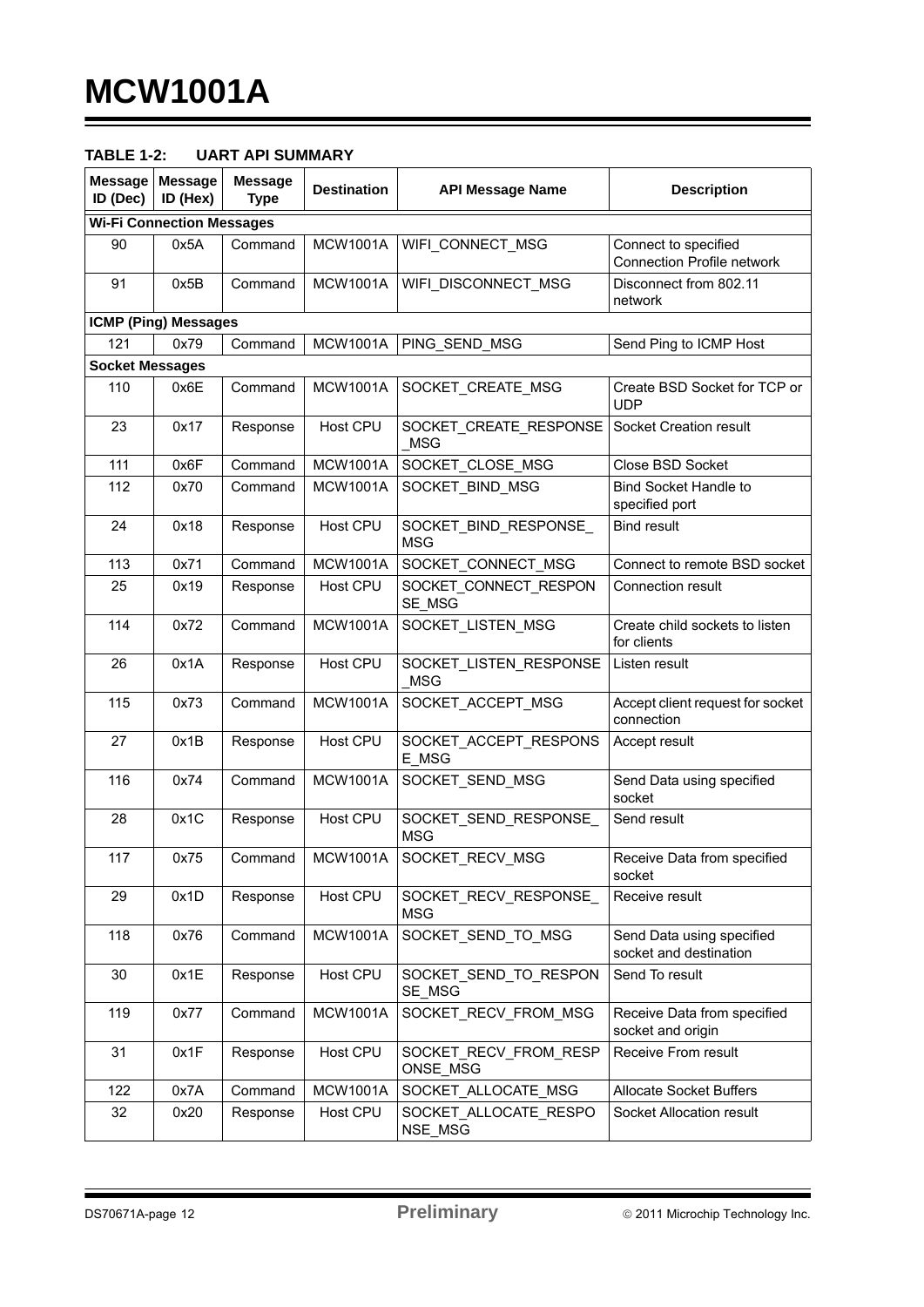**TABLE 1-2: UART API SUMMARY**

| Message ID (Dec) | Message ID (Hex) | Message Type | Destination | API Message Name | Description |
|---|---|---|---|---|---|
| **Wi-Fi Connection Messages** | | | | | |
| 90 | 0x5A | Command | MCW1001A | WIFI_CONNECT_MSG | Connect to specified Connection Profile network |
| 91 | 0x5B | Command | MCW1001A | WIFI_DISCONNECT_MSG | Disconnect from 802.11 network |
| **ICMP (Ping) Messages** | | | | | |
| 121 | 0x79 | Command | MCW1001A | PING_SEND_MSG | Send Ping to ICMP Host |
| **Socket Messages** | | | | | |
| 110 | 0x6E | Command | MCW1001A | SOCKET_CREATE_MSG | Create BSD Socket for TCP or UDP |
| 23 | 0x17 | Response | Host CPU | SOCKET_CREATE_RESPONSE_MSG | Socket Creation result |
| 111 | 0x6F | Command | MCW1001A | SOCKET_CLOSE_MSG | Close BSD Socket |
| 112 | 0x70 | Command | MCW1001A | SOCKET_BIND_MSG | Bind Socket Handle to specified port |
| 24 | 0x18 | Response | Host CPU | SOCKET_BIND_RESPONSE_MSG | Bind result |
| 113 | 0x71 | Command | MCW1001A | SOCKET_CONNECT_MSG | Connect to remote BSD socket |
| 25 | 0x19 | Response | Host CPU | SOCKET_CONNECT_RESPONSE_MSG | Connection result |
| 114 | 0x72 | Command | MCW1001A | SOCKET_LISTEN_MSG | Create child sockets to listen for clients |
| 26 | 0x1A | Response | Host CPU | SOCKET_LISTEN_RESPONSE_MSG | Listen result |
| 115 | 0x73 | Command | MCW1001A | SOCKET_ACCEPT_MSG | Accept client request for socket connection |
| 27 | 0x1B | Response | Host CPU | SOCKET_ACCEPT_RESPONSE_MSG | Accept result |
| 116 | 0x74 | Command | MCW1001A | SOCKET_SEND_MSG | Send Data using specified socket |
| 28 | 0x1C | Response | Host CPU | SOCKET_SEND_RESPONSE_MSG | Send result |
| 117 | 0x75 | Command | MCW1001A | SOCKET_RECV_MSG | Receive Data from specified socket |
| 29 | 0x1D | Response | Host CPU | SOCKET_RECV_RESPONSE_MSG | Receive result |
| 118 | 0x76 | Command | MCW1001A | SOCKET_SEND_TO_MSG | Send Data using specified socket and destination |
| 30 | 0x1E | Response | Host CPU | SOCKET_SEND_TO_RESPONSE_MSG | Send To result |
| 119 | 0x77 | Command | MCW1001A | SOCKET_RECV_FROM_MSG | Receive Data from specified socket and origin |
| 31 | 0x1F | Response | Host CPU | SOCKET_RECV_FROM_RESPONSE_MSG | Receive From result |
| 122 | 0x7A | Command | MCW1001A | SOCKET_ALLOCATE_MSG | Allocate Socket Buffers |
| 32 | 0x20 | Response | Host CPU | SOCKET_ALLOCATE_RESPONSE_MSG | Socket Allocation result |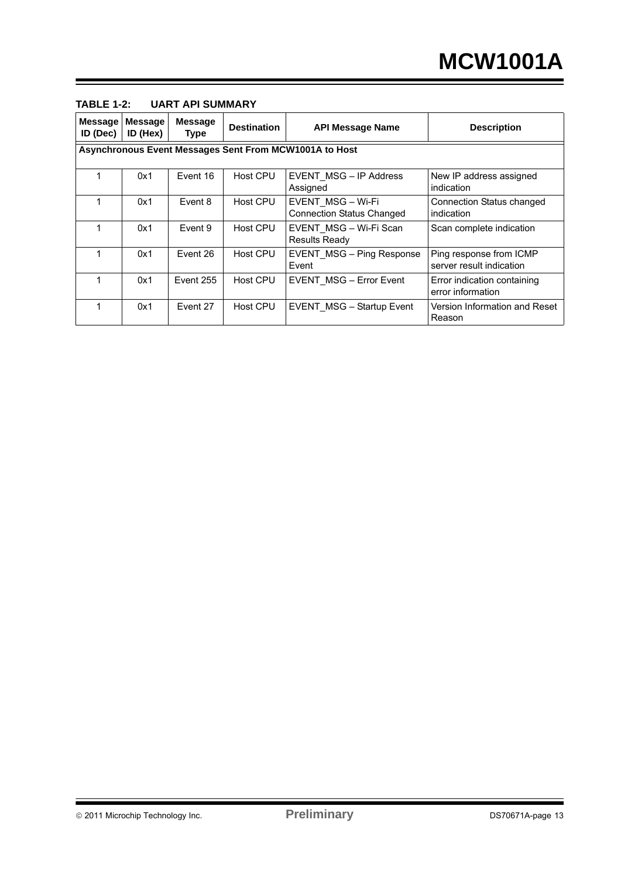**TABLE 1-2: UART API SUMMARY**

| Message ID (Dec) | Message ID (Hex) | Message Type | Destination | API Message Name | Description |
|---|---|---|---|---|---|
| **Asynchronous Event Messages Sent From MCW1001A to Host** | | | | | |
| 1 | 0x1 | Event 16 | Host CPU | EVENT_MSG – IP Address Assigned | New IP address assigned indication |
| 1 | 0x1 | Event 8 | Host CPU | EVENT_MSG – Wi-Fi Connection Status Changed | Connection Status changed indication |
| 1 | 0x1 | Event 9 | Host CPU | EVENT_MSG – Wi-Fi Scan Results Ready | Scan complete indication |
| 1 | 0x1 | Event 26 | Host CPU | EVENT_MSG – Ping Response Event | Ping response from ICMP server result indication |
| 1 | 0x1 | Event 255 | Host CPU | EVENT_MSG – Error Event | Error indication containing error information |
| 1 | 0x1 | Event 27 | Host CPU | EVENT_MSG – Startup Event | Version Information and Reset Reason |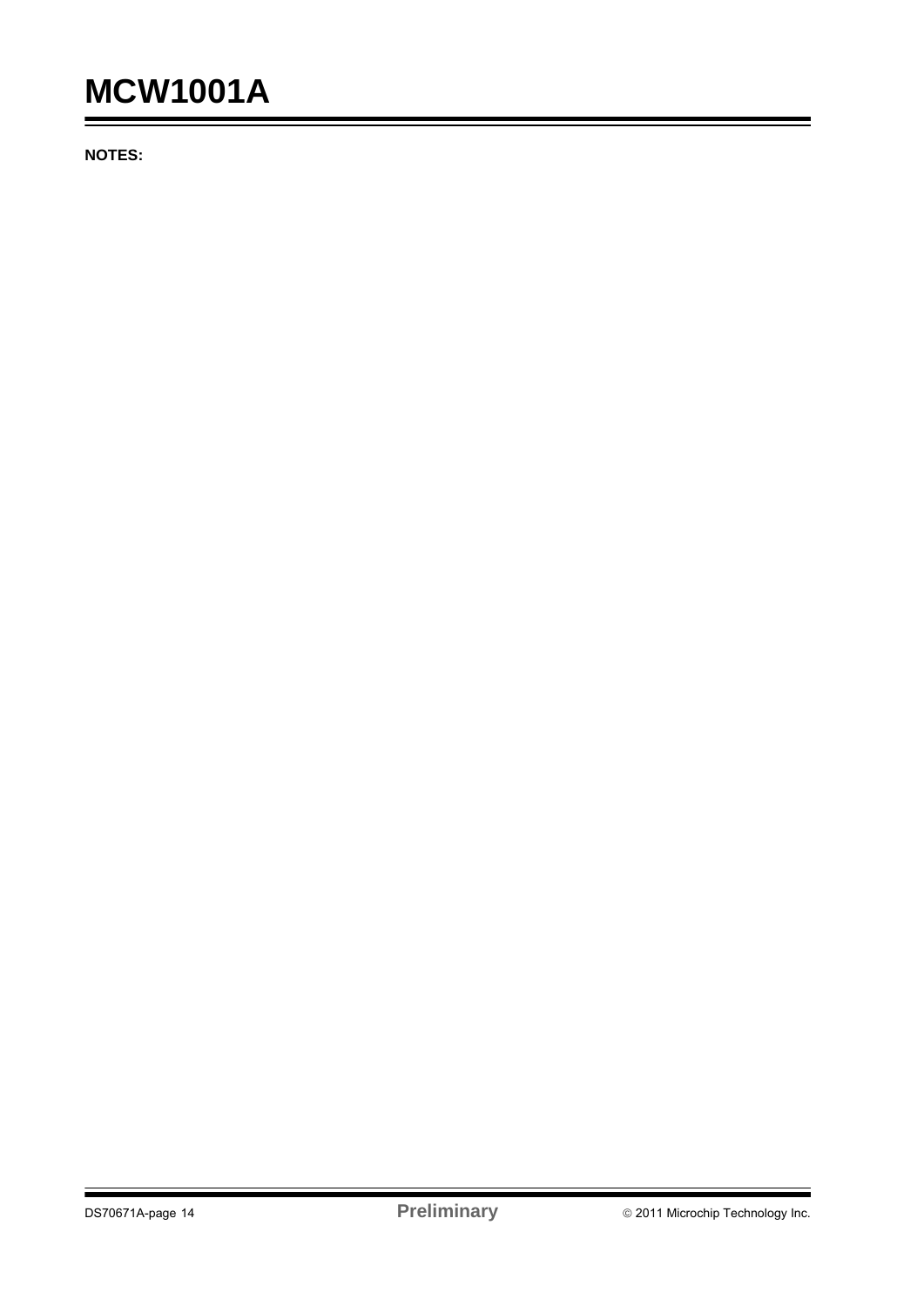**NOTES:**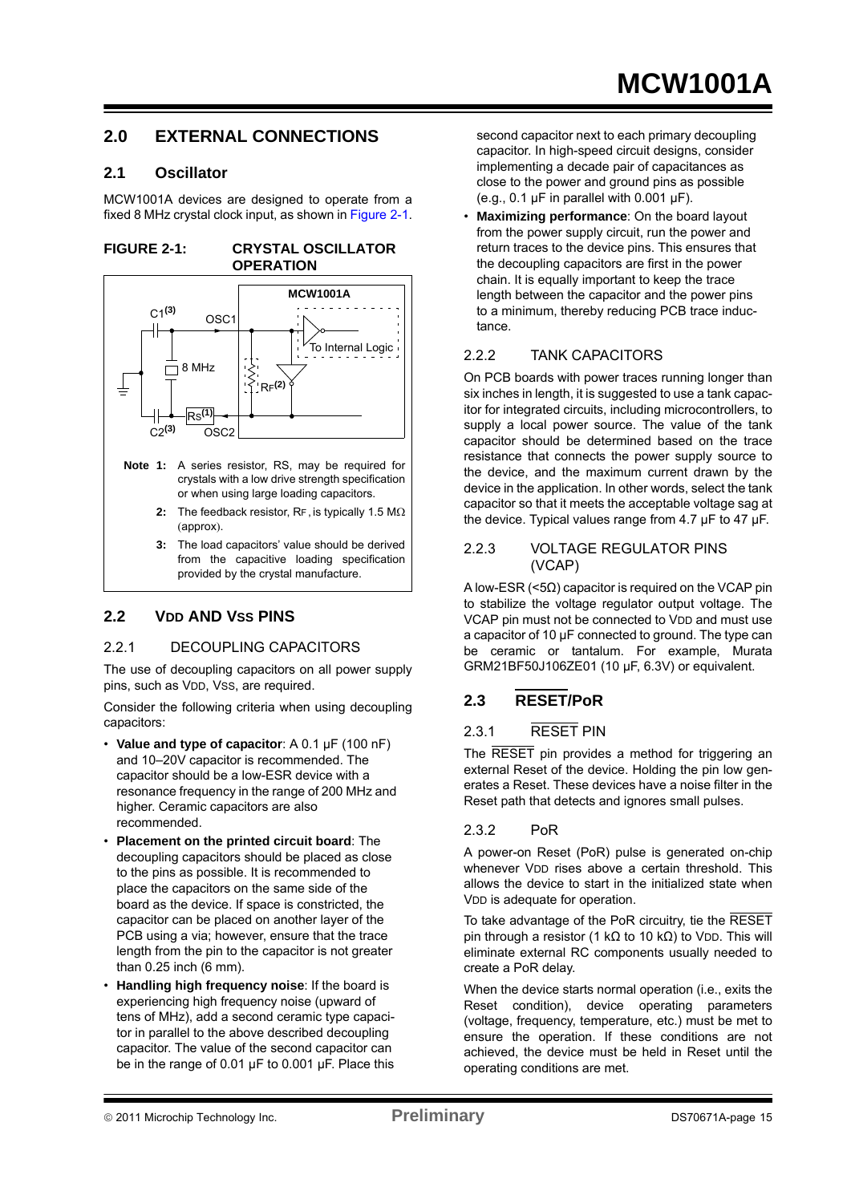## 2.0 EXTERNAL CONNECTIONS

### 2.1 Oscillator

MCW1001A devices are designed to operate from a fixed 8 MHz crystal clock input, as shown in Figure 2-1.

**FIGURE 2-1: CRYSTAL OSCILLATOR OPERATION**

**Note 1:** A series resistor, RS, may be required for crystals with a low drive strength specification or when using large loading capacitors.

**2:** The feedback resistor, RF, is typically 1.5 MΩ (approx).

**3:** The load capacitors' value should be derived from the capacitive loading specification provided by the crystal manufacture.

### 2.2 VDD AND VSS PINS

#### 2.2.1 DECOUPLING CAPACITORS

The use of decoupling capacitors on all power supply pins, such as VDD, VSS, are required.

Consider the following criteria when using decoupling capacitors:

- **Value and type of capacitor**: A 0.1 µF (100 nF) and 10–20V capacitor is recommended. The capacitor should be a low-ESR device with a resonance frequency in the range of 200 MHz and higher. Ceramic capacitors are also recommended.
- **Placement on the printed circuit board**: The decoupling capacitors should be placed as close to the pins as possible. It is recommended to place the capacitors on the same side of the board as the device. If space is constricted, the capacitor can be placed on another layer of the PCB using a via; however, ensure that the trace length from the pin to the capacitor is not greater than 0.25 inch (6 mm).
- **Handling high frequency noise**: If the board is experiencing high frequency noise (upward of tens of MHz), add a second ceramic type capacitor in parallel to the above described decoupling capacitor. The value of the second capacitor can be in the range of 0.01 µF to 0.001 µF. Place this second capacitor next to each primary decoupling capacitor. In high-speed circuit designs, consider implementing a decade pair of capacitances as close to the power and ground pins as possible (e.g., 0.1 µF in parallel with 0.001 µF).
- **Maximizing performance**: On the board layout from the power supply circuit, run the power and return traces to the device pins. This ensures that the decoupling capacitors are first in the power chain. It is equally important to keep the trace length between the capacitor and the power pins to a minimum, thereby reducing PCB trace inductance.

#### 2.2.2 TANK CAPACITORS

On PCB boards with power traces running longer than six inches in length, it is suggested to use a tank capacitor for integrated circuits, including microcontrollers, to supply a local power source. The value of the tank capacitor should be determined based on the trace resistance that connects the power supply source to the device, and the maximum current drawn by the device in the application. In other words, select the tank capacitor so that it meets the acceptable voltage sag at the device. Typical values range from 4.7 µF to 47 µF.

#### 2.2.3 VOLTAGE REGULATOR PINS (VCAP)

A low-ESR (<5Ω) capacitor is required on the VCAP pin to stabilize the voltage regulator output voltage. The VCAP pin must not be connected to VDD and must use a capacitor of 10 µF connected to ground. The type can be ceramic or tantalum. For example, Murata GRM21BF50J106ZE01 (10 µF, 6.3V) or equivalent.

### 2.3 RESET/PoR

#### 2.3.1 RESET PIN

The RESET pin provides a method for triggering an external Reset of the device. Holding the pin low generates a Reset. These devices have a noise filter in the Reset path that detects and ignores small pulses.

#### 2.3.2 PoR

A power-on Reset (PoR) pulse is generated on-chip whenever VDD rises above a certain threshold. This allows the device to start in the initialized state when VDD is adequate for operation.

To take advantage of the PoR circuitry, tie the RESET pin through a resistor (1 kΩ to 10 kΩ) to VDD. This will eliminate external RC components usually needed to create a PoR delay.

When the device starts normal operation (i.e., exits the Reset condition), device operating parameters (voltage, frequency, temperature, etc.) must be met to ensure the operation. If these conditions are not achieved, the device must be held in Reset until the operating conditions are met.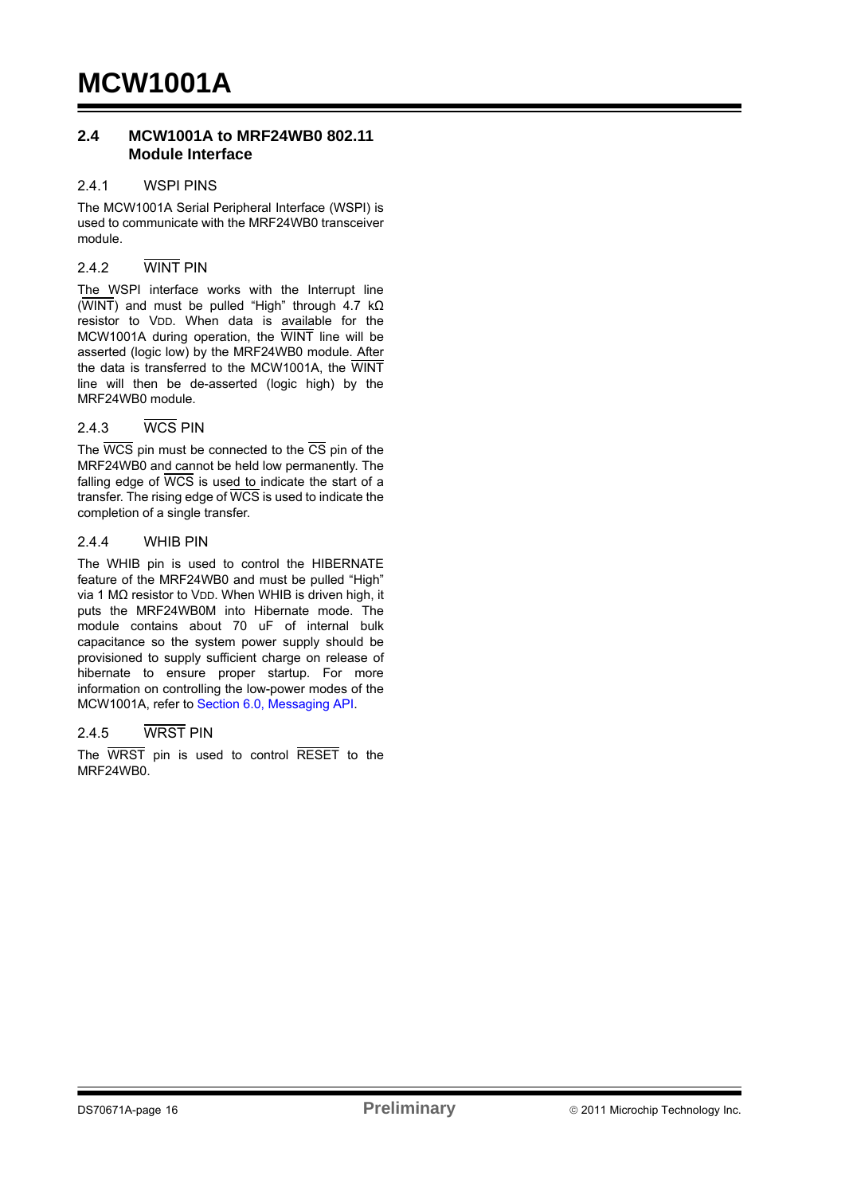## 2.4 MCW1001A to MRF24WB0 802.11 Module Interface

### 2.4.1 WSPI PINS

The MCW1001A Serial Peripheral Interface (WSPI) is used to communicate with the MRF24WB0 transceiver module.

### 2.4.2 $\overline{\text{WINT}}$ PIN

The WSPI interface works with the Interrupt line ($\overline{\text{WINT}}$) and must be pulled "High" through 4.7 kΩ resistor to VDD. When data is available for the MCW1001A during operation, the $\overline{\text{WINT}}$ line will be asserted (logic low) by the MRF24WB0 module. After the data is transferred to the MCW1001A, the $\overline{\text{WINT}}$ line will then be de-asserted (logic high) by the MRF24WB0 module.

### 2.4.3 $\overline{\text{WCS}}$ PIN

The $\overline{\text{WCS}}$ pin must be connected to the $\overline{\text{CS}}$ pin of the MRF24WB0 and cannot be held low permanently. The falling edge of $\overline{\text{WCS}}$ is used to indicate the start of a transfer. The rising edge of $\overline{\text{WCS}}$ is used to indicate the completion of a single transfer.

### 2.4.4 WHIB PIN

The WHIB pin is used to control the HIBERNATE feature of the MRF24WB0 and must be pulled "High" via 1 MΩ resistor to VDD. When WHIB is driven high, it puts the MRF24WB0M into Hibernate mode. The module contains about 70 uF of internal bulk capacitance so the system power supply should be provisioned to supply sufficient charge on release of hibernate to ensure proper startup. For more information on controlling the low-power modes of the MCW1001A, refer to Section 6.0, Messaging API.

### 2.4.5 $\overline{\text{WRST}}$ PIN

The $\overline{\text{WRST}}$ pin is used to control $\overline{\text{RESET}}$ to the MRF24WB0.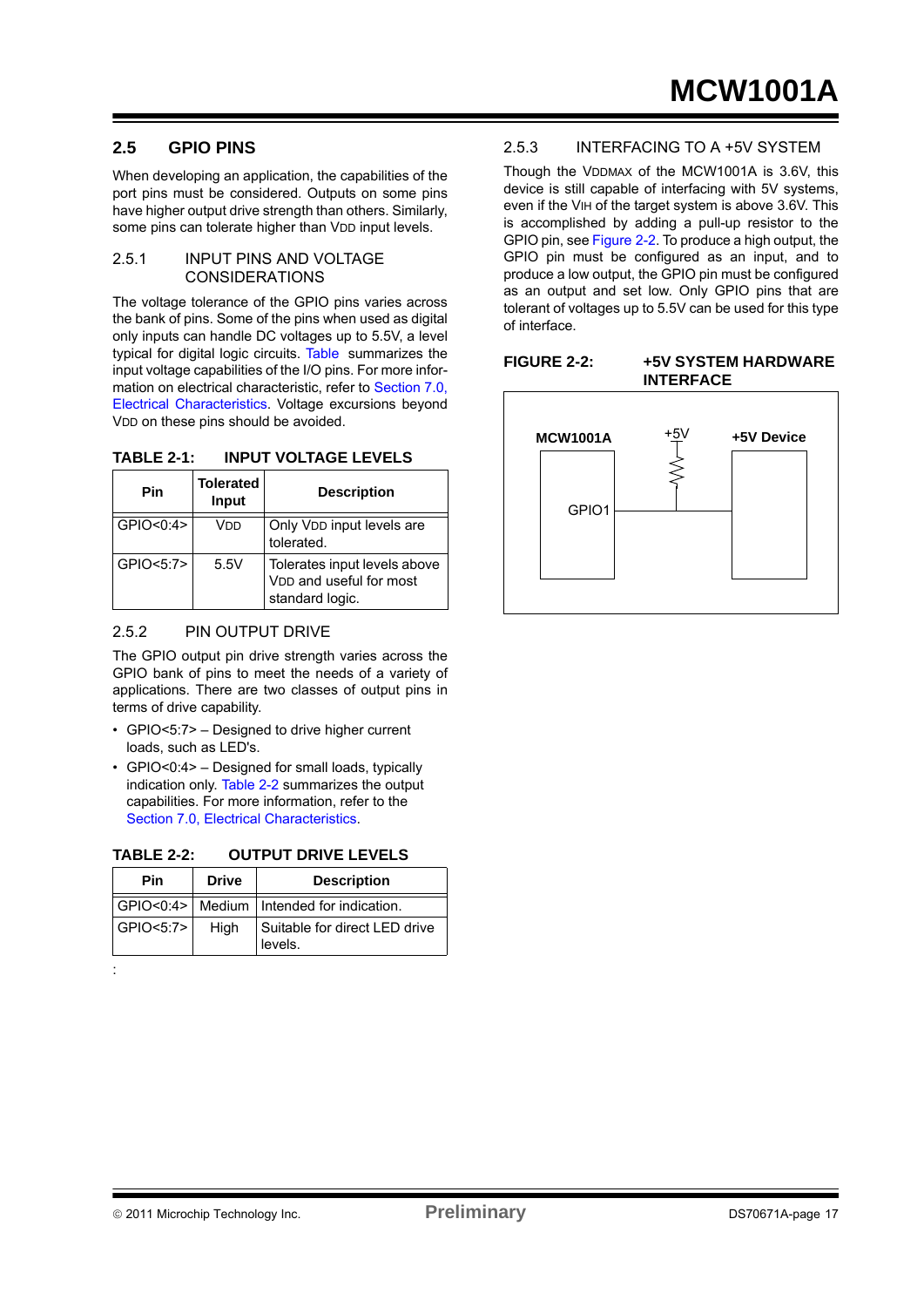## 2.5 GPIO PINS

When developing an application, the capabilities of the port pins must be considered. Outputs on some pins have higher output drive strength than others. Similarly, some pins can tolerate higher than $V_{DD}$ input levels.

### 2.5.1 INPUT PINS AND VOLTAGE CONSIDERATIONS

The voltage tolerance of the GPIO pins varies across the bank of pins. Some of the pins when used as digital only inputs can handle DC voltages up to 5.5V, a level typical for digital logic circuits. Table summarizes the input voltage capabilities of the I/O pins. For more information on electrical characteristic, refer to Section 7.0, Electrical Characteristics. Voltage excursions beyond $V_{DD}$ on these pins should be avoided.

**TABLE 2-1: INPUT VOLTAGE LEVELS**

| Pin | Tolerated Input | Description |
|---|---|---|
| GPIO<0:4> | $V_{DD}$ | Only $V_{DD}$ input levels are tolerated. |
| GPIO<5:7> | 5.5V | Tolerates input levels above $V_{DD}$ and useful for most standard logic. |

### 2.5.2 PIN OUTPUT DRIVE

The GPIO output pin drive strength varies across the GPIO bank of pins to meet the needs of a variety of applications. There are two classes of output pins in terms of drive capability.

- GPIO<5:7> – Designed to drive higher current loads, such as LED's.
- GPIO<0:4> – Designed for small loads, typically indication only. Table 2-2 summarizes the output capabilities. For more information, refer to the Section 7.0, Electrical Characteristics.

**TABLE 2-2: OUTPUT DRIVE LEVELS**

| Pin | Drive | Description |
|---|---|---|
| GPIO<0:4> | Medium | Intended for indication. |
| GPIO<5:7> | High | Suitable for direct LED drive levels. |

:

### 2.5.3 INTERFACING TO A +5V SYSTEM

Though the $V_{DDMAX}$ of the MCW1001A is 3.6V, this device is still capable of interfacing with 5V systems, even if the $V_{IH}$ of the target system is above 3.6V. This is accomplished by adding a pull-up resistor to the GPIO pin, see Figure 2-2. To produce a high output, the GPIO pin must be configured as an input, and to produce a low output, the GPIO pin must be configured as an output and set low. Only GPIO pins that are tolerant of voltages up to 5.5V can be used for this type of interface.

**FIGURE 2-2: +5V SYSTEM HARDWARE INTERFACE**

MCW1001A — GPIO1 — +5V (pull-up resistor) — +5V Device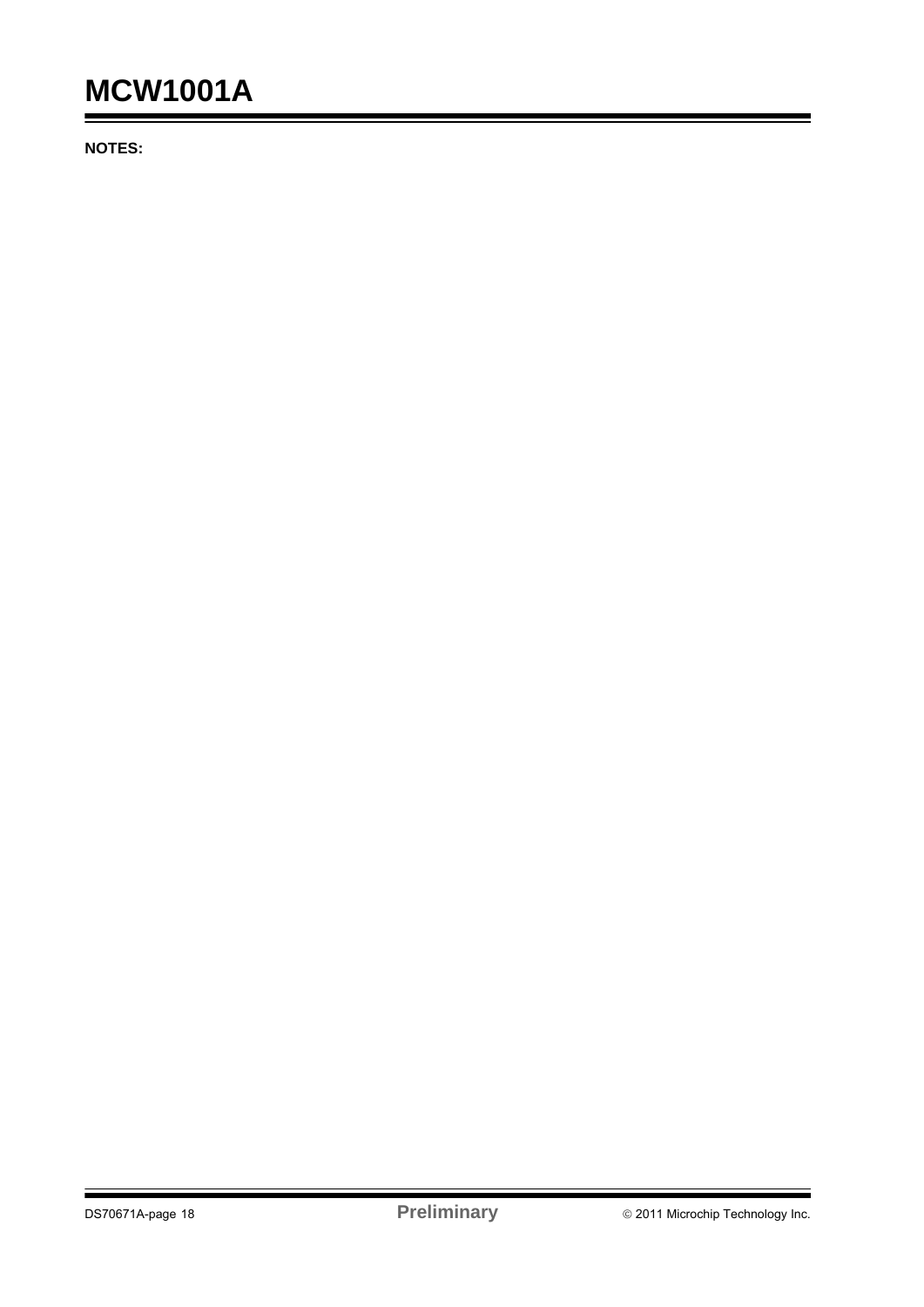**NOTES:**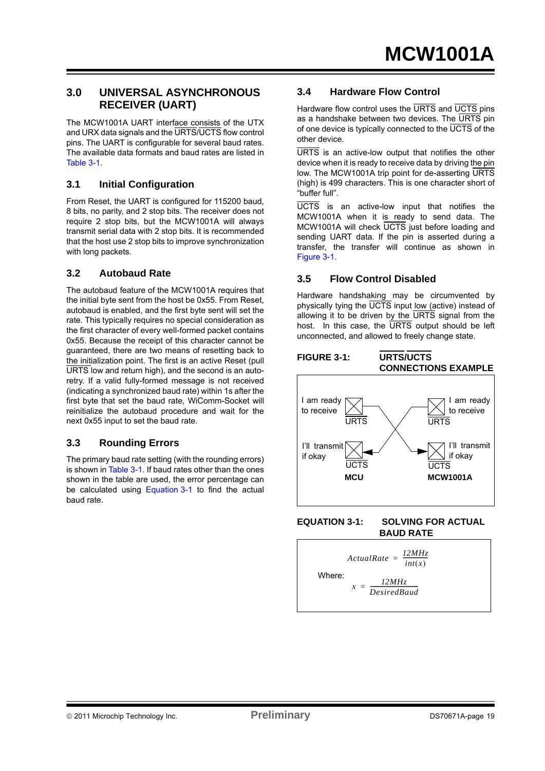## 3.0 UNIVERSAL ASYNCHRONOUS RECEIVER (UART)

The MCW1001A UART interface consists of the UTX and URX data signals and the URTS/UCTS flow control pins. The UART is configurable for several baud rates. The available data formats and baud rates are listed in Table 3-1.

### 3.1 Initial Configuration

From Reset, the UART is configured for 115200 baud, 8 bits, no parity, and 2 stop bits. The receiver does not require 2 stop bits, but the MCW1001A will always transmit serial data with 2 stop bits. It is recommended that the host use 2 stop bits to improve synchronization with long packets.

### 3.2 Autobaud Rate

The autobaud feature of the MCW1001A requires that the initial byte sent from the host be 0x55. From Reset, autobaud is enabled, and the first byte sent will set the rate. This typically requires no special consideration as the first character of every well-formed packet contains 0x55. Because the receipt of this character cannot be guaranteed, there are two means of resetting back to the initialization point. The first is an active Reset (pull URTS low and return high), and the second is an auto-retry. If a valid fully-formed message is not received (indicating a synchronized baud rate) within 1s after the first byte that set the baud rate, WiComm-Socket will reinitialize the autobaud procedure and wait for the next 0x55 input to set the baud rate.

### 3.3 Rounding Errors

The primary baud rate setting (with the rounding errors) is shown in Table 3-1. If baud rates other than the ones shown in the table are used, the error percentage can be calculated using Equation 3-1 to find the actual baud rate.

### 3.4 Hardware Flow Control

Hardware flow control uses the URTS and UCTS pins as a handshake between two devices. The URTS pin of one device is typically connected to the UCTS of the other device.

URTS is an active-low output that notifies the other device when it is ready to receive data by driving the pin low. The MCW1001A trip point for de-asserting URTS (high) is 499 characters. This is one character short of "buffer full".

UCTS is an active-low input that notifies the MCW1001A when it is ready to send data. The MCW1001A will check UCTS just before loading and sending UART data. If the pin is asserted during a transfer, the transfer will continue as shown in Figure 3-1.

### 3.5 Flow Control Disabled

Hardware handshaking may be circumvented by physically tying the UCTS input low (active) instead of allowing it to be driven by the URTS signal from the host. In this case, the URTS output should be left unconnected, and allowed to freely change state.

**FIGURE 3-1: URTS/UCTS CONNECTIONS EXAMPLE**

| MCU | | MCW1001A |
|---|---|---|
| I am ready to receive: URTS | → | UCTS: I'll transmit if okay |
| I'll transmit if okay: UCTS | ← | URTS: I am ready to receive |

**EQUATION 3-1: SOLVING FOR ACTUAL BAUD RATE**

$$ActualRate = \frac{12MHz}{int(x)}$$

Where:

$$x = \frac{12MHz}{DesiredBaud}$$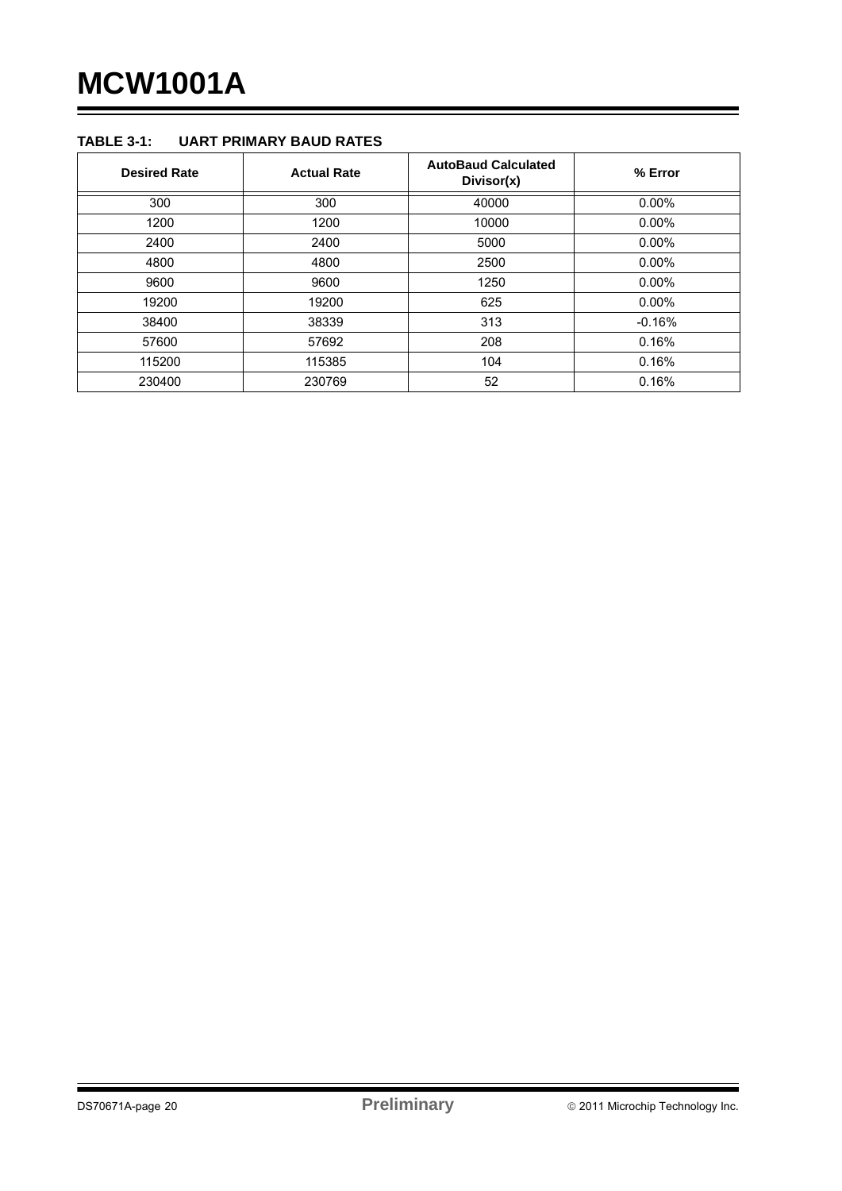**TABLE 3-1: UART PRIMARY BAUD RATES**

| Desired Rate | Actual Rate | AutoBaud Calculated Divisor(x) | % Error |
|---|---|---|---|
| 300 | 300 | 40000 | 0.00% |
| 1200 | 1200 | 10000 | 0.00% |
| 2400 | 2400 | 5000 | 0.00% |
| 4800 | 4800 | 2500 | 0.00% |
| 9600 | 9600 | 1250 | 0.00% |
| 19200 | 19200 | 625 | 0.00% |
| 38400 | 38339 | 313 | -0.16% |
| 57600 | 57692 | 208 | 0.16% |
| 115200 | 115385 | 104 | 0.16% |
| 230400 | 230769 | 52 | 0.16% |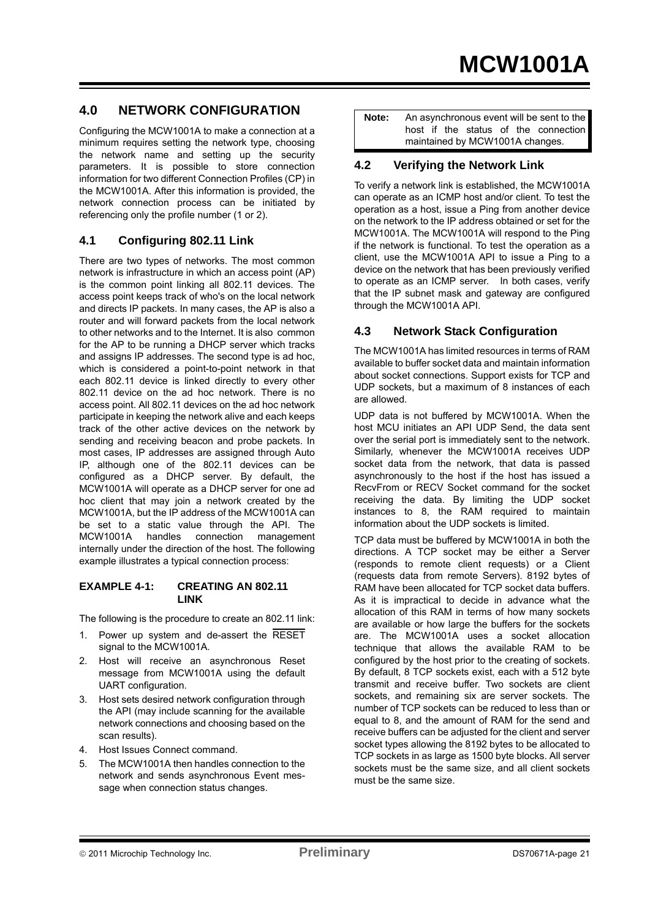## 4.0 NETWORK CONFIGURATION

Configuring the MCW1001A to make a connection at a minimum requires setting the network type, choosing the network name and setting up the security parameters. It is possible to store connection information for two different Connection Profiles (CP) in the MCW1001A. After this information is provided, the network connection process can be initiated by referencing only the profile number (1 or 2).

### 4.1 Configuring 802.11 Link

There are two types of networks. The most common network is infrastructure in which an access point (AP) is the common point linking all 802.11 devices. The access point keeps track of who's on the local network and directs IP packets. In many cases, the AP is also a router and will forward packets from the local network to other networks and to the Internet. It is also common for the AP to be running a DHCP server which tracks and assigns IP addresses. The second type is ad hoc, which is considered a point-to-point network in that each 802.11 device is linked directly to every other 802.11 device on the ad hoc network. There is no access point. All 802.11 devices on the ad hoc network participate in keeping the network alive and each keeps track of the other active devices on the network by sending and receiving beacon and probe packets. In most cases, IP addresses are assigned through Auto IP, although one of the 802.11 devices can be configured as a DHCP server. By default, the MCW1001A will operate as a DHCP server for one ad hoc client that may join a network created by the MCW1001A, but the IP address of the MCW1001A can be set to a static value through the API. The MCW1001A handles connection management internally under the direction of the host. The following example illustrates a typical connection process:

**EXAMPLE 4-1: CREATING AN 802.11 LINK**

The following is the procedure to create an 802.11 link:

1. Power up system and de-assert the $\overline{\text{RESET}}$ signal to the MCW1001A.
2. Host will receive an asynchronous Reset message from MCW1001A using the default UART configuration.
3. Host sets desired network configuration through the API (may include scanning for the available network connections and choosing based on the scan results).
4. Host Issues Connect command.
5. The MCW1001A then handles connection to the network and sends asynchronous Event message when connection status changes.

| **Note:** | An asynchronous event will be sent to the host if the status of the connection maintained by MCW1001A changes. |
|---|---|

### 4.2 Verifying the Network Link

To verify a network link is established, the MCW1001A can operate as an ICMP host and/or client. To test the operation as a host, issue a Ping from another device on the network to the IP address obtained or set for the MCW1001A. The MCW1001A will respond to the Ping if the network is functional. To test the operation as a client, use the MCW1001A API to issue a Ping to a device on the network that has been previously verified to operate as an ICMP server. In both cases, verify that the IP subnet mask and gateway are configured through the MCW1001A API.

### 4.3 Network Stack Configuration

The MCW1001A has limited resources in terms of RAM available to buffer socket data and maintain information about socket connections. Support exists for TCP and UDP sockets, but a maximum of 8 instances of each are allowed.

UDP data is not buffered by MCW1001A. When the host MCU initiates an API UDP Send, the data sent over the serial port is immediately sent to the network. Similarly, whenever the MCW1001A receives UDP socket data from the network, that data is passed asynchronously to the host if the host has issued a RecvFrom or RECV Socket command for the socket receiving the data. By limiting the UDP socket instances to 8, the RAM required to maintain information about the UDP sockets is limited.

TCP data must be buffered by MCW1001A in both the directions. A TCP socket may be either a Server (responds to remote client requests) or a Client (requests data from remote Servers). 8192 bytes of RAM have been allocated for TCP socket data buffers. As it is impractical to decide in advance what the allocation of this RAM in terms of how many sockets are available or how large the buffers for the sockets are. The MCW1001A uses a socket allocation technique that allows the available RAM to be configured by the host prior to the creating of sockets. By default, 8 TCP sockets exist, each with a 512 byte transmit and receive buffer. Two sockets are client sockets, and remaining six are server sockets. The number of TCP sockets can be reduced to less than or equal to 8, and the amount of RAM for the send and receive buffers can be adjusted for the client and server socket types allowing the 8192 bytes to be allocated to TCP sockets in as large as 1500 byte blocks. All server sockets must be the same size, and all client sockets must be the same size.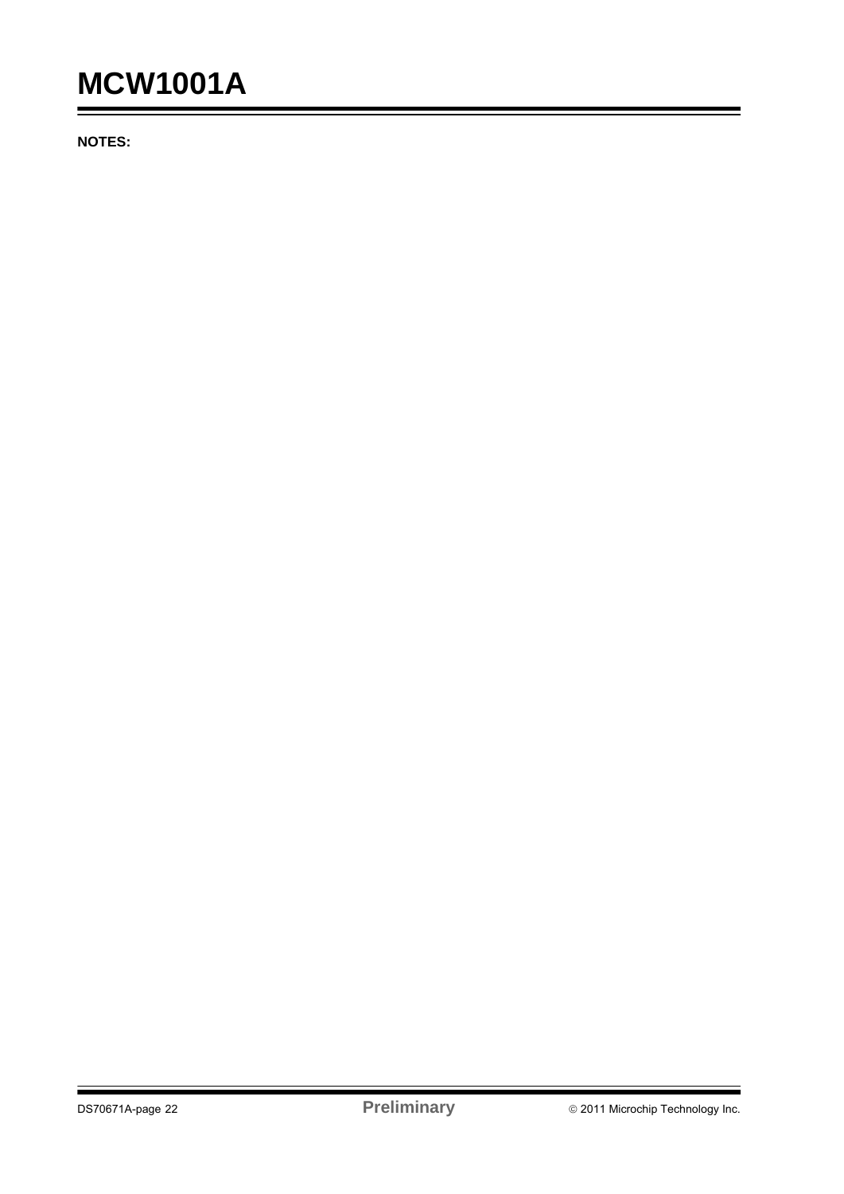**NOTES:**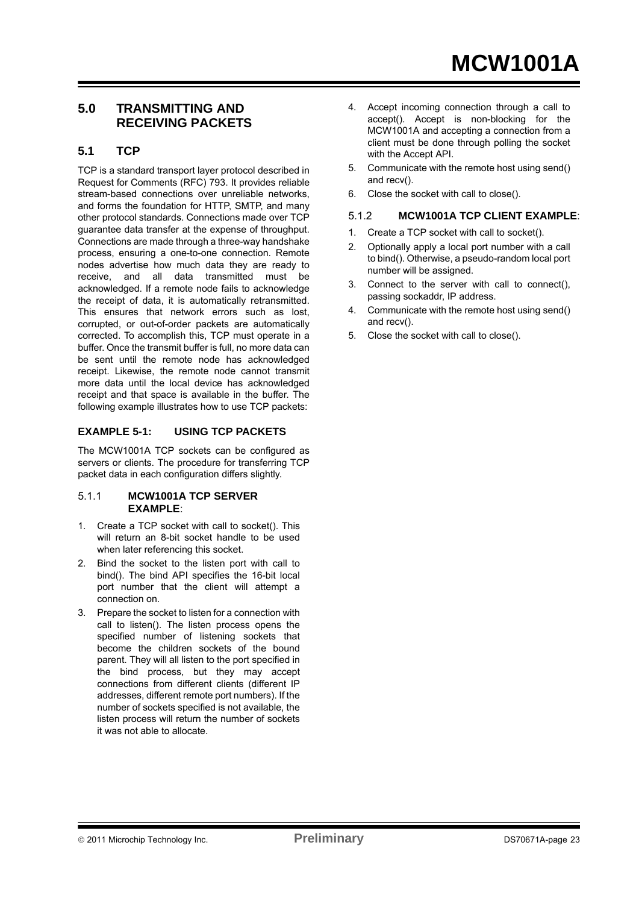## 5.0 TRANSMITTING AND RECEIVING PACKETS

### 5.1 TCP

TCP is a standard transport layer protocol described in Request for Comments (RFC) 793. It provides reliable stream-based connections over unreliable networks, and forms the foundation for HTTP, SMTP, and many other protocol standards. Connections made over TCP guarantee data transfer at the expense of throughput. Connections are made through a three-way handshake process, ensuring a one-to-one connection. Remote nodes advertise how much data they are ready to receive, and all data transmitted must be acknowledged. If a remote node fails to acknowledge the receipt of data, it is automatically retransmitted. This ensures that network errors such as lost, corrupted, or out-of-order packets are automatically corrected. To accomplish this, TCP must operate in a buffer. Once the transmit buffer is full, no more data can be sent until the remote node has acknowledged receipt. Likewise, the remote node cannot transmit more data until the local device has acknowledged receipt and that space is available in the buffer. The following example illustrates how to use TCP packets:

**EXAMPLE 5-1: USING TCP PACKETS**

The MCW1001A TCP sockets can be configured as servers or clients. The procedure for transferring TCP packet data in each configuration differs slightly.

#### 5.1.1 MCW1001A TCP SERVER EXAMPLE:

1. Create a TCP socket with call to socket(). This will return an 8-bit socket handle to be used when later referencing this socket.
2. Bind the socket to the listen port with call to bind(). The bind API specifies the 16-bit local port number that the client will attempt a connection on.
3. Prepare the socket to listen for a connection with call to listen(). The listen process opens the specified number of listening sockets that become the children sockets of the bound parent. They will all listen to the port specified in the bind process, but they may accept connections from different clients (different IP addresses, different remote port numbers). If the number of sockets specified is not available, the listen process will return the number of sockets it was not able to allocate.
4. Accept incoming connection through a call to accept(). Accept is non-blocking for the MCW1001A and accepting a connection from a client must be done through polling the socket with the Accept API.
5. Communicate with the remote host using send() and recv().
6. Close the socket with call to close().

#### 5.1.2 MCW1001A TCP CLIENT EXAMPLE:

1. Create a TCP socket with call to socket().
2. Optionally apply a local port number with a call to bind(). Otherwise, a pseudo-random local port number will be assigned.
3. Connect to the server with call to connect(), passing sockaddr, IP address.
4. Communicate with the remote host using send() and recv().
5. Close the socket with call to close().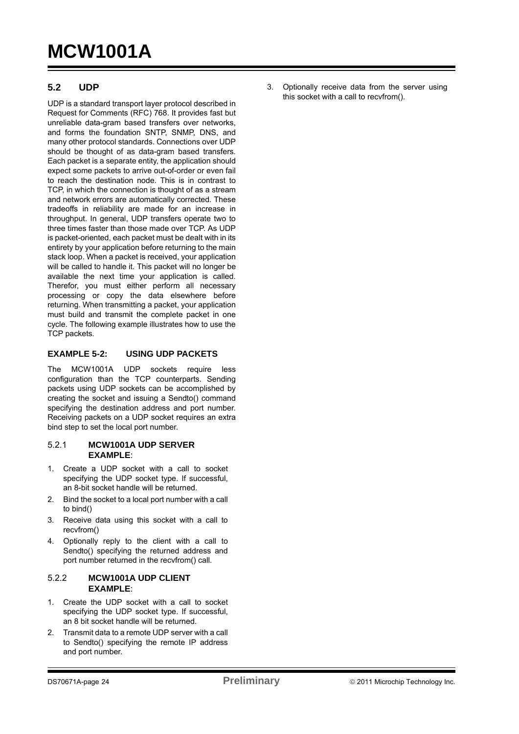## 5.2 UDP

UDP is a standard transport layer protocol described in Request for Comments (RFC) 768. It provides fast but unreliable data-gram based transfers over networks, and forms the foundation SNTP, SNMP, DNS, and many other protocol standards. Connections over UDP should be thought of as data-gram based transfers. Each packet is a separate entity, the application should expect some packets to arrive out-of-order or even fail to reach the destination node. This is in contrast to TCP, in which the connection is thought of as a stream and network errors are automatically corrected. These tradeoffs in reliability are made for an increase in throughput. In general, UDP transfers operate two to three times faster than those made over TCP. As UDP is packet-oriented, each packet must be dealt with in its entirety by your application before returning to the main stack loop. When a packet is received, your application will be called to handle it. This packet will no longer be available the next time your application is called. Therefor, you must either perform all necessary processing or copy the data elsewhere before returning. When transmitting a packet, your application must build and transmit the complete packet in one cycle. The following example illustrates how to use the TCP packets.

**EXAMPLE 5-2: USING UDP PACKETS**

The MCW1001A UDP sockets require less configuration than the TCP counterparts. Sending packets using UDP sockets can be accomplished by creating the socket and issuing a Sendto() command specifying the destination address and port number. Receiving packets on a UDP socket requires an extra bind step to set the local port number.

### 5.2.1 MCW1001A UDP SERVER EXAMPLE:

1. Create a UDP socket with a call to socket specifying the UDP socket type. If successful, an 8-bit socket handle will be returned.
2. Bind the socket to a local port number with a call to bind()
3. Receive data using this socket with a call to recvfrom()
4. Optionally reply to the client with a call to Sendto() specifying the returned address and port number returned in the recvfrom() call.

### 5.2.2 MCW1001A UDP CLIENT EXAMPLE:

1. Create the UDP socket with a call to socket specifying the UDP socket type. If successful, an 8 bit socket handle will be returned.
2. Transmit data to a remote UDP server with a call to Sendto() specifying the remote IP address and port number.
3. Optionally receive data from the server using this socket with a call to recvfrom().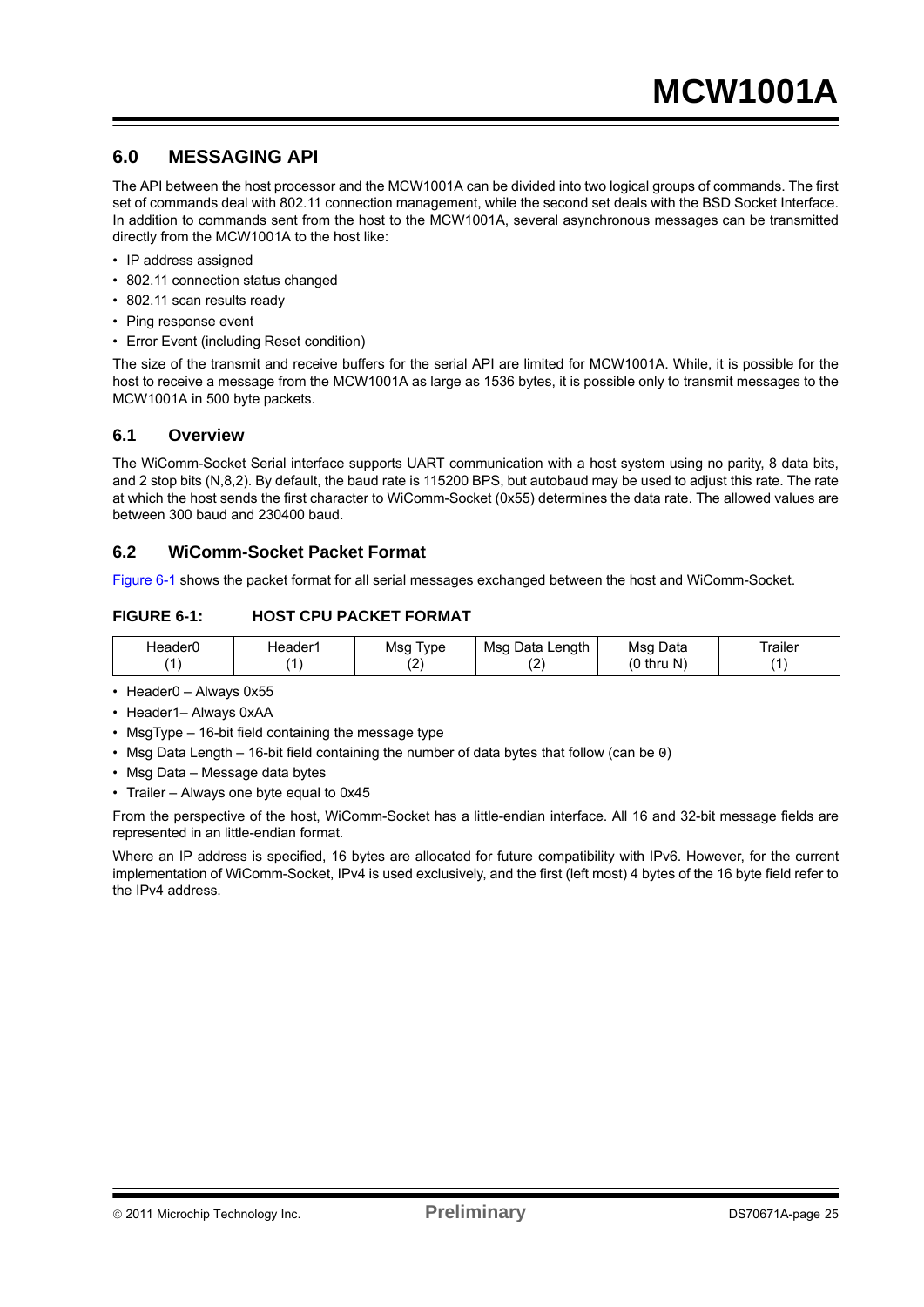## 6.0 MESSAGING API

The API between the host processor and the MCW1001A can be divided into two logical groups of commands. The first set of commands deal with 802.11 connection management, while the second set deals with the BSD Socket Interface. In addition to commands sent from the host to the MCW1001A, several asynchronous messages can be transmitted directly from the MCW1001A to the host like:

- IP address assigned
- 802.11 connection status changed
- 802.11 scan results ready
- Ping response event
- Error Event (including Reset condition)

The size of the transmit and receive buffers for the serial API are limited for MCW1001A. While, it is possible for the host to receive a message from the MCW1001A as large as 1536 bytes, it is possible only to transmit messages to the MCW1001A in 500 byte packets.

### 6.1 Overview

The WiComm-Socket Serial interface supports UART communication with a host system using no parity, 8 data bits, and 2 stop bits (N,8,2). By default, the baud rate is 115200 BPS, but autobaud may be used to adjust this rate. The rate at which the host sends the first character to WiComm-Socket (0x55) determines the data rate. The allowed values are between 300 baud and 230400 baud.

### 6.2 WiComm-Socket Packet Format

Figure 6-1 shows the packet format for all serial messages exchanged between the host and WiComm-Socket.

**FIGURE 6-1: HOST CPU PACKET FORMAT**

| Header0 (1) | Header1 (1) | Msg Type (2) | Msg Data Length (2) | Msg Data (0 thru N) | Trailer (1) |
|---|---|---|---|---|---|

- Header0 – Always 0x55
- Header1– Always 0xAA
- MsgType – 16-bit field containing the message type
- Msg Data Length – 16-bit field containing the number of data bytes that follow (can be 0)
- Msg Data – Message data bytes
- Trailer – Always one byte equal to 0x45

From the perspective of the host, WiComm-Socket has a little-endian interface. All 16 and 32-bit message fields are represented in an little-endian format.

Where an IP address is specified, 16 bytes are allocated for future compatibility with IPv6. However, for the current implementation of WiComm-Socket, IPv4 is used exclusively, and the first (left most) 4 bytes of the 16 byte field refer to the IPv4 address.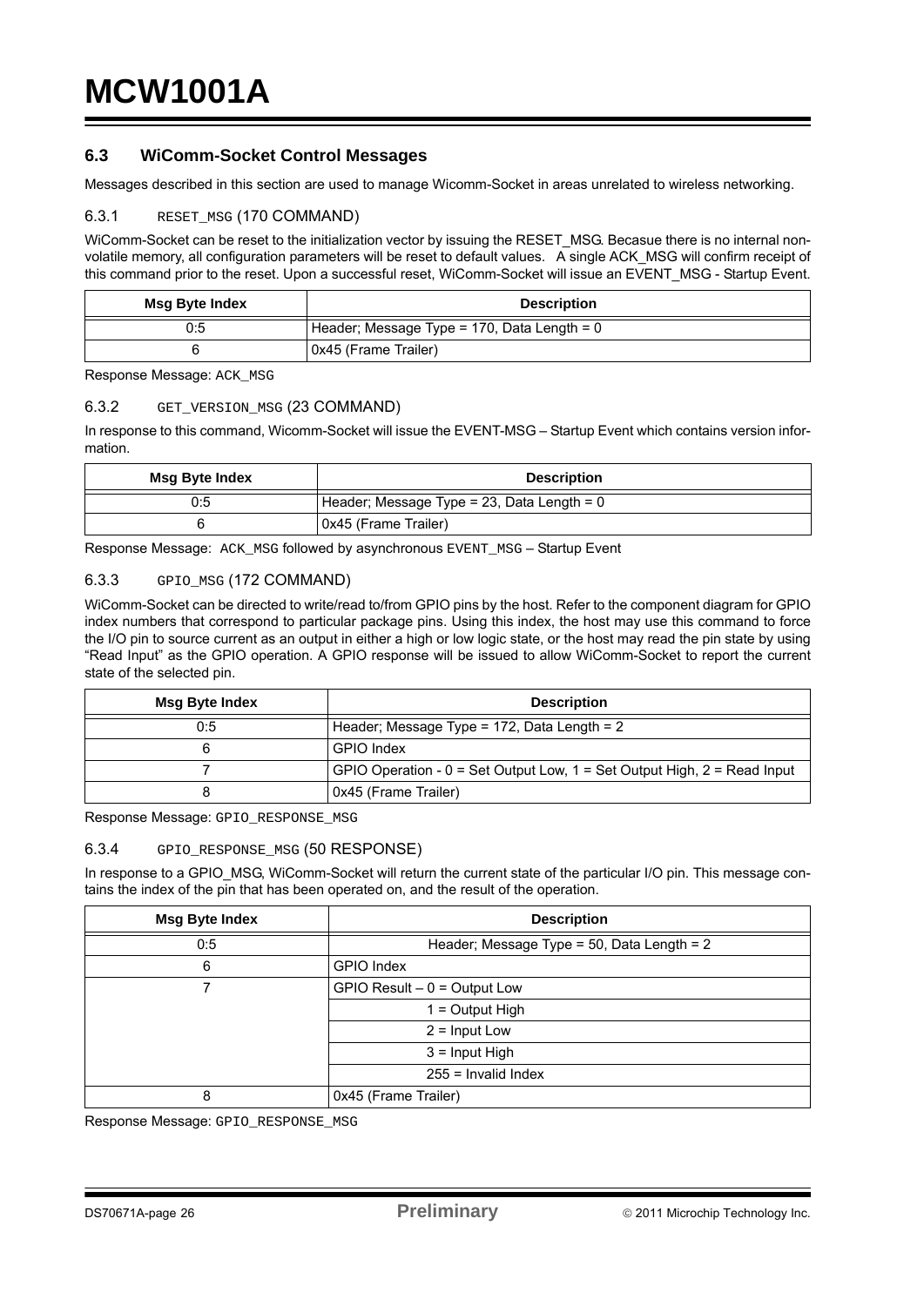## 6.3 WiComm-Socket Control Messages

Messages described in this section are used to manage Wicomm-Socket in areas unrelated to wireless networking.

### 6.3.1 `RESET_MSG` (170 COMMAND)

WiComm-Socket can be reset to the initialization vector by issuing the RESET_MSG. Becasue there is no internal non-volatile memory, all configuration parameters will be reset to default values. A single ACK_MSG will confirm receipt of this command prior to the reset. Upon a successful reset, WiComm-Socket will issue an EVENT_MSG - Startup Event.

| Msg Byte Index | Description |
|---|---|
| 0:5 | Header; Message Type = 170, Data Length = 0 |
| 6 | 0x45 (Frame Trailer) |

Response Message: `ACK_MSG`

### 6.3.2 `GET_VERSION_MSG` (23 COMMAND)

In response to this command, Wicomm-Socket will issue the EVENT-MSG – Startup Event which contains version information.

| Msg Byte Index | Description |
|---|---|
| 0:5 | Header; Message Type = 23, Data Length = 0 |
| 6 | 0x45 (Frame Trailer) |

Response Message: `ACK_MSG` followed by asynchronous `EVENT_MSG` – Startup Event

### 6.3.3 `GPIO_MSG` (172 COMMAND)

WiComm-Socket can be directed to write/read to/from GPIO pins by the host. Refer to the component diagram for GPIO index numbers that correspond to particular package pins. Using this index, the host may use this command to force the I/O pin to source current as an output in either a high or low logic state, or the host may read the pin state by using "Read Input" as the GPIO operation. A GPIO response will be issued to allow WiComm-Socket to report the current state of the selected pin.

| Msg Byte Index | Description |
|---|---|
| 0:5 | Header; Message Type = 172, Data Length = 2 |
| 6 | GPIO Index |
| 7 | GPIO Operation - 0 = Set Output Low, 1 = Set Output High, 2 = Read Input |
| 8 | 0x45 (Frame Trailer) |

Response Message: `GPIO_RESPONSE_MSG`

### 6.3.4 `GPIO_RESPONSE_MSG` (50 RESPONSE)

In response to a GPIO_MSG, WiComm-Socket will return the current state of the particular I/O pin. This message contains the index of the pin that has been operated on, and the result of the operation.

| Msg Byte Index | Description |
|---|---|
| 0:5 | Header; Message Type = 50, Data Length = 2 |
| 6 | GPIO Index |
| 7 | GPIO Result – 0 = Output Low |
| | 1 = Output High |
| | 2 = Input Low |
| | 3 = Input High |
| | 255 = Invalid Index |
| 8 | 0x45 (Frame Trailer) |

Response Message: `GPIO_RESPONSE_MSG`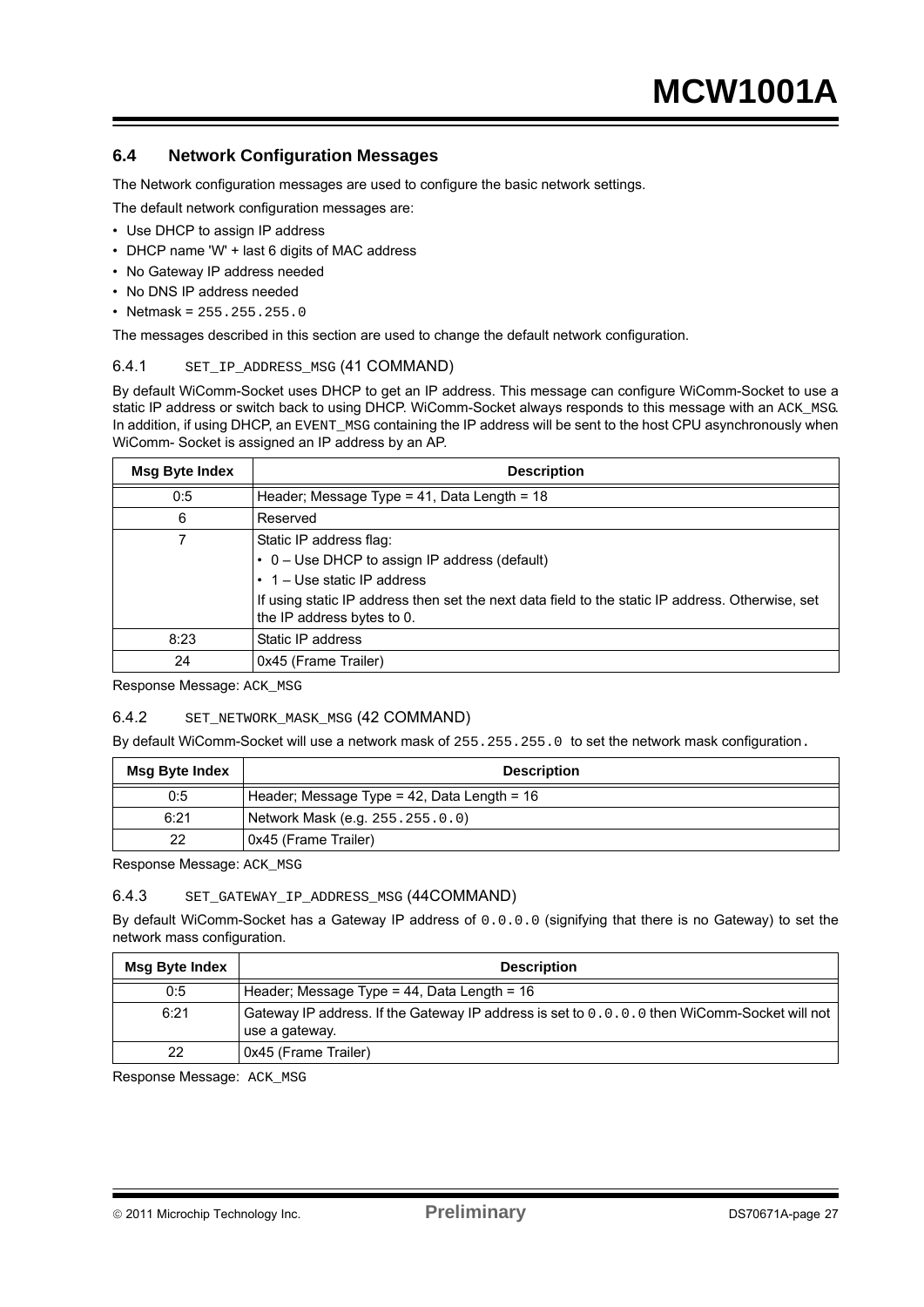## 6.4 Network Configuration Messages

The Network configuration messages are used to configure the basic network settings.

The default network configuration messages are:

- Use DHCP to assign IP address
- DHCP name 'W' + last 6 digits of MAC address
- No Gateway IP address needed
- No DNS IP address needed
- Netmask = `255.255.255.0`

The messages described in this section are used to change the default network configuration.

### 6.4.1 `SET_IP_ADDRESS_MSG` (41 COMMAND)

By default WiComm-Socket uses DHCP to get an IP address. This message can configure WiComm-Socket to use a static IP address or switch back to using DHCP. WiComm-Socket always responds to this message with an `ACK_MSG`. In addition, if using DHCP, an `EVENT_MSG` containing the IP address will be sent to the host CPU asynchronously when WiComm- Socket is assigned an IP address by an AP.

| Msg Byte Index | Description |
|---|---|
| 0:5 | Header; Message Type = 41, Data Length = 18 |
| 6 | Reserved |
| 7 | Static IP address flag:<br>• 0 – Use DHCP to assign IP address (default)<br>• 1 – Use static IP address<br>If using static IP address then set the next data field to the static IP address. Otherwise, set the IP address bytes to 0. |
| 8:23 | Static IP address |
| 24 | 0x45 (Frame Trailer) |

Response Message: `ACK_MSG`

### 6.4.2 `SET_NETWORK_MASK_MSG` (42 COMMAND)

By default WiComm-Socket will use a network mask of `255.255.255.0` to set the network mask configuration.

| Msg Byte Index | Description |
|---|---|
| 0:5 | Header; Message Type = 42, Data Length = 16 |
| 6:21 | Network Mask (e.g. `255.255.0.0`) |
| 22 | 0x45 (Frame Trailer) |

Response Message: `ACK_MSG`

### 6.4.3 `SET_GATEWAY_IP_ADDRESS_MSG` (44COMMAND)

By default WiComm-Socket has a Gateway IP address of `0.0.0.0` (signifying that there is no Gateway) to set the network mass configuration.

| Msg Byte Index | Description |
|---|---|
| 0:5 | Header; Message Type = 44, Data Length = 16 |
| 6:21 | Gateway IP address. If the Gateway IP address is set to `0.0.0.0` then WiComm-Socket will not use a gateway. |
| 22 | 0x45 (Frame Trailer) |

Response Message: `ACK_MSG`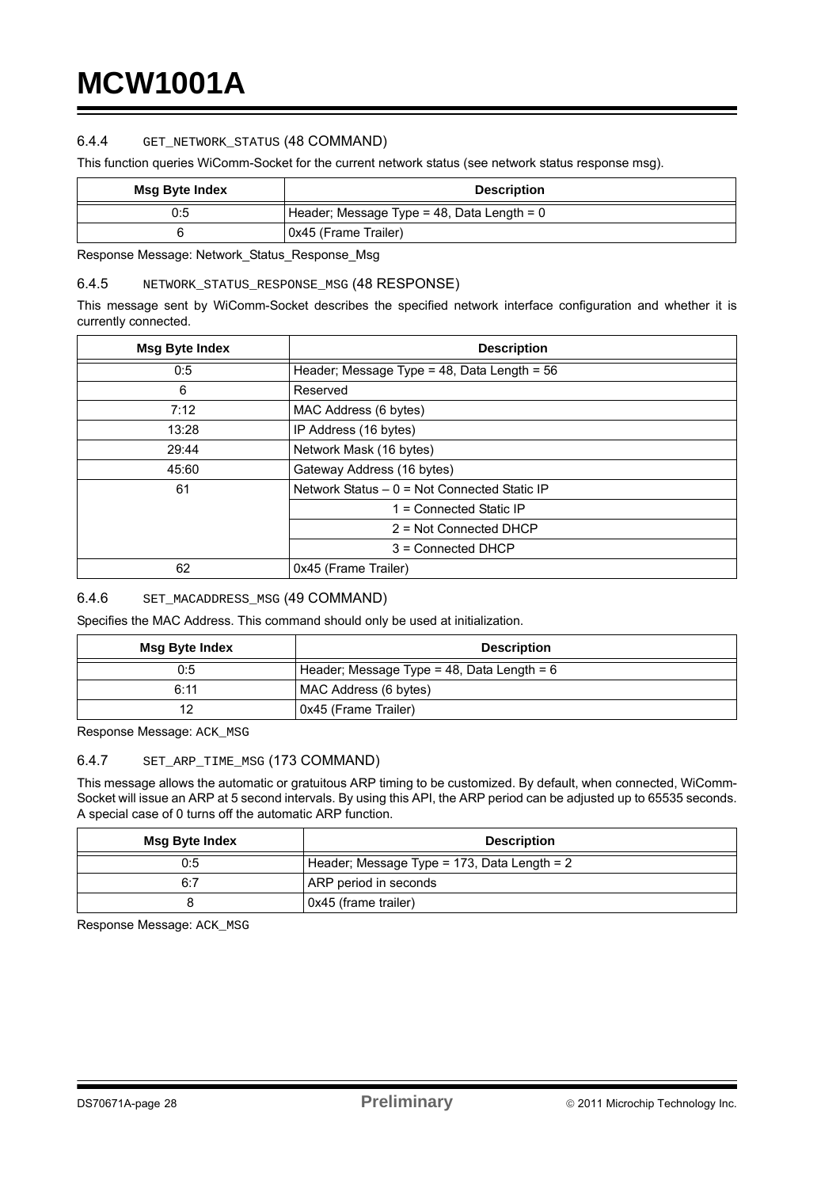### 6.4.4 GET_NETWORK_STATUS (48 COMMAND)

This function queries WiComm-Socket for the current network status (see network status response msg).

| Msg Byte Index | Description |
|---|---|
| 0:5 | Header; Message Type = 48, Data Length = 0 |
| 6 | 0x45 (Frame Trailer) |

Response Message: Network_Status_Response_Msg

### 6.4.5 NETWORK_STATUS_RESPONSE_MSG (48 RESPONSE)

This message sent by WiComm-Socket describes the specified network interface configuration and whether it is currently connected.

| Msg Byte Index | Description |
|---|---|
| 0:5 | Header; Message Type = 48, Data Length = 56 |
| 6 | Reserved |
| 7:12 | MAC Address (6 bytes) |
| 13:28 | IP Address (16 bytes) |
| 29:44 | Network Mask (16 bytes) |
| 45:60 | Gateway Address (16 bytes) |
| 61 | Network Status – 0 = Not Connected Static IP |
| | 1 = Connected Static IP |
| | 2 = Not Connected DHCP |
| | 3 = Connected DHCP |
| 62 | 0x45 (Frame Trailer) |

### 6.4.6 SET_MACADDRESS_MSG (49 COMMAND)

Specifies the MAC Address. This command should only be used at initialization.

| Msg Byte Index | Description |
|---|---|
| 0:5 | Header; Message Type = 48, Data Length = 6 |
| 6:11 | MAC Address (6 bytes) |
| 12 | 0x45 (Frame Trailer) |

Response Message: ACK_MSG

### 6.4.7 SET_ARP_TIME_MSG (173 COMMAND)

This message allows the automatic or gratuitous ARP timing to be customized. By default, when connected, WiComm-Socket will issue an ARP at 5 second intervals. By using this API, the ARP period can be adjusted up to 65535 seconds. A special case of 0 turns off the automatic ARP function.

| Msg Byte Index | Description |
|---|---|
| 0:5 | Header; Message Type = 173, Data Length = 2 |
| 6:7 | ARP period in seconds |
| 8 | 0x45 (frame trailer) |

Response Message: ACK_MSG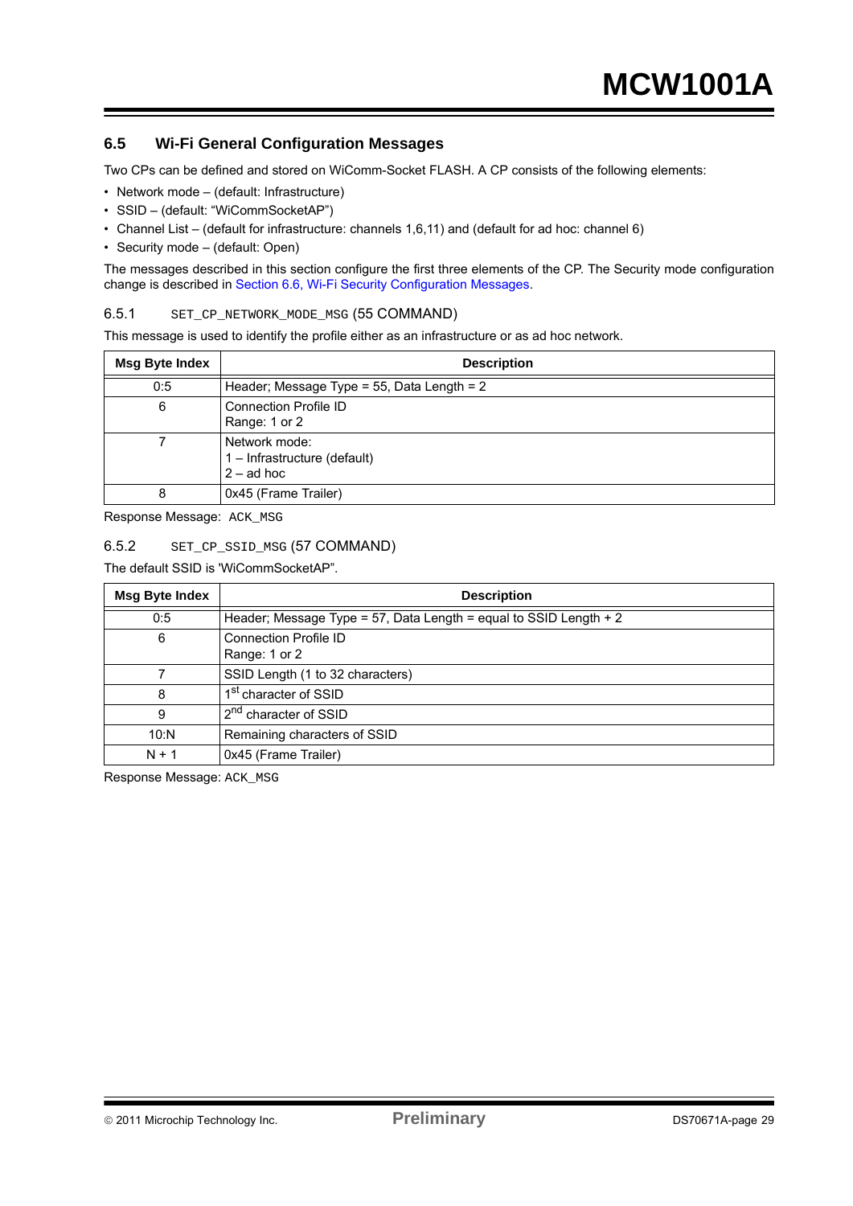## 6.5 Wi-Fi General Configuration Messages

Two CPs can be defined and stored on WiComm-Socket FLASH. A CP consists of the following elements:

- Network mode – (default: Infrastructure)
- SSID – (default: "WiCommSocketAP")
- Channel List – (default for infrastructure: channels 1,6,11) and (default for ad hoc: channel 6)
- Security mode – (default: Open)

The messages described in this section configure the first three elements of the CP. The Security mode configuration change is described in Section 6.6, Wi-Fi Security Configuration Messages.

### 6.5.1 `SET_CP_NETWORK_MODE_MSG` (55 COMMAND)

This message is used to identify the profile either as an infrastructure or as ad hoc network.

| Msg Byte Index | Description |
|---|---|
| 0:5 | Header; Message Type = 55, Data Length = 2 |
| 6 | Connection Profile ID<br>Range: 1 or 2 |
| 7 | Network mode:<br>1 – Infrastructure (default)<br>2 – ad hoc |
| 8 | 0x45 (Frame Trailer) |

Response Message: `ACK_MSG`

### 6.5.2 `SET_CP_SSID_MSG` (57 COMMAND)

The default SSID is 'WiCommSocketAP".

| Msg Byte Index | Description |
|---|---|
| 0:5 | Header; Message Type = 57, Data Length = equal to SSID Length + 2 |
| 6 | Connection Profile ID<br>Range: 1 or 2 |
| 7 | SSID Length (1 to 32 characters) |
| 8 | 1st character of SSID |
| 9 | 2nd character of SSID |
| 10:N | Remaining characters of SSID |
| N + 1 | 0x45 (Frame Trailer) |

Response Message: `ACK_MSG`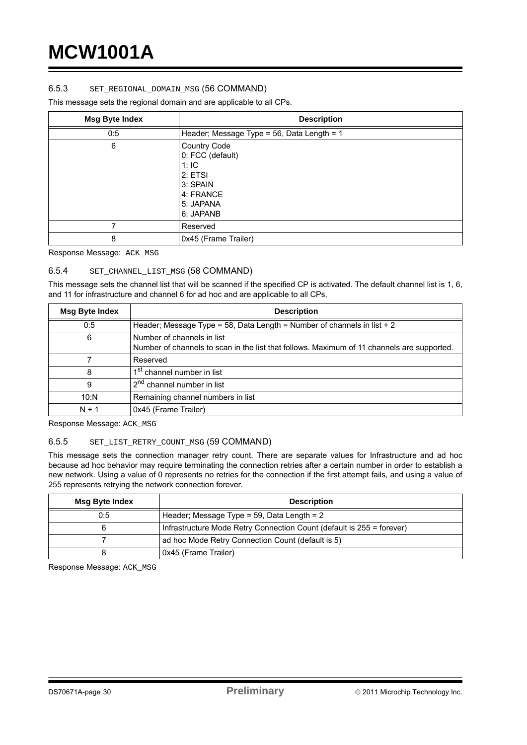### 6.5.3 SET_REGIONAL_DOMAIN_MSG (56 COMMAND)

This message sets the regional domain and are applicable to all CPs.

| Msg Byte Index | Description |
|---|---|
| 0:5 | Header; Message Type = 56, Data Length = 1 |
| 6 | Country Code<br>0: FCC (default)<br>1: IC<br>2: ETSI<br>3: SPAIN<br>4: FRANCE<br>5: JAPANA<br>6: JAPANB |
| 7 | Reserved |
| 8 | 0x45 (Frame Trailer) |

Response Message: ACK_MSG

### 6.5.4 SET_CHANNEL_LIST_MSG (58 COMMAND)

This message sets the channel list that will be scanned if the specified CP is activated. The default channel list is 1, 6, and 11 for infrastructure and channel 6 for ad hoc and are applicable to all CPs.

| Msg Byte Index | Description |
|---|---|
| 0:5 | Header; Message Type = 58, Data Length = Number of channels in list + 2 |
| 6 | Number of channels in list<br>Number of channels to scan in the list that follows. Maximum of 11 channels are supported. |
| 7 | Reserved |
| 8 | 1st channel number in list |
| 9 | 2nd channel number in list |
| 10:N | Remaining channel numbers in list |
| N + 1 | 0x45 (Frame Trailer) |

Response Message: ACK_MSG

### 6.5.5 SET_LIST_RETRY_COUNT_MSG (59 COMMAND)

This message sets the connection manager retry count. There are separate values for Infrastructure and ad hoc because ad hoc behavior may require terminating the connection retries after a certain number in order to establish a new network. Using a value of 0 represents no retries for the connection if the first attempt fails, and using a value of 255 represents retrying the network connection forever.

| Msg Byte Index | Description |
|---|---|
| 0:5 | Header; Message Type = 59, Data Length = 2 |
| 6 | Infrastructure Mode Retry Connection Count (default is 255 = forever) |
| 7 | ad hoc Mode Retry Connection Count (default is 5) |
| 8 | 0x45 (Frame Trailer) |

Response Message: ACK_MSG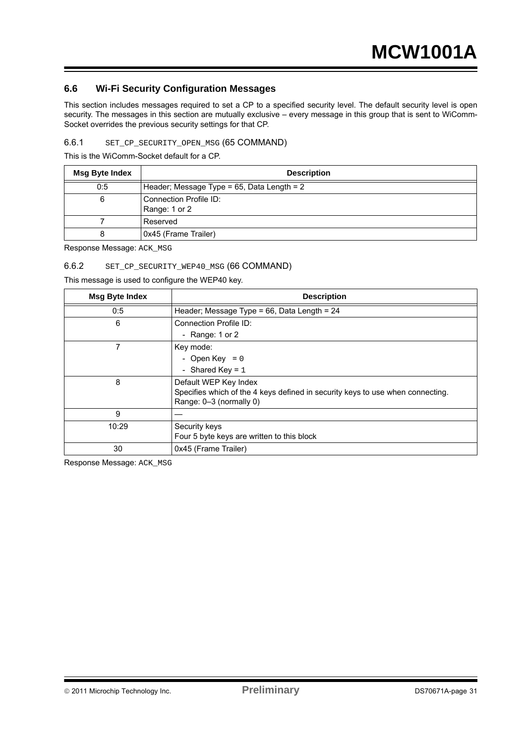## 6.6 Wi-Fi Security Configuration Messages

This section includes messages required to set a CP to a specified security level. The default security level is open security. The messages in this section are mutually exclusive – every message in this group that is sent to WiComm-Socket overrides the previous security settings for that CP.

### 6.6.1 `SET_CP_SECURITY_OPEN_MSG` (65 COMMAND)

This is the WiComm-Socket default for a CP.

| Msg Byte Index | Description |
|---|---|
| 0:5 | Header; Message Type = 65, Data Length = 2 |
| 6 | Connection Profile ID:<br>Range: 1 or 2 |
| 7 | Reserved |
| 8 | 0x45 (Frame Trailer) |

Response Message: `ACK_MSG`

### 6.6.2 `SET_CP_SECURITY_WEP40_MSG` (66 COMMAND)

This message is used to configure the WEP40 key.

| Msg Byte Index | Description |
|---|---|
| 0:5 | Header; Message Type = 66, Data Length = 24 |
| 6 | Connection Profile ID:<br>- Range: 1 or 2 |
| 7 | Key mode:<br>- Open Key = `0`<br>- Shared Key = `1` |
| 8 | Default WEP Key Index<br>Specifies which of the 4 keys defined in security keys to use when connecting.<br>Range: 0–3 (normally 0) |
| 9 | — |
| 10:29 | Security keys<br>Four 5 byte keys are written to this block |
| 30 | 0x45 (Frame Trailer) |

Response Message: `ACK_MSG`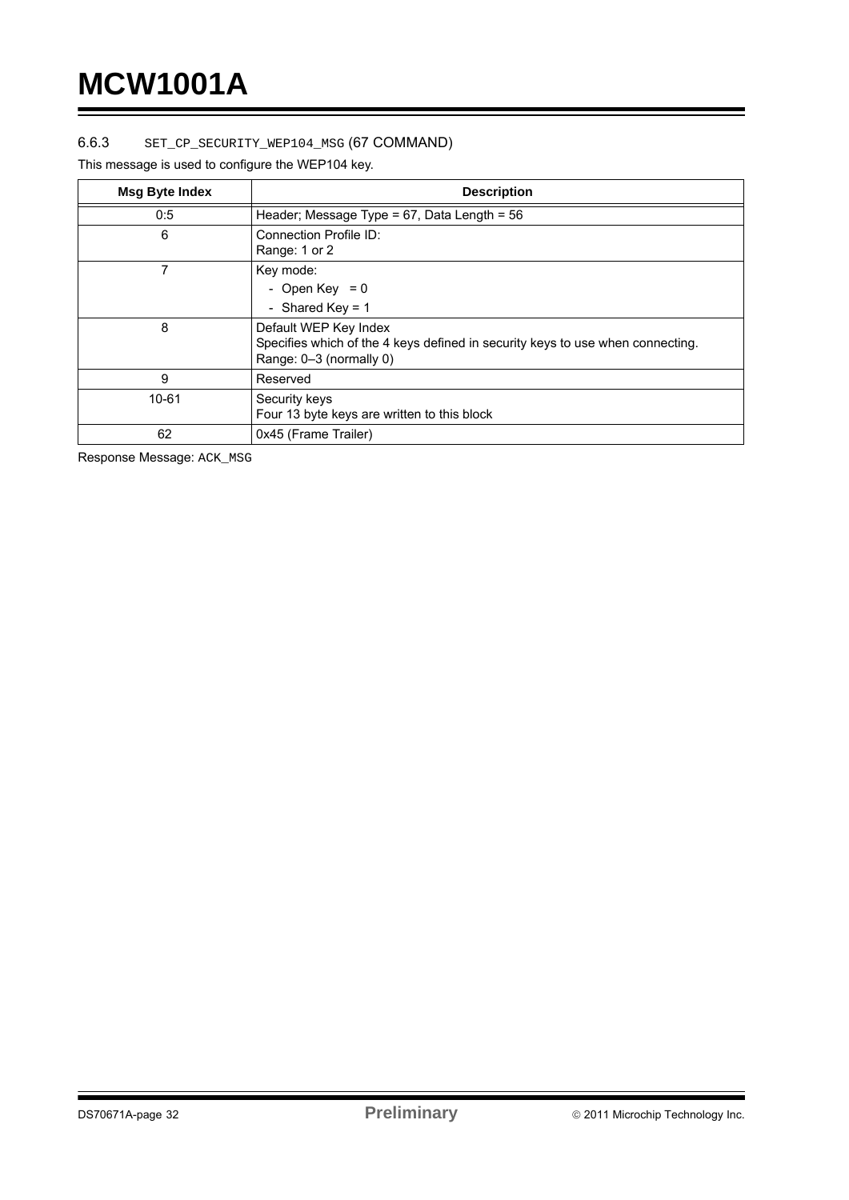### 6.6.3 SET_CP_SECURITY_WEP104_MSG (67 COMMAND)

This message is used to configure the WEP104 key.

| Msg Byte Index | Description |
|---|---|
| 0:5 | Header; Message Type = 67, Data Length = 56 |
| 6 | Connection Profile ID:<br>Range: 1 or 2 |
| 7 | Key mode:<br>- Open Key = 0<br>- Shared Key = 1 |
| 8 | Default WEP Key Index<br>Specifies which of the 4 keys defined in security keys to use when connecting.<br>Range: 0–3 (normally 0) |
| 9 | Reserved |
| 10-61 | Security keys<br>Four 13 byte keys are written to this block |
| 62 | 0x45 (Frame Trailer) |

Response Message: ACK_MSG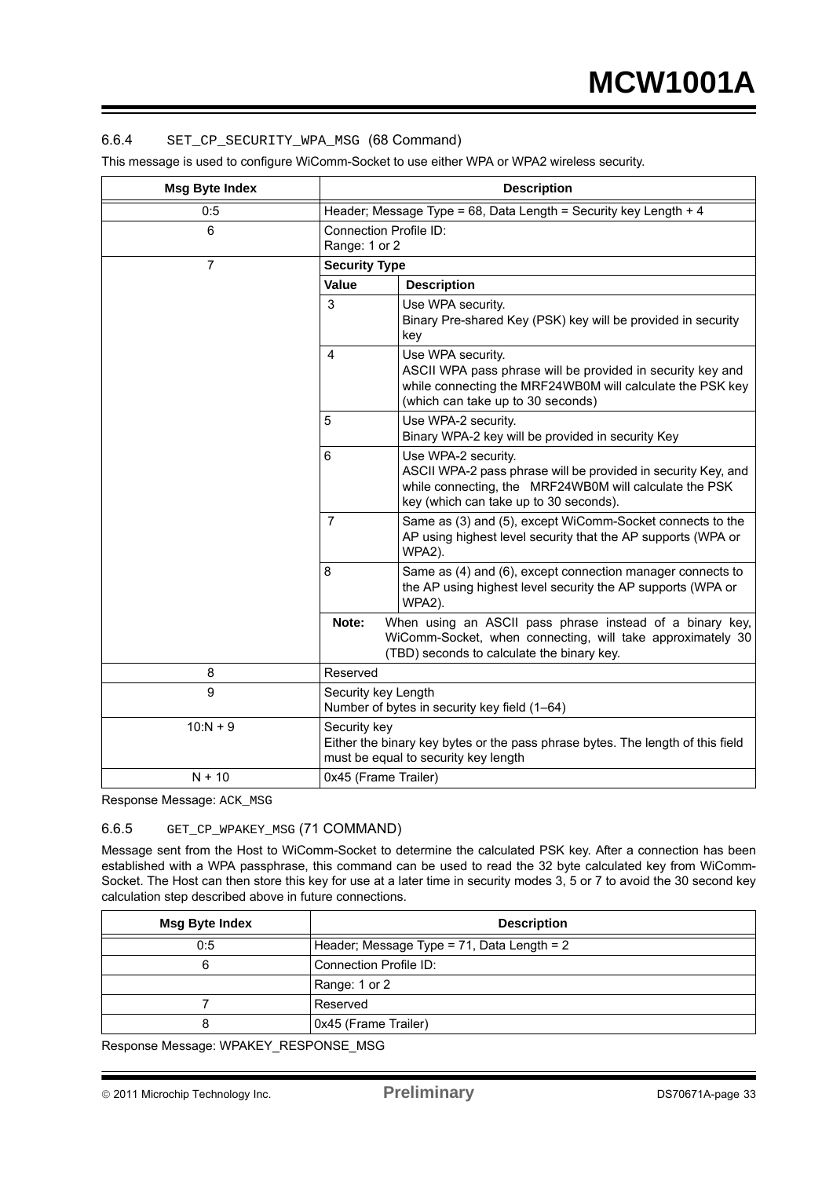### 6.6.4 SET_CP_SECURITY_WPA_MSG (68 Command)

This message is used to configure WiComm-Socket to use either WPA or WPA2 wireless security.

| Msg Byte Index | Description | |
|---|---|---|
| 0:5 | Header; Message Type = 68, Data Length = Security key Length + 4 | |
| 6 | Connection Profile ID:<br>Range: 1 or 2 | |
| 7 | **Security Type** | |
| | **Value** | **Description** |
| | 3 | Use WPA security.<br>Binary Pre-shared Key (PSK) key will be provided in security key |
| | 4 | Use WPA security.<br>ASCII WPA pass phrase will be provided in security key and while connecting the MRF24WB0M will calculate the PSK key (which can take up to 30 seconds) |
| | 5 | Use WPA-2 security.<br>Binary WPA-2 key will be provided in security Key |
| | 6 | Use WPA-2 security.<br>ASCII WPA-2 pass phrase will be provided in security Key, and while connecting, the MRF24WB0M will calculate the PSK key (which can take up to 30 seconds). |
| | 7 | Same as (3) and (5), except WiComm-Socket connects to the AP using highest level security that the AP supports (WPA or WPA2). |
| | 8 | Same as (4) and (6), except connection manager connects to the AP using highest level security the AP supports (WPA or WPA2). |
| | **Note:** When using an ASCII pass phrase instead of a binary key, WiComm-Socket, when connecting, will take approximately 30 (TBD) seconds to calculate the binary key. | |
| 8 | Reserved | |
| 9 | Security key Length<br>Number of bytes in security key field (1–64) | |
| 10:N + 9 | Security key<br>Either the binary key bytes or the pass phrase bytes. The length of this field must be equal to security key length | |
| N + 10 | 0x45 (Frame Trailer) | |

Response Message: ACK_MSG

### 6.6.5 GET_CP_WPAKEY_MSG (71 COMMAND)

Message sent from the Host to WiComm-Socket to determine the calculated PSK key. After a connection has been established with a WPA passphrase, this command can be used to read the 32 byte calculated key from WiComm-Socket. The Host can then store this key for use at a later time in security modes 3, 5 or 7 to avoid the 30 second key calculation step described above in future connections.

| Msg Byte Index | Description |
|---|---|
| 0:5 | Header; Message Type = 71, Data Length = 2 |
| 6 | Connection Profile ID: |
| | Range: 1 or 2 |
| 7 | Reserved |
| 8 | 0x45 (Frame Trailer) |

Response Message: WPAKEY_RESPONSE_MSG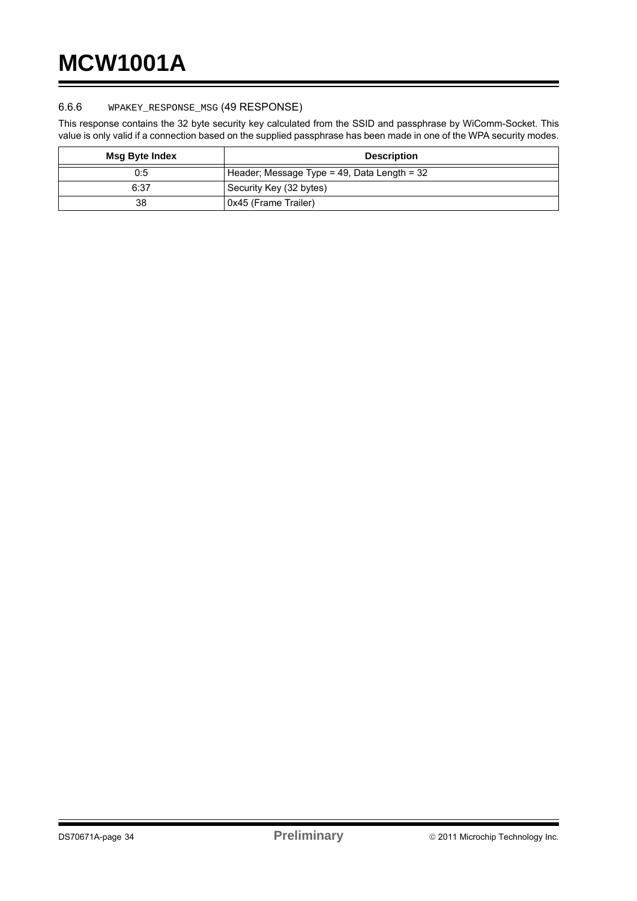### 6.6.6 WPAKEY_RESPONSE_MSG (49 RESPONSE)

This response contains the 32 byte security key calculated from the SSID and passphrase by WiComm-Socket. This value is only valid if a connection based on the supplied passphrase has been made in one of the WPA security modes.

| Msg Byte Index | Description |
|---|---|
| 0:5 | Header; Message Type = 49, Data Length = 32 |
| 6:37 | Security Key (32 bytes) |
| 38 | 0x45 (Frame Trailer) |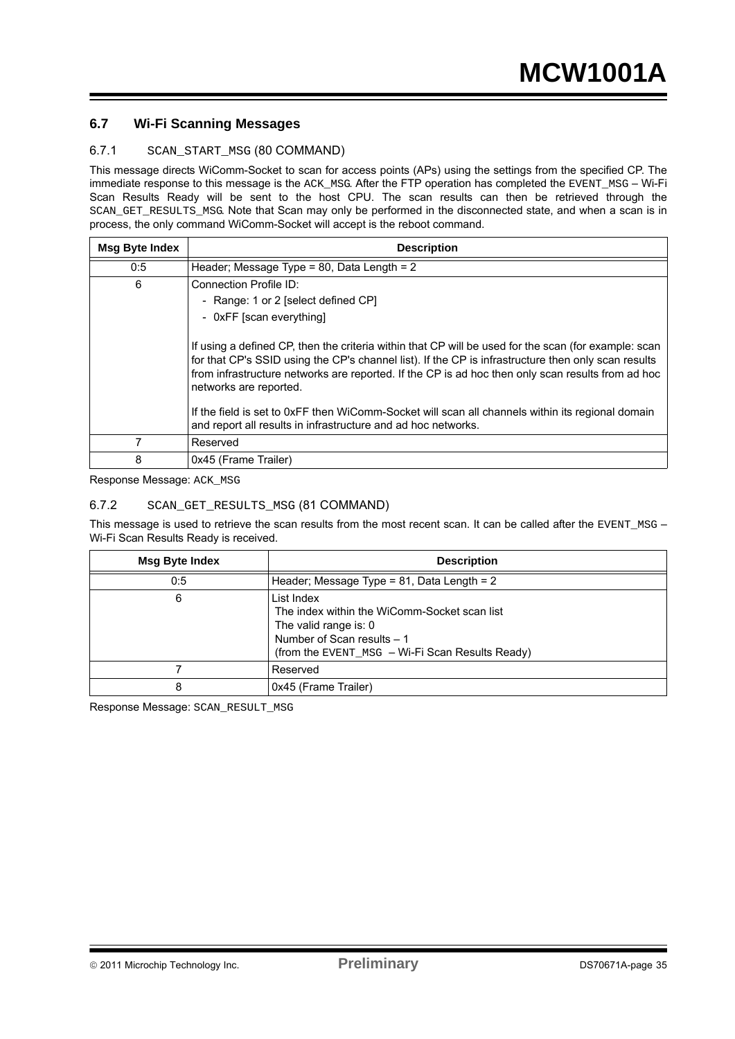## 6.7 Wi-Fi Scanning Messages

### 6.7.1 SCAN_START_MSG (80 COMMAND)

This message directs WiComm-Socket to scan for access points (APs) using the settings from the specified CP. The immediate response to this message is the ACK_MSG. After the FTP operation has completed the EVENT_MSG – Wi-Fi Scan Results Ready will be sent to the host CPU. The scan results can then be retrieved through the SCAN_GET_RESULTS_MSG. Note that Scan may only be performed in the disconnected state, and when a scan is in process, the only command WiComm-Socket will accept is the reboot command.

| Msg Byte Index | Description |
|---|---|
| 0:5 | Header; Message Type = 80, Data Length = 2 |
| 6 | Connection Profile ID:<br>- Range: 1 or 2 [select defined CP]<br>- 0xFF [scan everything]<br><br>If using a defined CP, then the criteria within that CP will be used for the scan (for example: scan for that CP's SSID using the CP's channel list). If the CP is infrastructure then only scan results from infrastructure networks are reported. If the CP is ad hoc then only scan results from ad hoc networks are reported.<br><br>If the field is set to 0xFF then WiComm-Socket will scan all channels within its regional domain and report all results in infrastructure and ad hoc networks. |
| 7 | Reserved |
| 8 | 0x45 (Frame Trailer) |

Response Message: ACK_MSG

### 6.7.2 SCAN_GET_RESULTS_MSG (81 COMMAND)

This message is used to retrieve the scan results from the most recent scan. It can be called after the EVENT_MSG – Wi-Fi Scan Results Ready is received.

| Msg Byte Index | Description |
|---|---|
| 0:5 | Header; Message Type = 81, Data Length = 2 |
| 6 | List Index<br>The index within the WiComm-Socket scan list<br>The valid range is: 0<br>Number of Scan results – 1<br>(from the EVENT_MSG – Wi-Fi Scan Results Ready) |
| 7 | Reserved |
| 8 | 0x45 (Frame Trailer) |

Response Message: SCAN_RESULT_MSG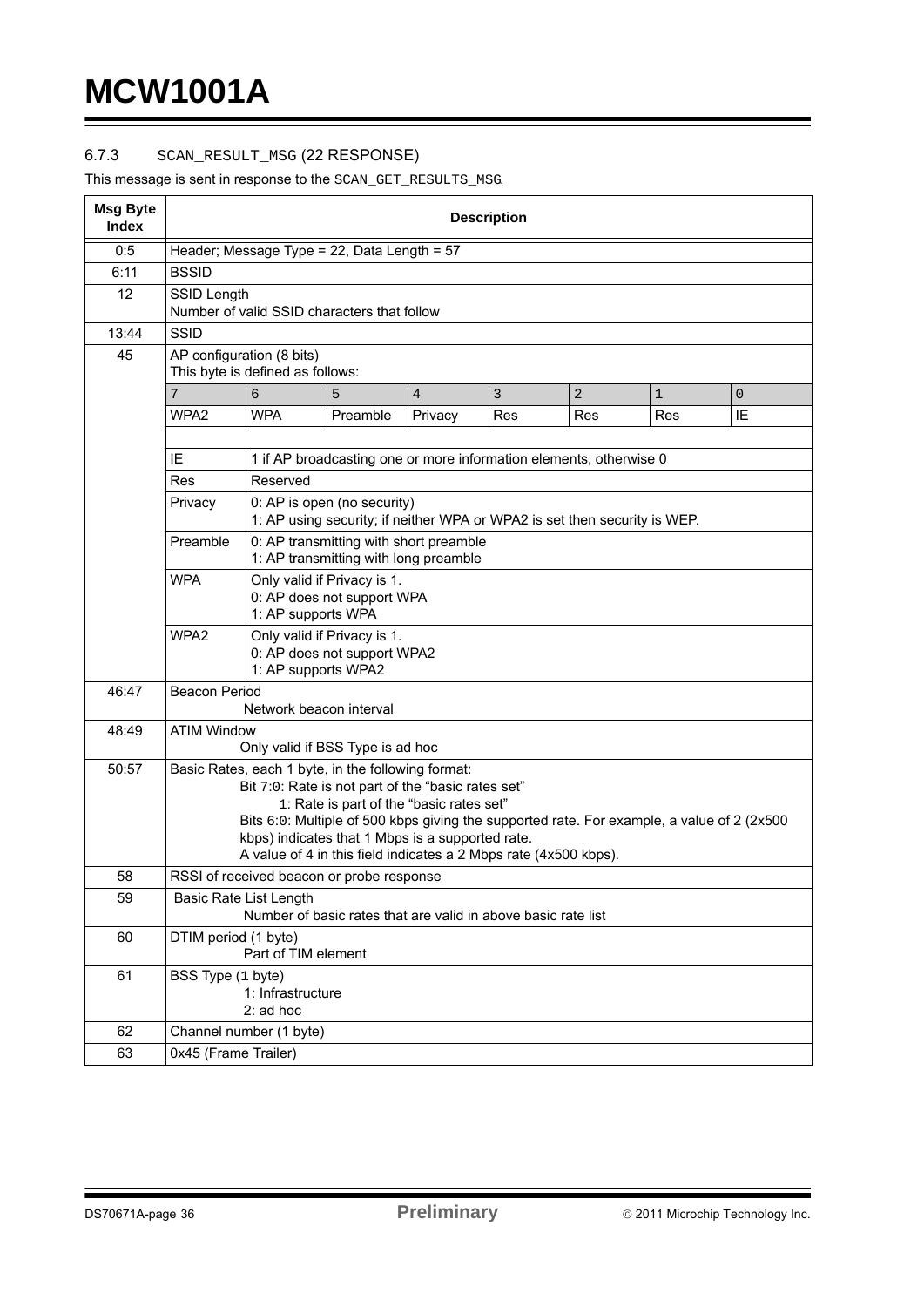### 6.7.3 SCAN_RESULT_MSG (22 RESPONSE)

This message is sent in response to the SCAN_GET_RESULTS_MSG.

| Msg Byte Index | Description |
|---|---|
| 0:5 | Header; Message Type = 22, Data Length = 57 |
| 6:11 | BSSID |
| 12 | SSID Length<br>Number of valid SSID characters that follow |
| 13:44 | SSID |
| 45 | AP configuration (8 bits)<br>This byte is defined as follows:<br><br>Bit 7: WPA2; Bit 6: WPA; Bit 5: Preamble; Bit 4: Privacy; Bit 3: Res; Bit 2: Res; Bit 1: Res; Bit 0: IE<br><br>IE: 1 if AP broadcasting one or more information elements, otherwise 0<br>Res: Reserved<br>Privacy: 0: AP is open (no security); 1: AP using security; if neither WPA or WPA2 is set then security is WEP.<br>Preamble: 0: AP transmitting with short preamble; 1: AP transmitting with long preamble<br>WPA: Only valid if Privacy is 1. 0: AP does not support WPA; 1: AP supports WPA<br>WPA2: Only valid if Privacy is 1. 0: AP does not support WPA2; 1: AP supports WPA2 |
| 46:47 | Beacon Period<br>Network beacon interval |
| 48:49 | ATIM Window<br>Only valid if BSS Type is ad hoc |
| 50:57 | Basic Rates, each 1 byte, in the following format:<br>Bit 7:0: Rate is not part of the "basic rates set"<br>1: Rate is part of the "basic rates set"<br>Bits 6:0: Multiple of 500 kbps giving the supported rate. For example, a value of 2 (2x500 kbps) indicates that 1 Mbps is a supported rate.<br>A value of 4 in this field indicates a 2 Mbps rate (4x500 kbps). |
| 58 | RSSI of received beacon or probe response |
| 59 | Basic Rate List Length<br>Number of basic rates that are valid in above basic rate list |
| 60 | DTIM period (1 byte)<br>Part of TIM element |
| 61 | BSS Type (1 byte)<br>1: Infrastructure<br>2: ad hoc |
| 62 | Channel number (1 byte) |
| 63 | 0x45 (Frame Trailer) |

AP configuration byte (byte 45) bit layout:

| 7 | 6 | 5 | 4 | 3 | 2 | 1 | 0 |
|---|---|---|---|---|---|---|---|
| WPA2 | WPA | Preamble | Privacy | Res | Res | Res | IE |

| Field | Definition |
|---|---|
| IE | 1 if AP broadcasting one or more information elements, otherwise 0 |
| Res | Reserved |
| Privacy | 0: AP is open (no security)<br>1: AP using security; if neither WPA or WPA2 is set then security is WEP. |
| Preamble | 0: AP transmitting with short preamble<br>1: AP transmitting with long preamble |
| WPA | Only valid if Privacy is 1.<br>0: AP does not support WPA<br>1: AP supports WPA |
| WPA2 | Only valid if Privacy is 1.<br>0: AP does not support WPA2<br>1: AP supports WPA2 |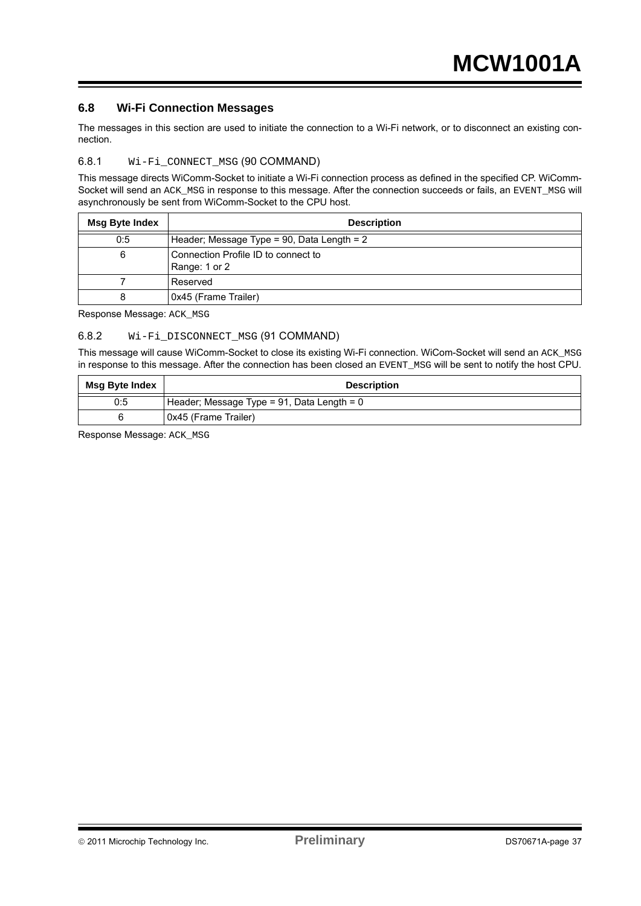## 6.8 Wi-Fi Connection Messages

The messages in this section are used to initiate the connection to a Wi-Fi network, or to disconnect an existing connection.

### 6.8.1 `Wi-Fi_CONNECT_MSG` (90 COMMAND)

This message directs WiComm-Socket to initiate a Wi-Fi connection process as defined in the specified CP. WiComm-Socket will send an `ACK_MSG` in response to this message. After the connection succeeds or fails, an `EVENT_MSG` will asynchronously be sent from WiComm-Socket to the CPU host.

| Msg Byte Index | Description |
|---|---|
| 0:5 | Header; Message Type = 90, Data Length = 2 |
| 6 | Connection Profile ID to connect to<br>Range: 1 or 2 |
| 7 | Reserved |
| 8 | 0x45 (Frame Trailer) |

Response Message: `ACK_MSG`

### 6.8.2 `Wi-Fi_DISCONNECT_MSG` (91 COMMAND)

This message will cause WiComm-Socket to close its existing Wi-Fi connection. WiCom-Socket will send an `ACK_MSG` in response to this message. After the connection has been closed an `EVENT_MSG` will be sent to notify the host CPU.

| Msg Byte Index | Description |
|---|---|
| 0:5 | Header; Message Type = 91, Data Length = 0 |
| 6 | 0x45 (Frame Trailer) |

Response Message: `ACK_MSG`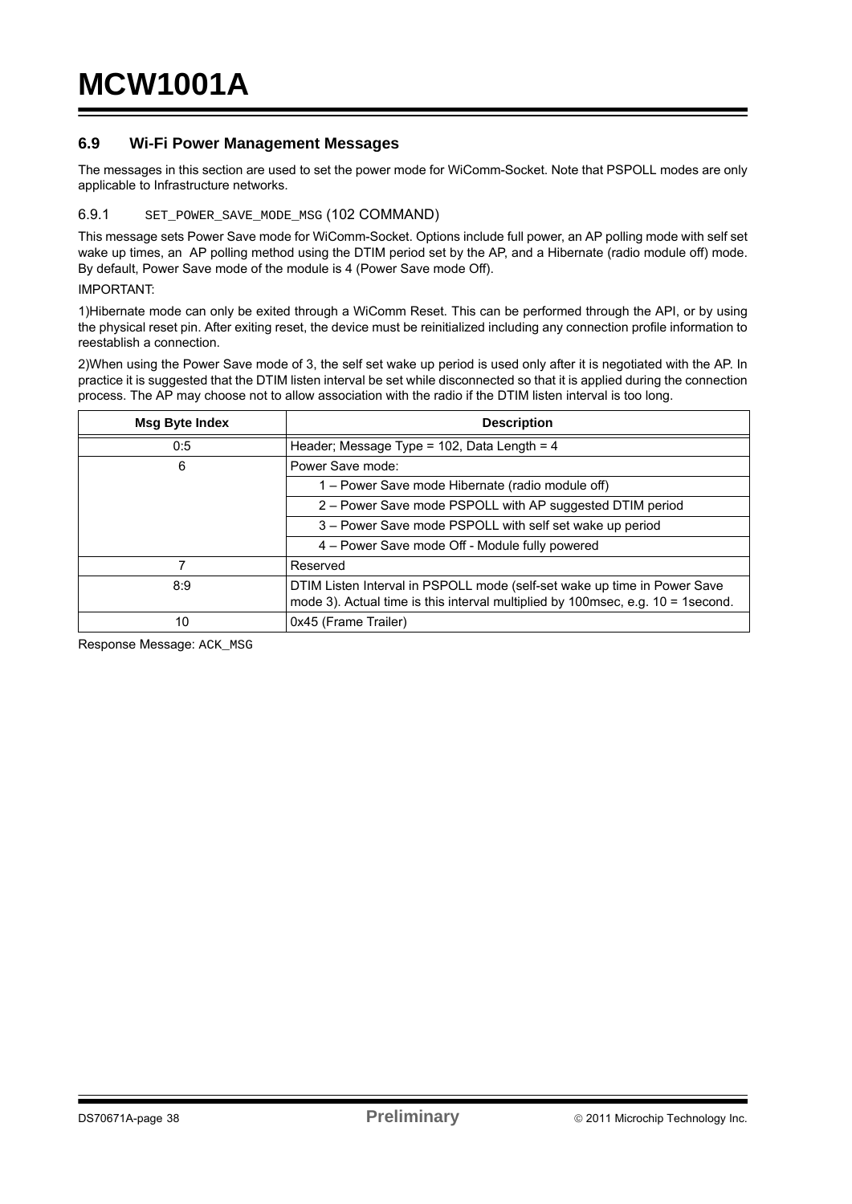## 6.9 Wi-Fi Power Management Messages

The messages in this section are used to set the power mode for WiComm-Socket. Note that PSPOLL modes are only applicable to Infrastructure networks.

### 6.9.1 `SET_POWER_SAVE_MODE_MSG` (102 COMMAND)

This message sets Power Save mode for WiComm-Socket. Options include full power, an AP polling mode with self set wake up times, an AP polling method using the DTIM period set by the AP, and a Hibernate (radio module off) mode. By default, Power Save mode of the module is 4 (Power Save mode Off).

IMPORTANT:

1)Hibernate mode can only be exited through a WiComm Reset. This can be performed through the API, or by using the physical reset pin. After exiting reset, the device must be reinitialized including any connection profile information to reestablish a connection.

2)When using the Power Save mode of 3, the self set wake up period is used only after it is negotiated with the AP. In practice it is suggested that the DTIM listen interval be set while disconnected so that it is applied during the connection process. The AP may choose not to allow association with the radio if the DTIM listen interval is too long.

| Msg Byte Index | Description |
|---|---|
| 0:5 | Header; Message Type = 102, Data Length = 4 |
| 6 | Power Save mode: |
| | 1 – Power Save mode Hibernate (radio module off) |
| | 2 – Power Save mode PSPOLL with AP suggested DTIM period |
| | 3 – Power Save mode PSPOLL with self set wake up period |
| | 4 – Power Save mode Off - Module fully powered |
| 7 | Reserved |
| 8:9 | DTIM Listen Interval in PSPOLL mode (self-set wake up time in Power Save mode 3). Actual time is this interval multiplied by 100msec, e.g. 10 = 1second. |
| 10 | 0x45 (Frame Trailer) |

Response Message: `ACK_MSG`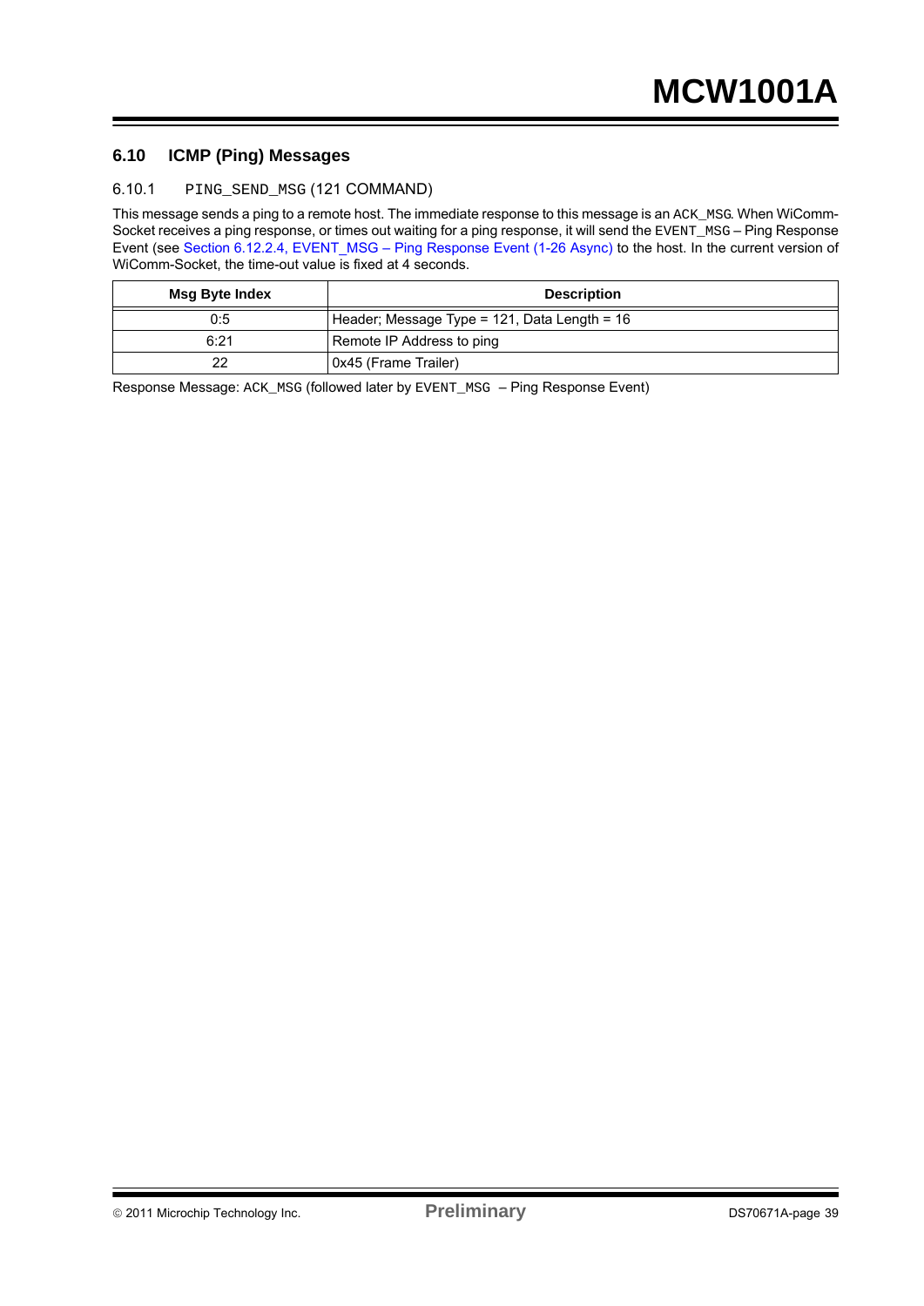## 6.10 ICMP (Ping) Messages

### 6.10.1 PING_SEND_MSG (121 COMMAND)

This message sends a ping to a remote host. The immediate response to this message is an ACK_MSG. When WiComm-Socket receives a ping response, or times out waiting for a ping response, it will send the EVENT_MSG – Ping Response Event (see Section 6.12.2.4, EVENT_MSG – Ping Response Event (1-26 Async) to the host. In the current version of WiComm-Socket, the time-out value is fixed at 4 seconds.

| Msg Byte Index | Description |
|---|---|
| 0:5 | Header; Message Type = 121, Data Length = 16 |
| 6:21 | Remote IP Address to ping |
| 22 | 0x45 (Frame Trailer) |

Response Message: ACK_MSG (followed later by EVENT_MSG – Ping Response Event)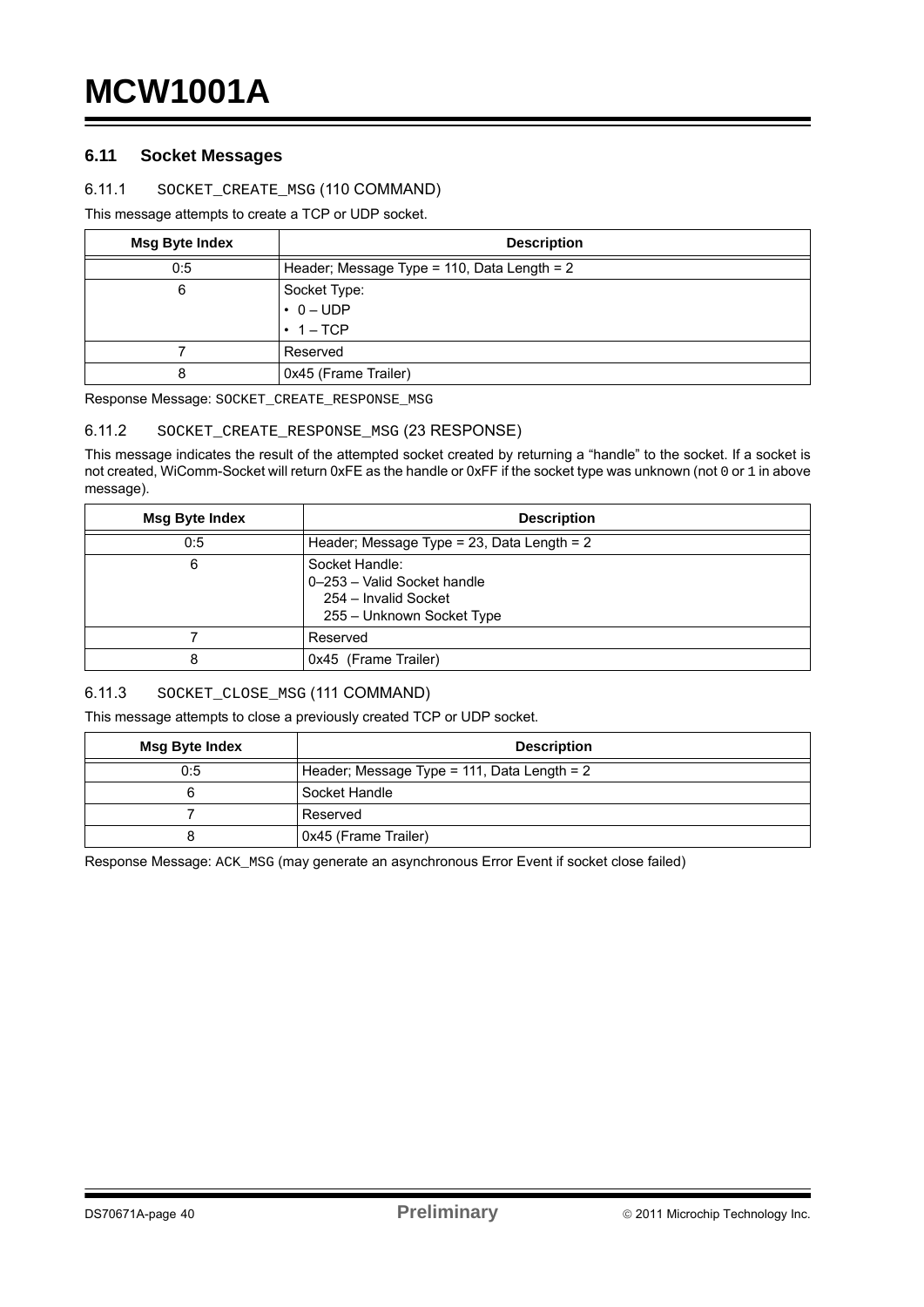## 6.11 Socket Messages

### 6.11.1 SOCKET_CREATE_MSG (110 COMMAND)

This message attempts to create a TCP or UDP socket.

| Msg Byte Index | Description |
|---|---|
| 0:5 | Header; Message Type = 110, Data Length = 2 |
| 6 | Socket Type:<br>• 0 – UDP<br>• 1 – TCP |
| 7 | Reserved |
| 8 | 0x45 (Frame Trailer) |

Response Message: SOCKET_CREATE_RESPONSE_MSG

### 6.11.2 SOCKET_CREATE_RESPONSE_MSG (23 RESPONSE)

This message indicates the result of the attempted socket created by returning a "handle" to the socket. If a socket is not created, WiComm-Socket will return 0xFE as the handle or 0xFF if the socket type was unknown (not 0 or 1 in above message).

| Msg Byte Index | Description |
|---|---|
| 0:5 | Header; Message Type = 23, Data Length = 2 |
| 6 | Socket Handle:<br>0–253 – Valid Socket handle<br>254 – Invalid Socket<br>255 – Unknown Socket Type |
| 7 | Reserved |
| 8 | 0x45 (Frame Trailer) |

### 6.11.3 SOCKET_CLOSE_MSG (111 COMMAND)

This message attempts to close a previously created TCP or UDP socket.

| Msg Byte Index | Description |
|---|---|
| 0:5 | Header; Message Type = 111, Data Length = 2 |
| 6 | Socket Handle |
| 7 | Reserved |
| 8 | 0x45 (Frame Trailer) |

Response Message: ACK_MSG (may generate an asynchronous Error Event if socket close failed)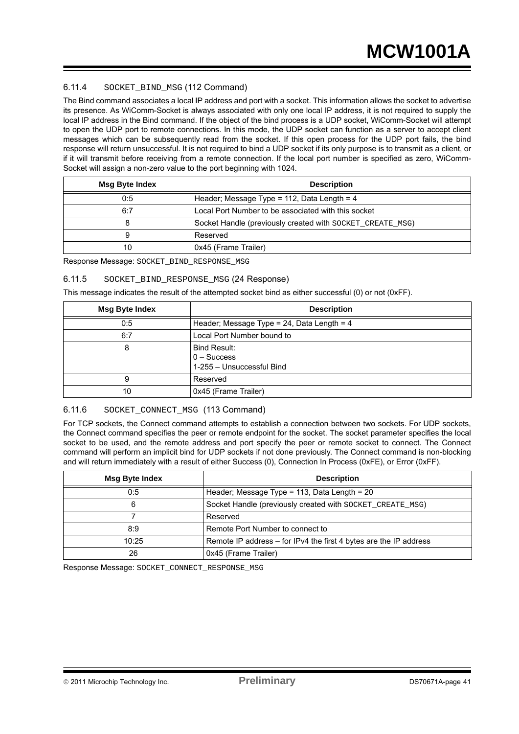### 6.11.4 SOCKET_BIND_MSG (112 Command)

The Bind command associates a local IP address and port with a socket. This information allows the socket to advertise its presence. As WiComm-Socket is always associated with only one local IP address, it is not required to supply the local IP address in the Bind command. If the object of the bind process is a UDP socket, WiComm-Socket will attempt to open the UDP port to remote connections. In this mode, the UDP socket can function as a server to accept client messages which can be subsequently read from the socket. If this open process for the UDP port fails, the bind response will return unsuccessful. It is not required to bind a UDP socket if its only purpose is to transmit as a client, or if it will transmit before receiving from a remote connection. If the local port number is specified as zero, WiComm-Socket will assign a non-zero value to the port beginning with 1024.

| Msg Byte Index | Description |
|---|---|
| 0:5 | Header; Message Type = 112, Data Length = 4 |
| 6:7 | Local Port Number to be associated with this socket |
| 8 | Socket Handle (previously created with SOCKET_CREATE_MSG) |
| 9 | Reserved |
| 10 | 0x45 (Frame Trailer) |

Response Message: SOCKET_BIND_RESPONSE_MSG

### 6.11.5 SOCKET_BIND_RESPONSE_MSG (24 Response)

This message indicates the result of the attempted socket bind as either successful (0) or not (0xFF).

| Msg Byte Index | Description |
|---|---|
| 0:5 | Header; Message Type = 24, Data Length = 4 |
| 6:7 | Local Port Number bound to |
| 8 | Bind Result:<br>0 – Success<br>1-255 – Unsuccessful Bind |
| 9 | Reserved |
| 10 | 0x45 (Frame Trailer) |

### 6.11.6 SOCKET_CONNECT_MSG (113 Command)

For TCP sockets, the Connect command attempts to establish a connection between two sockets. For UDP sockets, the Connect command specifies the peer or remote endpoint for the socket. The socket parameter specifies the local socket to be used, and the remote address and port specify the peer or remote socket to connect. The Connect command will perform an implicit bind for UDP sockets if not done previously. The Connect command is non-blocking and will return immediately with a result of either Success (0), Connection In Process (0xFE), or Error (0xFF).

| Msg Byte Index | Description |
|---|---|
| 0:5 | Header; Message Type = 113, Data Length = 20 |
| 6 | Socket Handle (previously created with SOCKET_CREATE_MSG) |
| 7 | Reserved |
| 8:9 | Remote Port Number to connect to |
| 10:25 | Remote IP address – for IPv4 the first 4 bytes are the IP address |
| 26 | 0x45 (Frame Trailer) |

Response Message: SOCKET_CONNECT_RESPONSE_MSG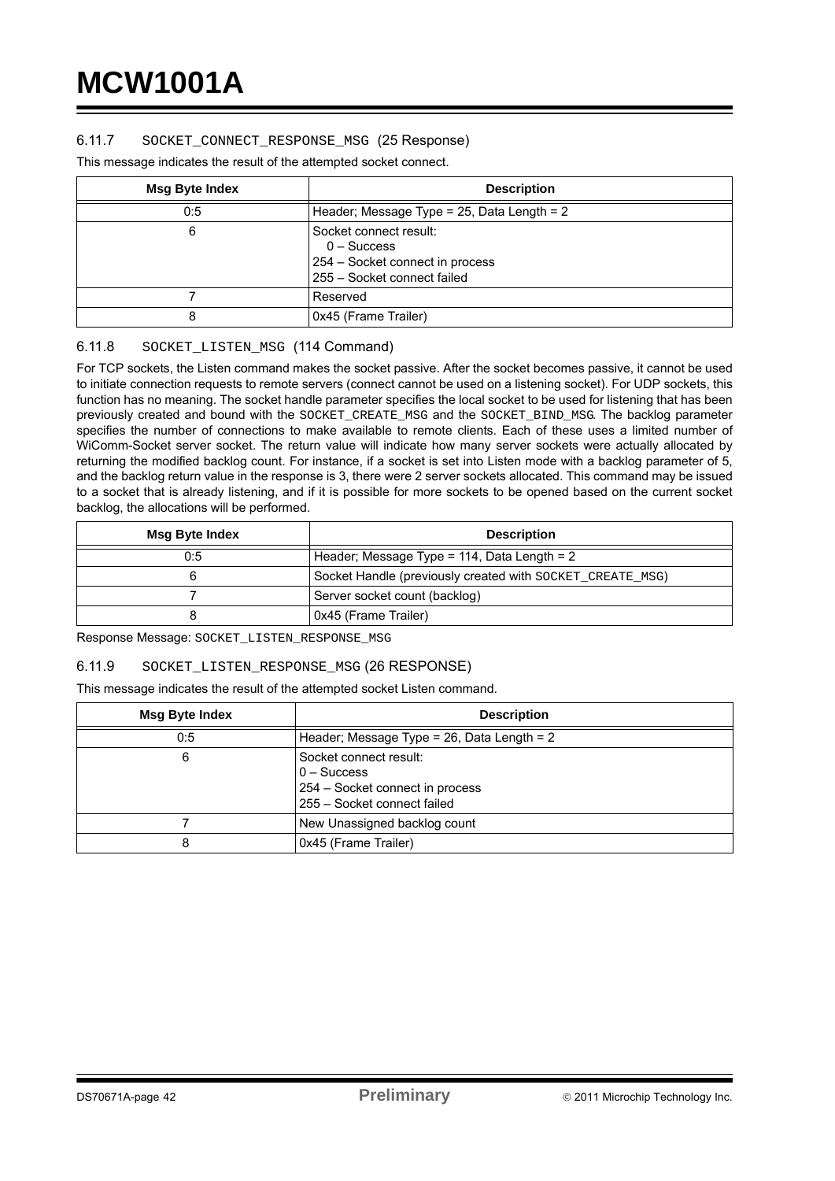### 6.11.7 SOCKET_CONNECT_RESPONSE_MSG (25 Response)

This message indicates the result of the attempted socket connect.

| Msg Byte Index | Description |
|---|---|
| 0:5 | Header; Message Type = 25, Data Length = 2 |
| 6 | Socket connect result:<br>0 – Success<br>254 – Socket connect in process<br>255 – Socket connect failed |
| 7 | Reserved |
| 8 | 0x45 (Frame Trailer) |

### 6.11.8 SOCKET_LISTEN_MSG (114 Command)

For TCP sockets, the Listen command makes the socket passive. After the socket becomes passive, it cannot be used to initiate connection requests to remote servers (connect cannot be used on a listening socket). For UDP sockets, this function has no meaning. The socket handle parameter specifies the local socket to be used for listening that has been previously created and bound with the SOCKET_CREATE_MSG and the SOCKET_BIND_MSG. The backlog parameter specifies the number of connections to make available to remote clients. Each of these uses a limited number of WiComm-Socket server socket. The return value will indicate how many server sockets were actually allocated by returning the modified backlog count. For instance, if a socket is set into Listen mode with a backlog parameter of 5, and the backlog return value in the response is 3, there were 2 server sockets allocated. This command may be issued to a socket that is already listening, and if it is possible for more sockets to be opened based on the current socket backlog, the allocations will be performed.

| Msg Byte Index | Description |
|---|---|
| 0:5 | Header; Message Type = 114, Data Length = 2 |
| 6 | Socket Handle (previously created with SOCKET_CREATE_MSG) |
| 7 | Server socket count (backlog) |
| 8 | 0x45 (Frame Trailer) |

Response Message: SOCKET_LISTEN_RESPONSE_MSG

### 6.11.9 SOCKET_LISTEN_RESPONSE_MSG (26 RESPONSE)

This message indicates the result of the attempted socket Listen command.

| Msg Byte Index | Description |
|---|---|
| 0:5 | Header; Message Type = 26, Data Length = 2 |
| 6 | Socket connect result:<br>0 – Success<br>254 – Socket connect in process<br>255 – Socket connect failed |
| 7 | New Unassigned backlog count |
| 8 | 0x45 (Frame Trailer) |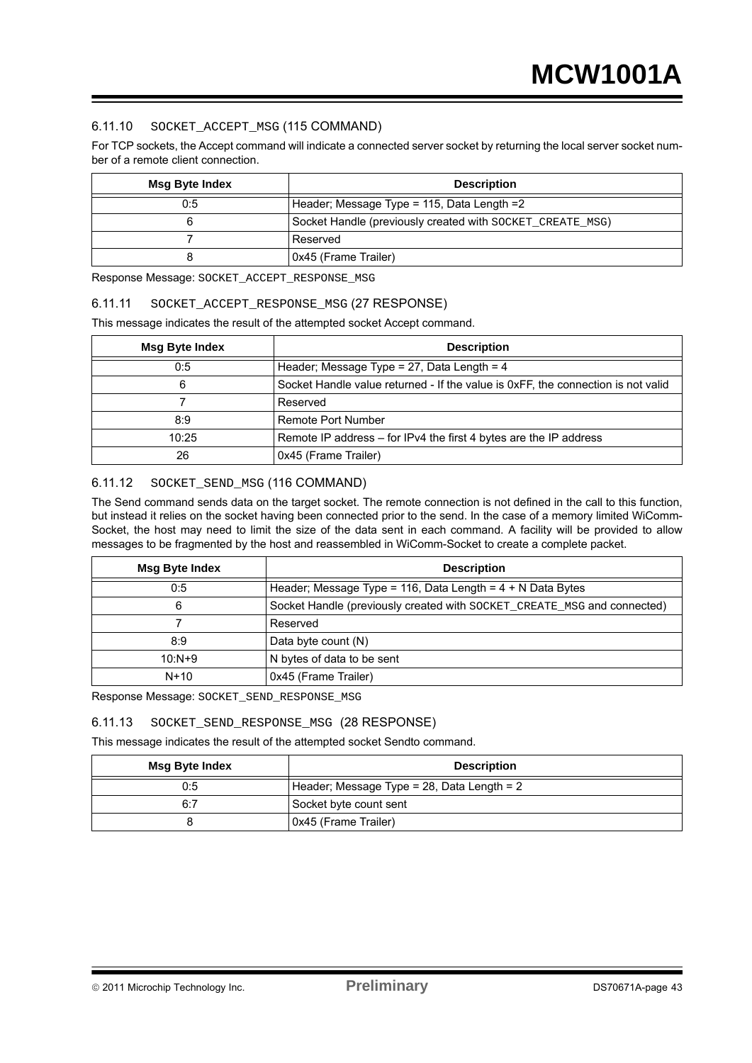### 6.11.10 SOCKET_ACCEPT_MSG (115 COMMAND)

For TCP sockets, the Accept command will indicate a connected server socket by returning the local server socket number of a remote client connection.

| Msg Byte Index | Description |
|---|---|
| 0:5 | Header; Message Type = 115, Data Length =2 |
| 6 | Socket Handle (previously created with SOCKET_CREATE_MSG) |
| 7 | Reserved |
| 8 | 0x45 (Frame Trailer) |

Response Message: SOCKET_ACCEPT_RESPONSE_MSG

### 6.11.11 SOCKET_ACCEPT_RESPONSE_MSG (27 RESPONSE)

This message indicates the result of the attempted socket Accept command.

| Msg Byte Index | Description |
|---|---|
| 0:5 | Header; Message Type = 27, Data Length = 4 |
| 6 | Socket Handle value returned - If the value is 0xFF, the connection is not valid |
| 7 | Reserved |
| 8:9 | Remote Port Number |
| 10:25 | Remote IP address – for IPv4 the first 4 bytes are the IP address |
| 26 | 0x45 (Frame Trailer) |

### 6.11.12 SOCKET_SEND_MSG (116 COMMAND)

The Send command sends data on the target socket. The remote connection is not defined in the call to this function, but instead it relies on the socket having been connected prior to the send. In the case of a memory limited WiComm-Socket, the host may need to limit the size of the data sent in each command. A facility will be provided to allow messages to be fragmented by the host and reassembled in WiComm-Socket to create a complete packet.

| Msg Byte Index | Description |
|---|---|
| 0:5 | Header; Message Type = 116, Data Length = 4 + N Data Bytes |
| 6 | Socket Handle (previously created with SOCKET_CREATE_MSG and connected) |
| 7 | Reserved |
| 8:9 | Data byte count (N) |
| 10:N+9 | N bytes of data to be sent |
| N+10 | 0x45 (Frame Trailer) |

Response Message: SOCKET_SEND_RESPONSE_MSG

### 6.11.13 SOCKET_SEND_RESPONSE_MSG (28 RESPONSE)

This message indicates the result of the attempted socket Sendto command.

| Msg Byte Index | Description |
|---|---|
| 0:5 | Header; Message Type = 28, Data Length = 2 |
| 6:7 | Socket byte count sent |
| 8 | 0x45 (Frame Trailer) |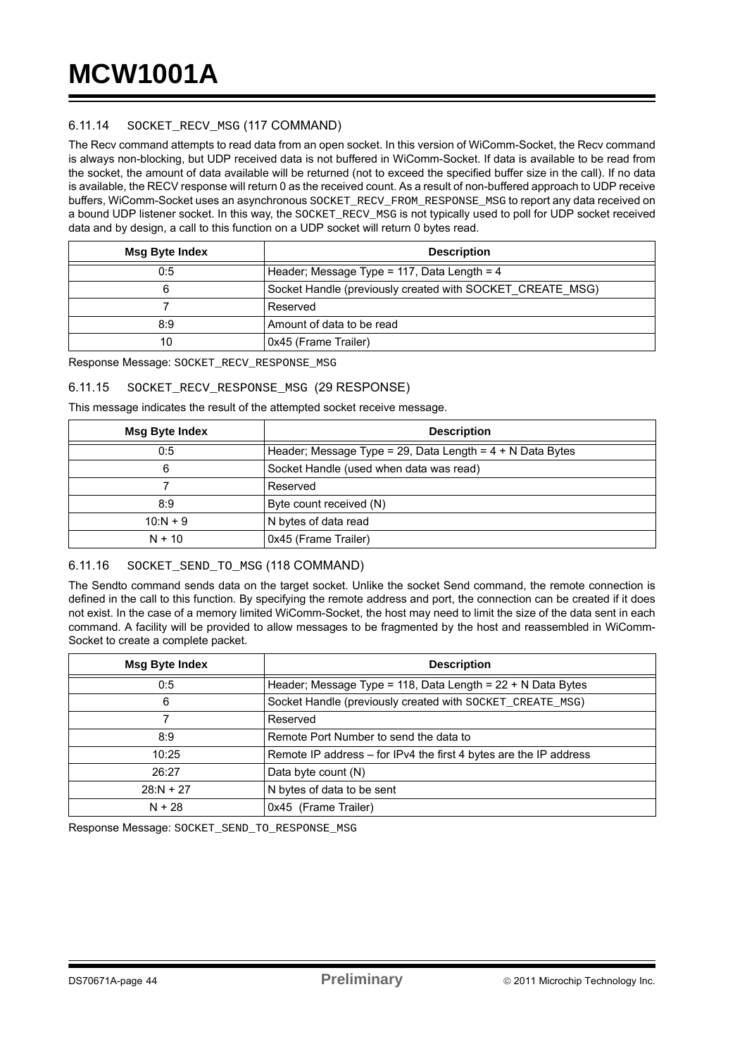#### 6.11.14 SOCKET_RECV_MSG (117 COMMAND)

The Recv command attempts to read data from an open socket. In this version of WiComm-Socket, the Recv command is always non-blocking, but UDP received data is not buffered in WiComm-Socket. If data is available to be read from the socket, the amount of data available will be returned (not to exceed the specified buffer size in the call). If no data is available, the RECV response will return 0 as the received count. As a result of non-buffered approach to UDP receive buffers, WiComm-Socket uses an asynchronous SOCKET_RECV_FROM_RESPONSE_MSG to report any data received on a bound UDP listener socket. In this way, the SOCKET_RECV_MSG is not typically used to poll for UDP socket received data and by design, a call to this function on a UDP socket will return 0 bytes read.

| Msg Byte Index | Description |
|---|---|
| 0:5 | Header; Message Type = 117, Data Length = 4 |
| 6 | Socket Handle (previously created with SOCKET_CREATE_MSG) |
| 7 | Reserved |
| 8:9 | Amount of data to be read |
| 10 | 0x45 (Frame Trailer) |

Response Message: SOCKET_RECV_RESPONSE_MSG

#### 6.11.15 SOCKET_RECV_RESPONSE_MSG (29 RESPONSE)

This message indicates the result of the attempted socket receive message.

| Msg Byte Index | Description |
|---|---|
| 0:5 | Header; Message Type = 29, Data Length = 4 + N Data Bytes |
| 6 | Socket Handle (used when data was read) |
| 7 | Reserved |
| 8:9 | Byte count received (N) |
| 10:N + 9 | N bytes of data read |
| N + 10 | 0x45 (Frame Trailer) |

#### 6.11.16 SOCKET_SEND_TO_MSG (118 COMMAND)

The Sendto command sends data on the target socket. Unlike the socket Send command, the remote connection is defined in the call to this function. By specifying the remote address and port, the connection can be created if it does not exist. In the case of a memory limited WiComm-Socket, the host may need to limit the size of the data sent in each command. A facility will be provided to allow messages to be fragmented by the host and reassembled in WiComm-Socket to create a complete packet.

| Msg Byte Index | Description |
|---|---|
| 0:5 | Header; Message Type = 118, Data Length = 22 + N Data Bytes |
| 6 | Socket Handle (previously created with SOCKET_CREATE_MSG) |
| 7 | Reserved |
| 8:9 | Remote Port Number to send the data to |
| 10:25 | Remote IP address – for IPv4 the first 4 bytes are the IP address |
| 26:27 | Data byte count (N) |
| 28:N + 27 | N bytes of data to be sent |
| N + 28 | 0x45 (Frame Trailer) |

Response Message: SOCKET_SEND_TO_RESPONSE_MSG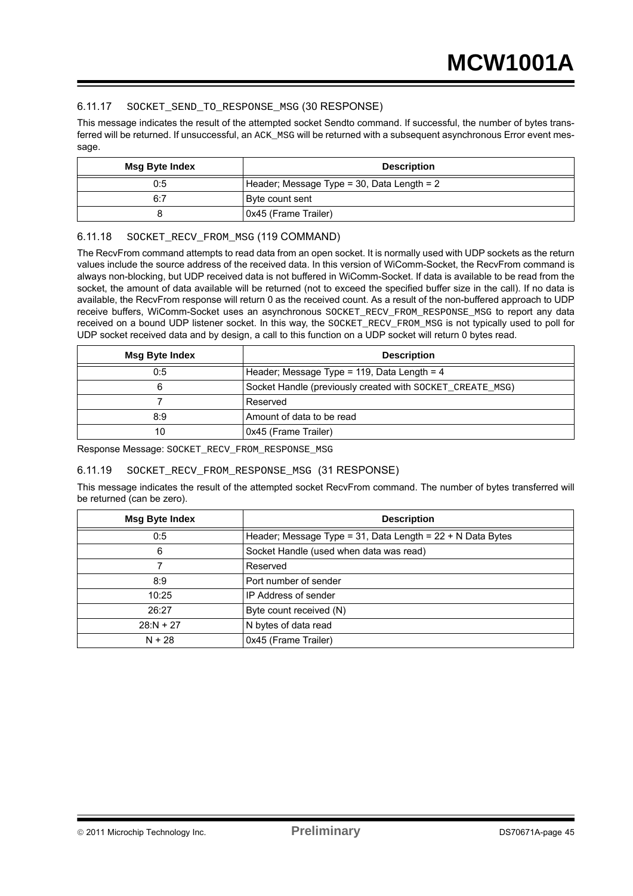### 6.11.17 SOCKET_SEND_TO_RESPONSE_MSG (30 RESPONSE)

This message indicates the result of the attempted socket Sendto command. If successful, the number of bytes transferred will be returned. If unsuccessful, an ACK_MSG will be returned with a subsequent asynchronous Error event message.

| Msg Byte Index | Description |
|---|---|
| 0:5 | Header; Message Type = 30, Data Length = 2 |
| 6:7 | Byte count sent |
| 8 | 0x45 (Frame Trailer) |

### 6.11.18 SOCKET_RECV_FROM_MSG (119 COMMAND)

The RecvFrom command attempts to read data from an open socket. It is normally used with UDP sockets as the return values include the source address of the received data. In this version of WiComm-Socket, the RecvFrom command is always non-blocking, but UDP received data is not buffered in WiComm-Socket. If data is available to be read from the socket, the amount of data available will be returned (not to exceed the specified buffer size in the call). If no data is available, the RecvFrom response will return 0 as the received count. As a result of the non-buffered approach to UDP receive buffers, WiComm-Socket uses an asynchronous SOCKET_RECV_FROM_RESPONSE_MSG to report any data received on a bound UDP listener socket. In this way, the SOCKET_RECV_FROM_MSG is not typically used to poll for UDP socket received data and by design, a call to this function on a UDP socket will return 0 bytes read.

| Msg Byte Index | Description |
|---|---|
| 0:5 | Header; Message Type = 119, Data Length = 4 |
| 6 | Socket Handle (previously created with SOCKET_CREATE_MSG) |
| 7 | Reserved |
| 8:9 | Amount of data to be read |
| 10 | 0x45 (Frame Trailer) |

Response Message: SOCKET_RECV_FROM_RESPONSE_MSG

### 6.11.19 SOCKET_RECV_FROM_RESPONSE_MSG (31 RESPONSE)

This message indicates the result of the attempted socket RecvFrom command. The number of bytes transferred will be returned (can be zero).

| Msg Byte Index | Description |
|---|---|
| 0:5 | Header; Message Type = 31, Data Length = 22 + N Data Bytes |
| 6 | Socket Handle (used when data was read) |
| 7 | Reserved |
| 8:9 | Port number of sender |
| 10:25 | IP Address of sender |
| 26:27 | Byte count received (N) |
| 28:N + 27 | N bytes of data read |
| N + 28 | 0x45 (Frame Trailer) |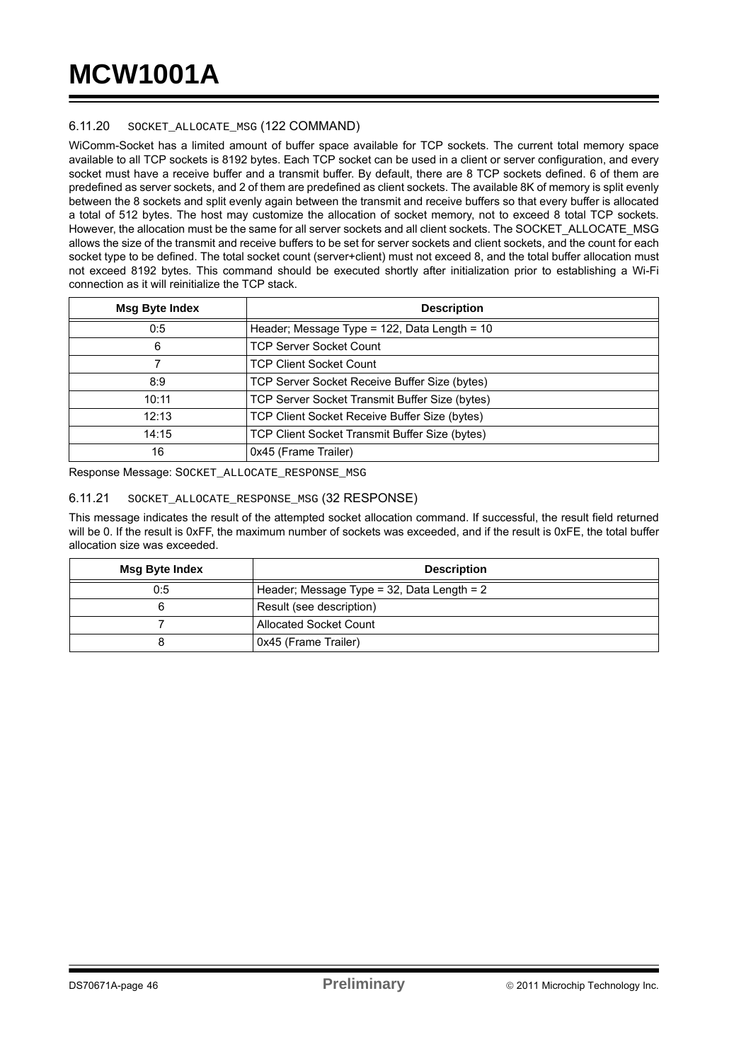### 6.11.20 SOCKET_ALLOCATE_MSG (122 COMMAND)

WiComm-Socket has a limited amount of buffer space available for TCP sockets. The current total memory space available to all TCP sockets is 8192 bytes. Each TCP socket can be used in a client or server configuration, and every socket must have a receive buffer and a transmit buffer. By default, there are 8 TCP sockets defined. 6 of them are predefined as server sockets, and 2 of them are predefined as client sockets. The available 8K of memory is split evenly between the 8 sockets and split evenly again between the transmit and receive buffers so that every buffer is allocated a total of 512 bytes. The host may customize the allocation of socket memory, not to exceed 8 total TCP sockets. However, the allocation must be the same for all server sockets and all client sockets. The SOCKET_ALLOCATE_MSG allows the size of the transmit and receive buffers to be set for server sockets and client sockets, and the count for each socket type to be defined. The total socket count (server+client) must not exceed 8, and the total buffer allocation must not exceed 8192 bytes. This command should be executed shortly after initialization prior to establishing a Wi-Fi connection as it will reinitialize the TCP stack.

| Msg Byte Index | Description |
|---|---|
| 0:5 | Header; Message Type = 122, Data Length = 10 |
| 6 | TCP Server Socket Count |
| 7 | TCP Client Socket Count |
| 8:9 | TCP Server Socket Receive Buffer Size (bytes) |
| 10:11 | TCP Server Socket Transmit Buffer Size (bytes) |
| 12:13 | TCP Client Socket Receive Buffer Size (bytes) |
| 14:15 | TCP Client Socket Transmit Buffer Size (bytes) |
| 16 | 0x45 (Frame Trailer) |

Response Message: SOCKET_ALLOCATE_RESPONSE_MSG

### 6.11.21 SOCKET_ALLOCATE_RESPONSE_MSG (32 RESPONSE)

This message indicates the result of the attempted socket allocation command. If successful, the result field returned will be 0. If the result is 0xFF, the maximum number of sockets was exceeded, and if the result is 0xFE, the total buffer allocation size was exceeded.

| Msg Byte Index | Description |
|---|---|
| 0:5 | Header; Message Type = 32, Data Length = 2 |
| 6 | Result (see description) |
| 7 | Allocated Socket Count |
| 8 | 0x45 (Frame Trailer) |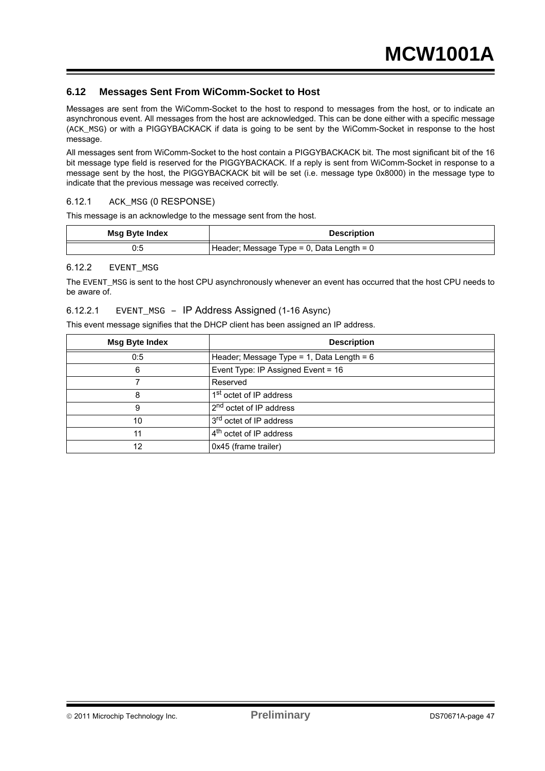## 6.12 Messages Sent From WiComm-Socket to Host

Messages are sent from the WiComm-Socket to the host to respond to messages from the host, or to indicate an asynchronous event. All messages from the host are acknowledged. This can be done either with a specific message (`ACK_MSG`) or with a PIGGYBACKACK if data is going to be sent by the WiComm-Socket in response to the host message.

All messages sent from WiComm-Socket to the host contain a PIGGYBACKACK bit. The most significant bit of the 16 bit message type field is reserved for the PIGGYBACKACK. If a reply is sent from WiComm-Socket in response to a message sent by the host, the PIGGYBACKACK bit will be set (i.e. message type 0x8000) in the message type to indicate that the previous message was received correctly.

### 6.12.1 `ACK_MSG` (0 RESPONSE)

This message is an acknowledge to the message sent from the host.

| Msg Byte Index | Description |
|---|---|
| 0:5 | Header; Message Type = 0, Data Length = 0 |

### 6.12.2 `EVENT_MSG`

The `EVENT_MSG` is sent to the host CPU asynchronously whenever an event has occurred that the host CPU needs to be aware of.

#### 6.12.2.1 `EVENT_MSG` – IP Address Assigned (1-16 Async)

This event message signifies that the DHCP client has been assigned an IP address.

| Msg Byte Index | Description |
|---|---|
| 0:5 | Header; Message Type = 1, Data Length = 6 |
| 6 | Event Type: IP Assigned Event = 16 |
| 7 | Reserved |
| 8 | 1st octet of IP address |
| 9 | 2nd octet of IP address |
| 10 | 3rd octet of IP address |
| 11 | 4th octet of IP address |
| 12 | 0x45 (frame trailer) |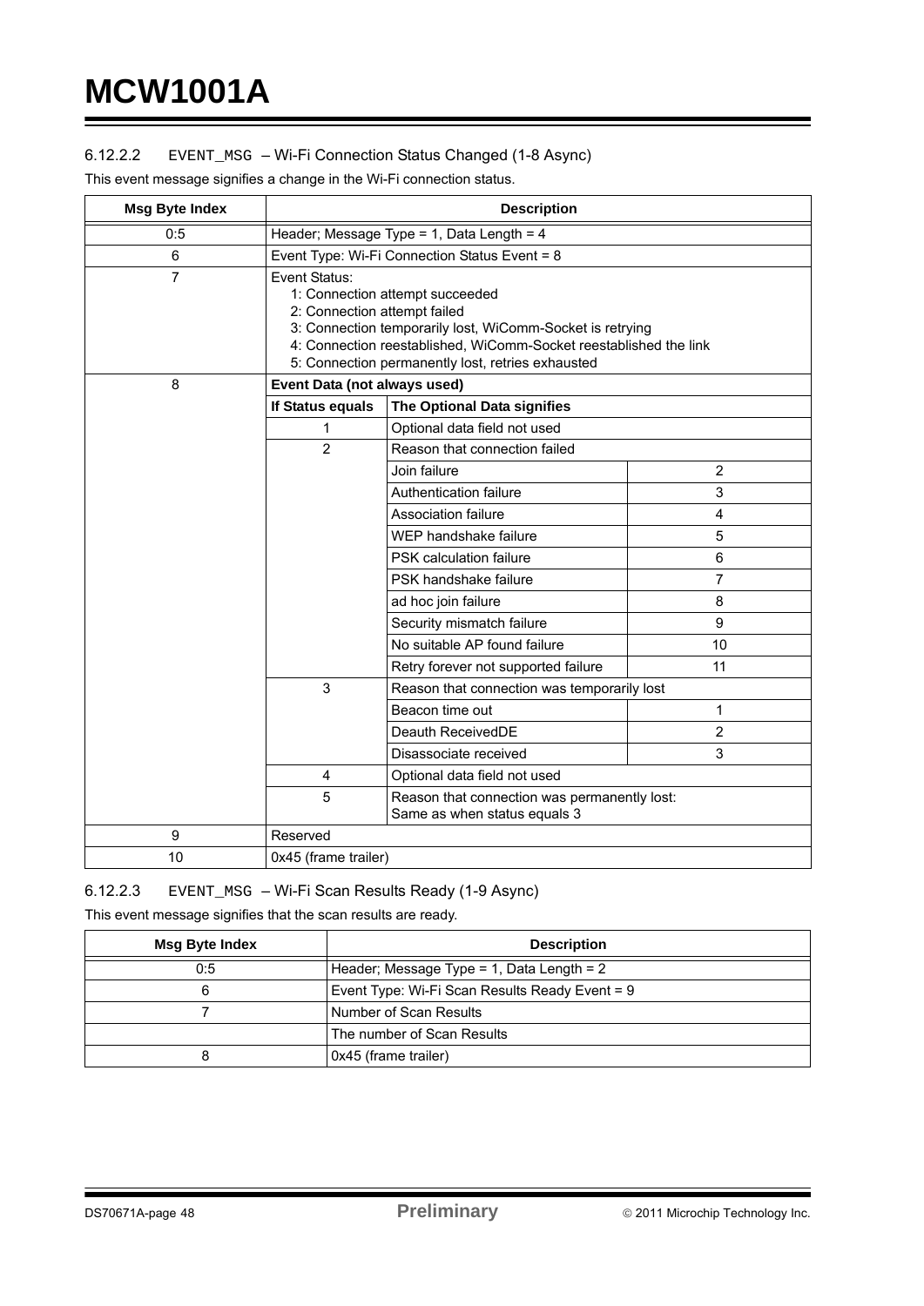#### 6.12.2.2 EVENT_MSG – Wi-Fi Connection Status Changed (1-8 Async)

This event message signifies a change in the Wi-Fi connection status.

| Msg Byte Index | Description | | |
|---|---|---|---|
| 0:5 | Header; Message Type = 1, Data Length = 4 | | |
| 6 | Event Type: Wi-Fi Connection Status Event = 8 | | |
| 7 | Event Status:<br>1: Connection attempt succeeded<br>2: Connection attempt failed<br>3: Connection temporarily lost, WiComm-Socket is retrying<br>4: Connection reestablished, WiComm-Socket reestablished the link<br>5: Connection permanently lost, retries exhausted | | |
| 8 | **Event Data (not always used)** | | |
| | **If Status equals** | **The Optional Data signifies** | |
| | 1 | Optional data field not used | |
| | 2 | Reason that connection failed | |
| | | Join failure | 2 |
| | | Authentication failure | 3 |
| | | Association failure | 4 |
| | | WEP handshake failure | 5 |
| | | PSK calculation failure | 6 |
| | | PSK handshake failure | 7 |
| | | ad hoc join failure | 8 |
| | | Security mismatch failure | 9 |
| | | No suitable AP found failure | 10 |
| | | Retry forever not supported failure | 11 |
| | 3 | Reason that connection was temporarily lost | |
| | | Beacon time out | 1 |
| | | Deauth ReceivedDE | 2 |
| | | Disassociate received | 3 |
| | 4 | Optional data field not used | |
| | 5 | Reason that connection was permanently lost:<br>Same as when status equals 3 | |
| 9 | Reserved | | |
| 10 | 0x45 (frame trailer) | | |

#### 6.12.2.3 EVENT_MSG – Wi-Fi Scan Results Ready (1-9 Async)

This event message signifies that the scan results are ready.

| Msg Byte Index | Description |
|---|---|
| 0:5 | Header; Message Type = 1, Data Length = 2 |
| 6 | Event Type: Wi-Fi Scan Results Ready Event = 9 |
| 7 | Number of Scan Results |
| | The number of Scan Results |
| 8 | 0x45 (frame trailer) |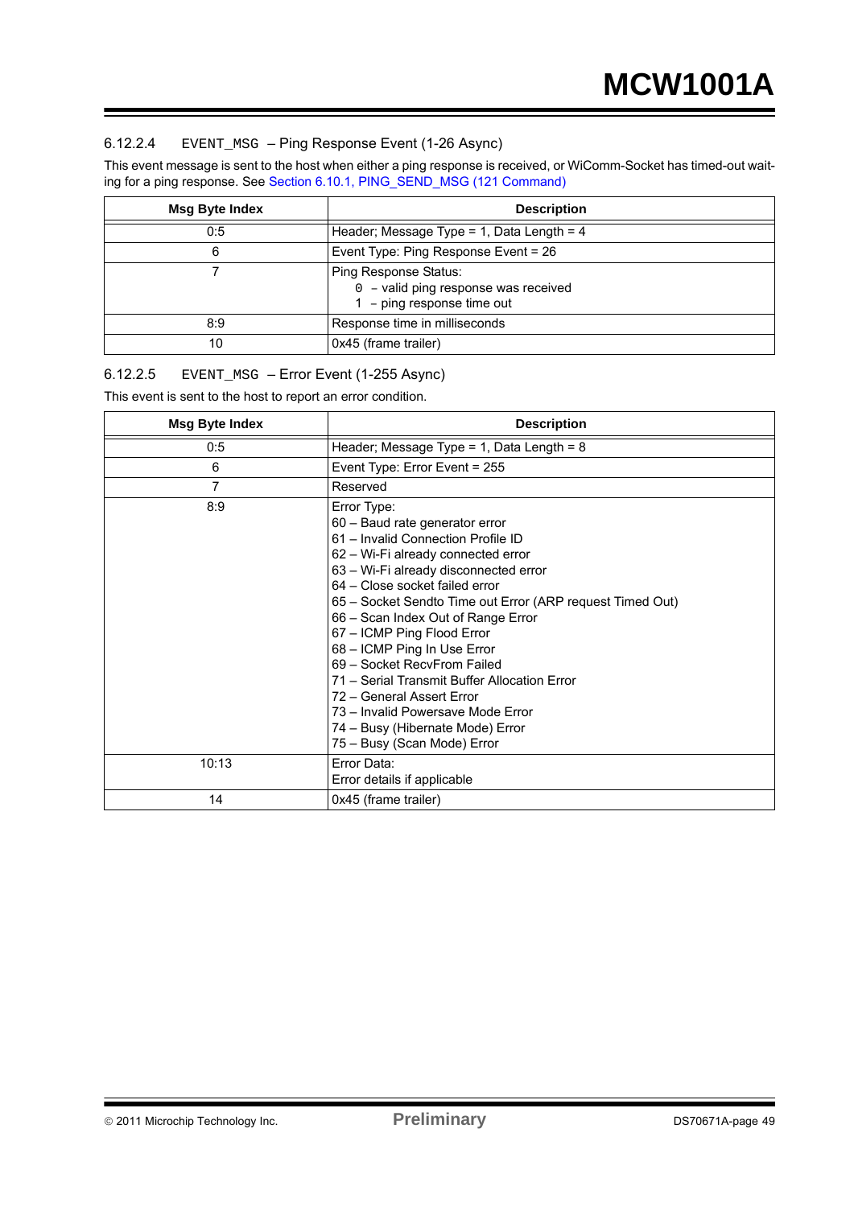#### 6.12.2.4 EVENT_MSG – Ping Response Event (1-26 Async)

This event message is sent to the host when either a ping response is received, or WiComm-Socket has timed-out waiting for a ping response. See Section 6.10.1, PING_SEND_MSG (121 Command)

| Msg Byte Index | Description |
|---|---|
| 0:5 | Header; Message Type = 1, Data Length = 4 |
| 6 | Event Type: Ping Response Event = 26 |
| 7 | Ping Response Status:<br>0 – valid ping response was received<br>1 – ping response time out |
| 8:9 | Response time in milliseconds |
| 10 | 0x45 (frame trailer) |

#### 6.12.2.5 EVENT_MSG – Error Event (1-255 Async)

This event is sent to the host to report an error condition.

| Msg Byte Index | Description |
|---|---|
| 0:5 | Header; Message Type = 1, Data Length = 8 |
| 6 | Event Type: Error Event = 255 |
| 7 | Reserved |
| 8:9 | Error Type:<br>60 – Baud rate generator error<br>61 – Invalid Connection Profile ID<br>62 – Wi-Fi already connected error<br>63 – Wi-Fi already disconnected error<br>64 – Close socket failed error<br>65 – Socket Sendto Time out Error (ARP request Timed Out)<br>66 – Scan Index Out of Range Error<br>67 – ICMP Ping Flood Error<br>68 – ICMP Ping In Use Error<br>69 – Socket RecvFrom Failed<br>71 – Serial Transmit Buffer Allocation Error<br>72 – General Assert Error<br>73 – Invalid Powersave Mode Error<br>74 – Busy (Hibernate Mode) Error<br>75 – Busy (Scan Mode) Error |
| 10:13 | Error Data:<br>Error details if applicable |
| 14 | 0x45 (frame trailer) |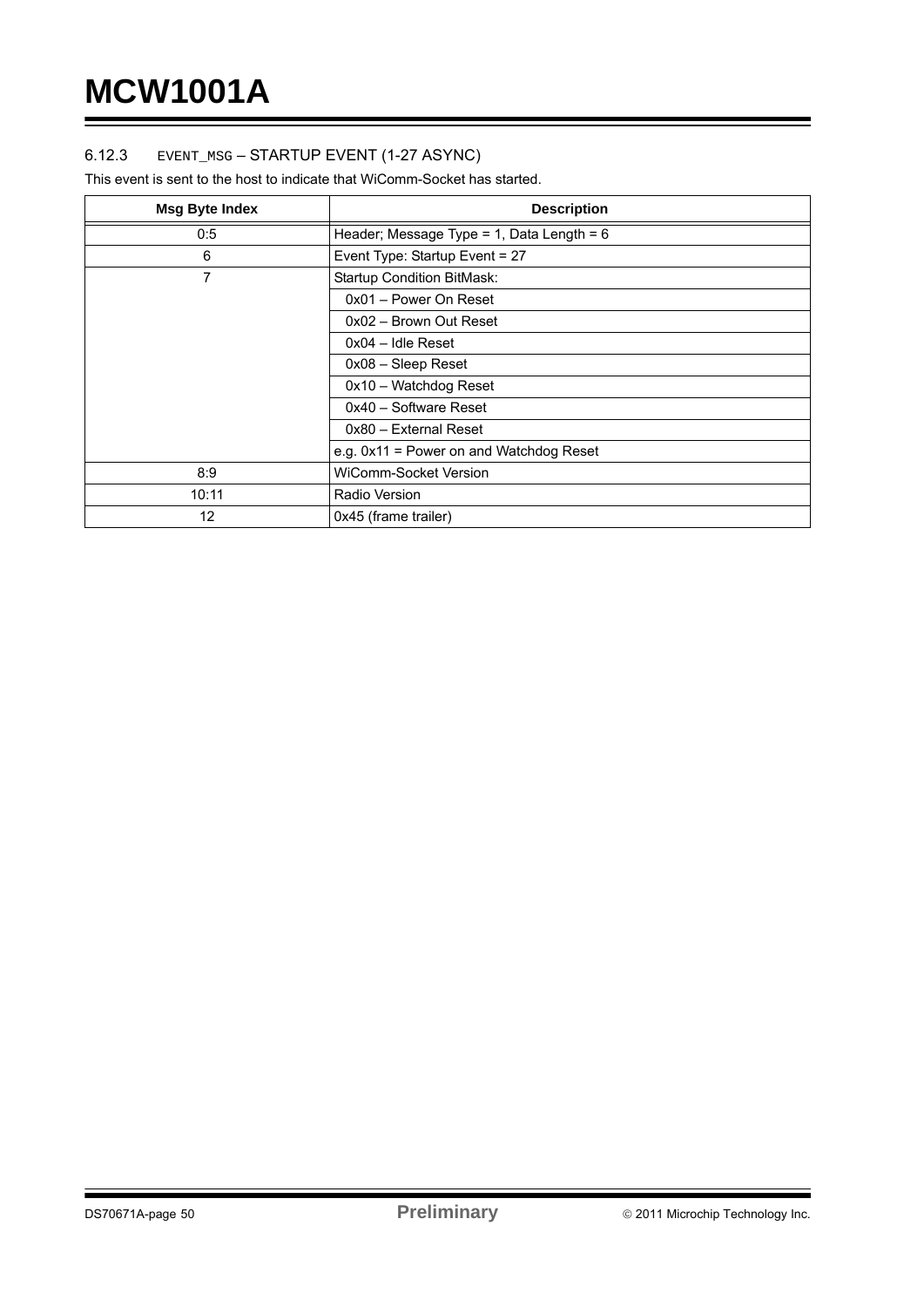### 6.12.3 EVENT_MSG – STARTUP EVENT (1-27 ASYNC)

This event is sent to the host to indicate that WiComm-Socket has started.

| Msg Byte Index | Description |
|---|---|
| 0:5 | Header; Message Type = 1, Data Length = 6 |
| 6 | Event Type: Startup Event = 27 |
| 7 | Startup Condition BitMask: |
| | 0x01 – Power On Reset |
| | 0x02 – Brown Out Reset |
| | 0x04 – Idle Reset |
| | 0x08 – Sleep Reset |
| | 0x10 – Watchdog Reset |
| | 0x40 – Software Reset |
| | 0x80 – External Reset |
| | e.g. 0x11 = Power on and Watchdog Reset |
| 8:9 | WiComm-Socket Version |
| 10:11 | Radio Version |
| 12 | 0x45 (frame trailer) |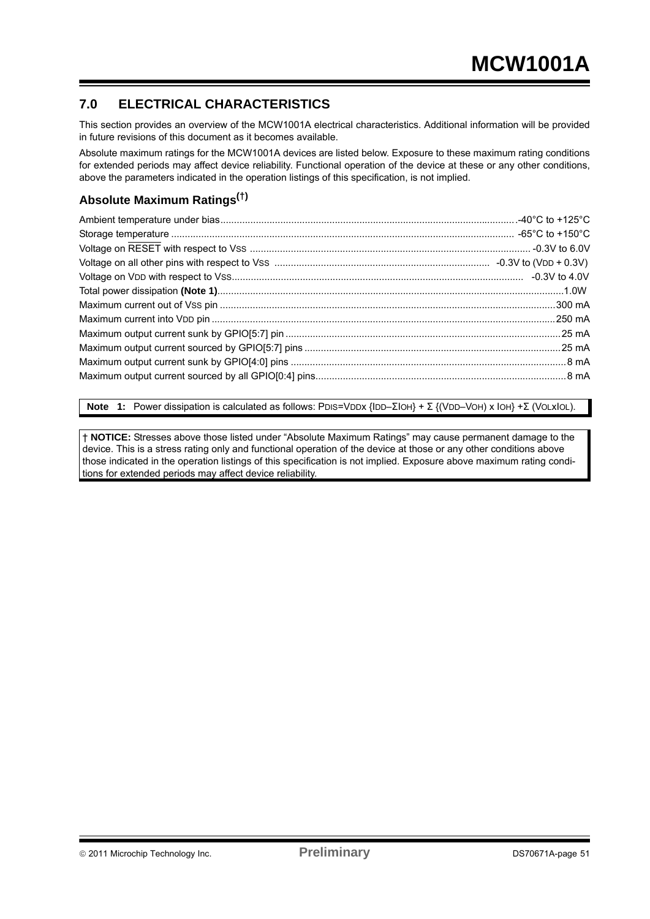# 7.0 ELECTRICAL CHARACTERISTICS

This section provides an overview of the MCW1001A electrical characteristics. Additional information will be provided in future revisions of this document as it becomes available.

Absolute maximum ratings for the MCW1001A devices are listed below. Exposure to these maximum rating conditions for extended periods may affect device reliability. Functional operation of the device at these or any other conditions, above the parameters indicated in the operation listings of this specification, is not implied.

## Absolute Maximum Ratings(†)

Ambient temperature under bias....................................................................................................................-40°C to +125°C
Storage temperature ..................................................................................................................................... -65°C to +150°C
Voltage on $\overline{RESET}$ with respect to $V_{SS}$ ........................................................................................................... -0.3V to 6.0V
Voltage on all other pins with respect to $V_{SS}$ ................................................................................ -0.3V to ($V_{DD}$ + 0.3V)
Voltage on $V_{DD}$ with respect to $V_{SS}$...................................................................................................................... -0.3V to 4.0V
Total power dissipation **(Note 1)**.................................................................................................................................1.0W
Maximum current out of $V_{SS}$ pin ................................................................................................................................300 mA
Maximum current into $V_{DD}$ pin ..................................................................................................................................250 mA
Maximum output current sunk by GPIO[5:7] pin .........................................................................................................25 mA
Maximum output current sourced by GPIO[5:7] pins ..................................................................................................25 mA
Maximum output current sunk by GPIO[4:0] pins .........................................................................................................8 mA
Maximum output current sourced by all GPIO[0:4] pins................................................................................................8 mA

**Note 1:** Power dissipation is calculated as follows: $P_{DIS} = V_{DD} \times \{I_{DD} - \Sigma I_{OH}\} + \Sigma \{(V_{DD} - V_{OH}) \times I_{OH}\} + \Sigma (V_{OL} \times I_{OL})$.

† **NOTICE:** Stresses above those listed under "Absolute Maximum Ratings" may cause permanent damage to the device. This is a stress rating only and functional operation of the device at those or any other conditions above those indicated in the operation listings of this specification is not implied. Exposure above maximum rating conditions for extended periods may affect device reliability.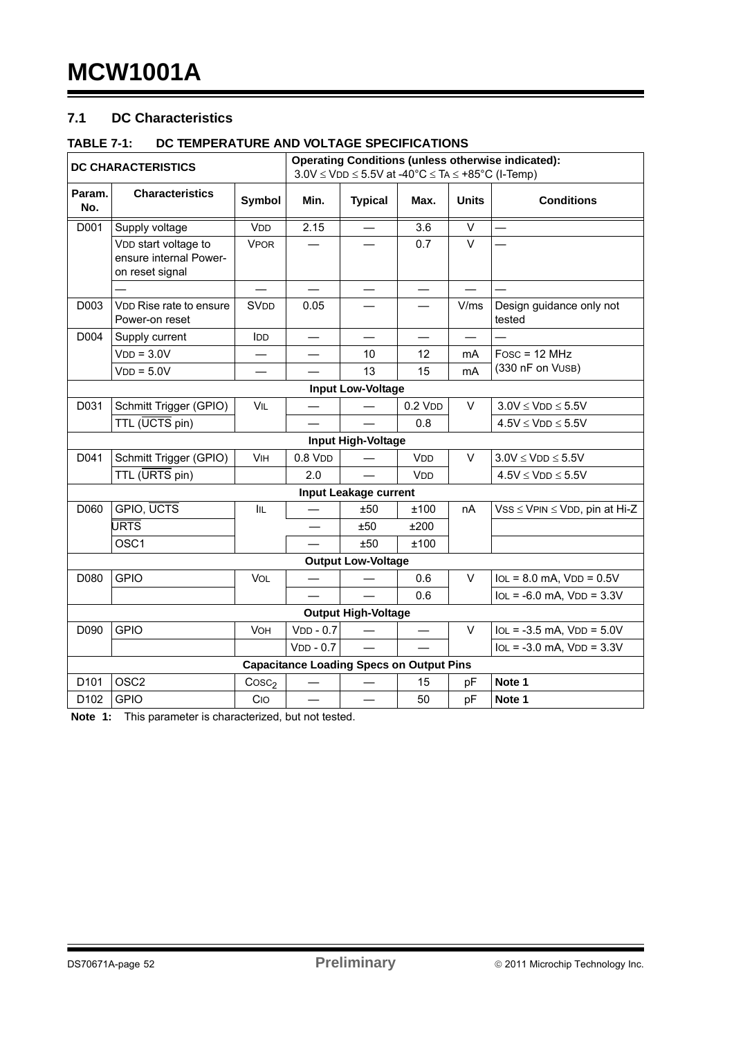## 7.1 DC Characteristics

**TABLE 7-1: DC TEMPERATURE AND VOLTAGE SPECIFICATIONS**

| DC CHARACTERISTICS | | | Operating Conditions (unless otherwise indicated): $3.0V \leq V_{DD} \leq 5.5V$ at $-40°C \leq T_A \leq +85°C$ (I-Temp) | | | | |
|---|---|---|---|---|---|---|---|
| **Param. No.** | **Characteristics** | **Symbol** | **Min.** | **Typical** | **Max.** | **Units** | **Conditions** |
| D001 | Supply voltage | $V_{DD}$ | 2.15 | — | 3.6 | V | — |
| | $V_{DD}$ start voltage to ensure internal Power-on reset signal | $V_{POR}$ | — | — | 0.7 | V | — |
| | — | — | — | — | — | — | — |
| D003 | $V_{DD}$ Rise rate to ensure Power-on reset | $SV_{DD}$ | 0.05 | — | — | V/ms | Design guidance only not tested |
| D004 | Supply current | $I_{DD}$ | — | — | — | — | — |
| | $V_{DD}$ = 3.0V | — | — | 10 | 12 | mA | $F_{OSC}$ = 12 MHz (330 nF on $V_{USB}$) |
| | $V_{DD}$ = 5.0V | — | — | 13 | 15 | mA | |
| **Input Low-Voltage** | | | | | | | |
| D031 | Schmitt Trigger (GPIO) | $V_{IL}$ | — | — | 0.2 $V_{DD}$ | V | $3.0V \leq V_{DD} \leq 5.5V$ |
| | TTL ($\overline{UCTS}$ pin) | | — | — | 0.8 | | $4.5V \leq V_{DD} \leq 5.5V$ |
| **Input High-Voltage** | | | | | | | |
| D041 | Schmitt Trigger (GPIO) | $V_{IH}$ | 0.8 $V_{DD}$ | — | $V_{DD}$ | V | $3.0V \leq V_{DD} \leq 5.5V$ |
| | TTL ($\overline{URTS}$ pin) | | 2.0 | — | $V_{DD}$ | | $4.5V \leq V_{DD} \leq 5.5V$ |
| **Input Leakage current** | | | | | | | |
| D060 | GPIO, $\overline{UCTS}$ | $I_{IL}$ | — | ±50 | ±100 | nA | $V_{SS} \leq V_{PIN} \leq V_{DD}$, pin at Hi-Z |
| | $\overline{URTS}$ | | — | ±50 | ±200 | | |
| | OSC1 | | — | ±50 | ±100 | | |
| **Output Low-Voltage** | | | | | | | |
| D080 | GPIO | $V_{OL}$ | — | — | 0.6 | V | $I_{OL}$ = 8.0 mA, $V_{DD}$ = 0.5V |
| | | | — | — | 0.6 | | $I_{OL}$ = -6.0 mA, $V_{DD}$ = 3.3V |
| **Output High-Voltage** | | | | | | | |
| D090 | GPIO | $V_{OH}$ | $V_{DD}$ - 0.7 | — | — | V | $I_{OL}$ = -3.5 mA, $V_{DD}$ = 5.0V |
| | | | $V_{DD}$ - 0.7 | — | — | | $I_{OL}$ = -3.0 mA, $V_{DD}$ = 3.3V |
| **Capacitance Loading Specs on Output Pins** | | | | | | | |
| D101 | OSC2 | $C_{OSC2}$ | — | — | 15 | pF | **Note 1** |
| D102 | GPIO | $C_{IO}$ | — | — | 50 | pF | **Note 1** |

**Note 1:** This parameter is characterized, but not tested.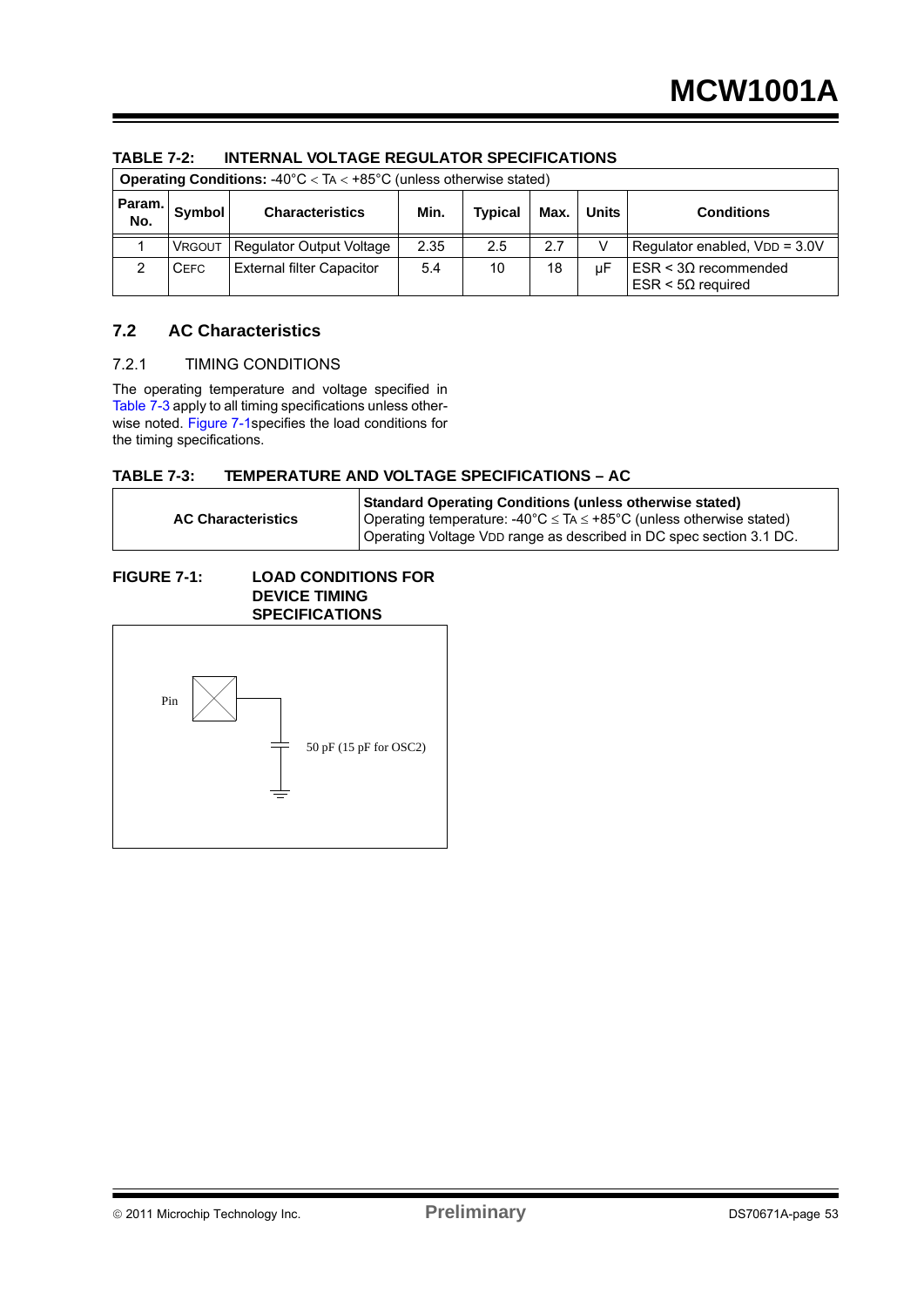**TABLE 7-2: INTERNAL VOLTAGE REGULATOR SPECIFICATIONS**

| **Operating Conditions:** -40°C < TA < +85°C (unless otherwise stated) | | | | | | | |
|---|---|---|---|---|---|---|---|
| **Param. No.** | **Symbol** | **Characteristics** | **Min.** | **Typical** | **Max.** | **Units** | **Conditions** |
| 1 | VRGOUT | Regulator Output Voltage | 2.35 | 2.5 | 2.7 | V | Regulator enabled, VDD = 3.0V |
| 2 | CEFC | External filter Capacitor | 5.4 | 10 | 18 | µF | ESR < 3Ω recommended<br>ESR < 5Ω required |

## 7.2 AC Characteristics

### 7.2.1 TIMING CONDITIONS

The operating temperature and voltage specified in Table 7-3 apply to all timing specifications unless otherwise noted. Figure 7-1specifies the load conditions for the timing specifications.

**TABLE 7-3: TEMPERATURE AND VOLTAGE SPECIFICATIONS – AC**

| **AC Characteristics** | **Standard Operating Conditions (unless otherwise stated)**<br>Operating temperature: -40°C ≤ TA ≤ +85°C (unless otherwise stated)<br>Operating Voltage VDD range as described in DC spec section 3.1 DC. |
|---|---|

**FIGURE 7-1: LOAD CONDITIONS FOR DEVICE TIMING SPECIFICATIONS**

Pin

50 pF (15 pF for OSC2)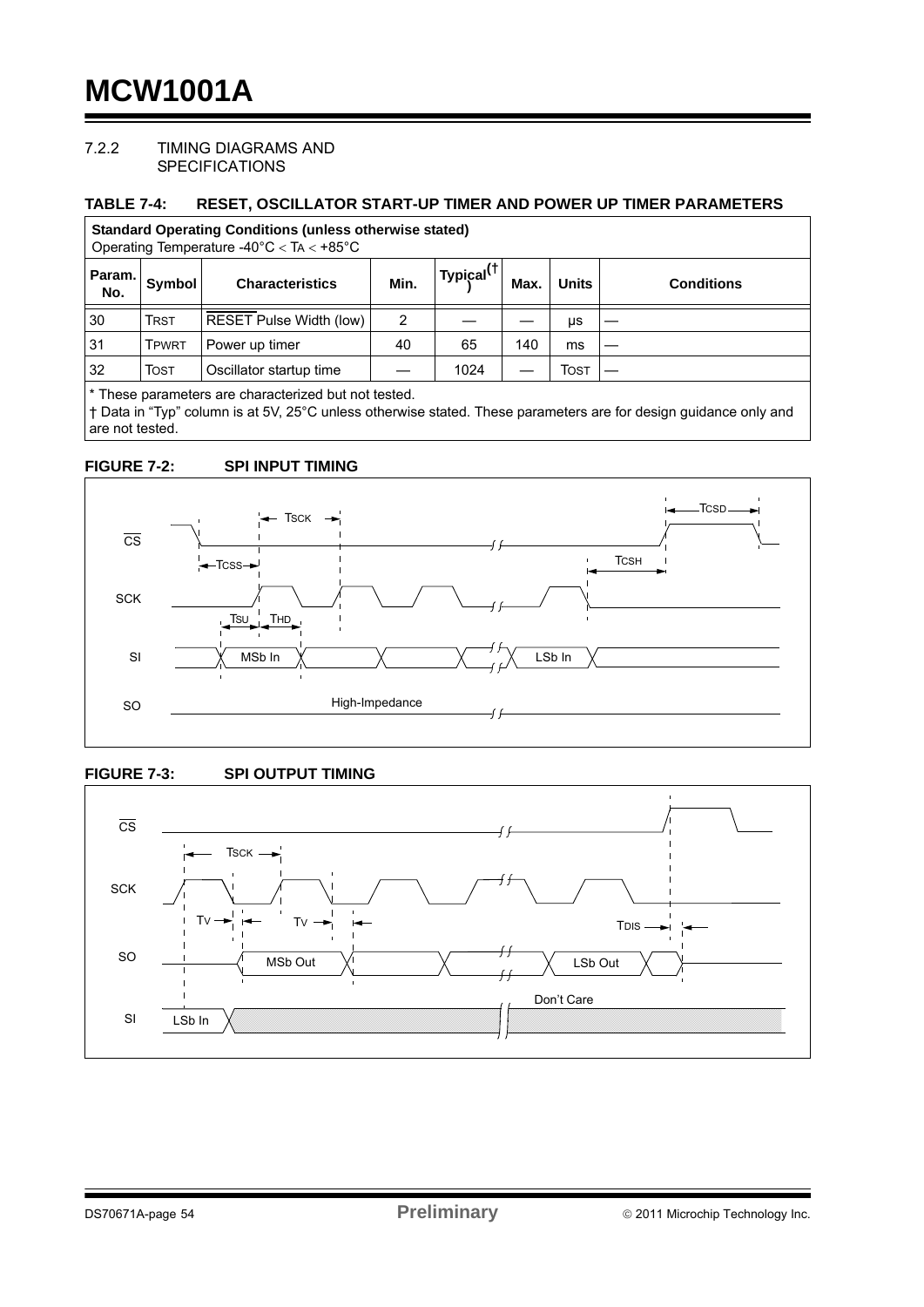### 7.2.2 TIMING DIAGRAMS AND SPECIFICATIONS

**TABLE 7-4: RESET, OSCILLATOR START-UP TIMER AND POWER UP TIMER PARAMETERS**

**Standard Operating Conditions (unless otherwise stated)**
Operating Temperature -40°C < TA < +85°C

| Param. No. | Symbol | Characteristics | Min. | Typical(†) | Max. | Units | Conditions |
|---|---|---|---|---|---|---|---|
| 30 | TRST | RESET Pulse Width (low) | 2 | — | — | μs | — |
| 31 | TPWRT | Power up timer | 40 | 65 | 140 | ms | — |
| 32 | TOST | Oscillator startup time | — | 1024 | — | TOST | — |

\* These parameters are characterized but not tested.
† Data in "Typ" column is at 5V, 25°C unless otherwise stated. These parameters are for design guidance only and are not tested.

**FIGURE 7-2: SPI INPUT TIMING**

**FIGURE 7-3: SPI OUTPUT TIMING**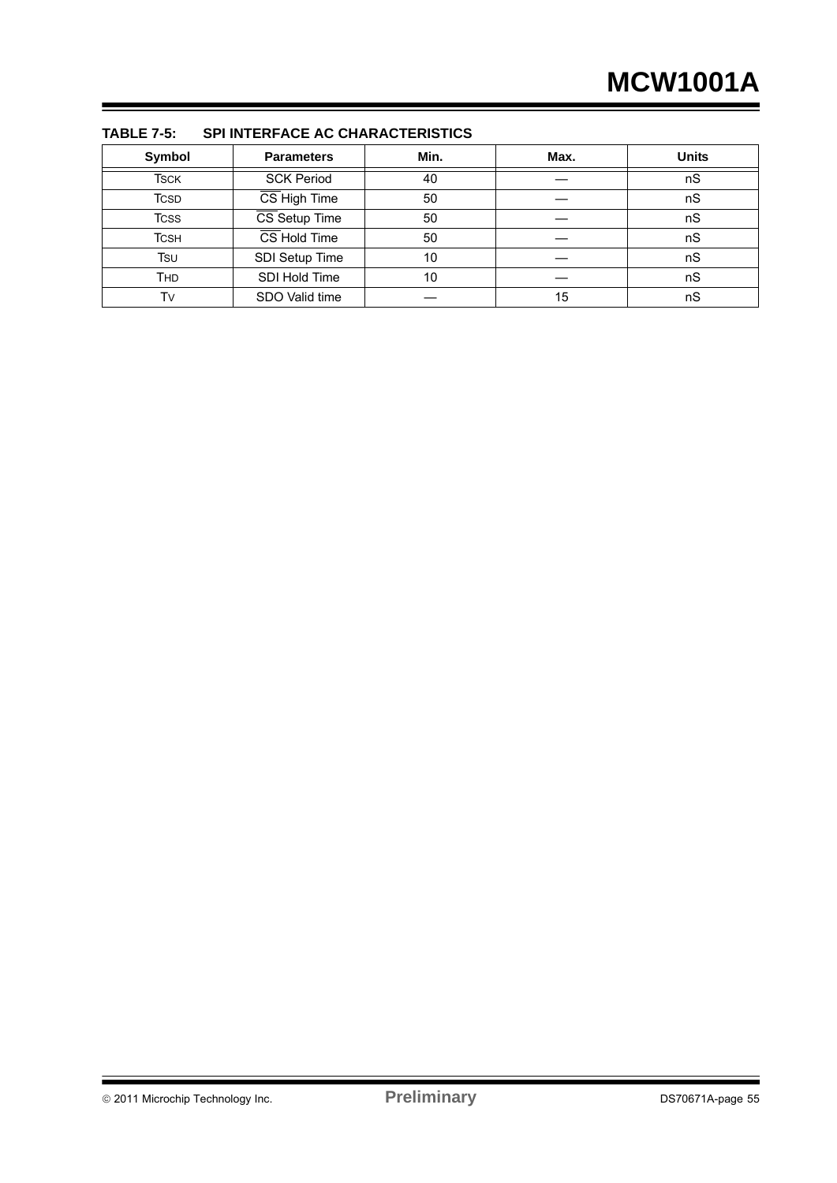**TABLE 7-5: SPI INTERFACE AC CHARACTERISTICS**

| Symbol | Parameters | Min. | Max. | Units |
|---|---|---|---|---|
| $T_{SCK}$ | SCK Period | 40 | — | nS |
| $T_{CSD}$ | $\overline{CS}$ High Time | 50 | — | nS |
| $T_{CSS}$ | $\overline{CS}$ Setup Time | 50 | — | nS |
| $T_{CSH}$ | $\overline{CS}$ Hold Time | 50 | — | nS |
| $T_{SU}$ | SDI Setup Time | 10 | — | nS |
| $T_{HD}$ | SDI Hold Time | 10 | — | nS |
| $T_{V}$ | SDO Valid time | — | 15 | nS |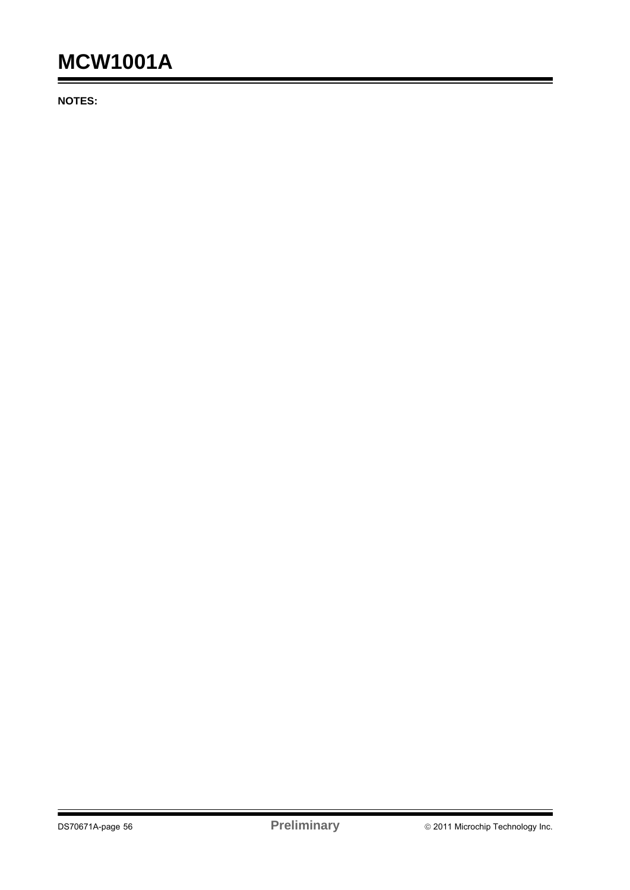**NOTES:**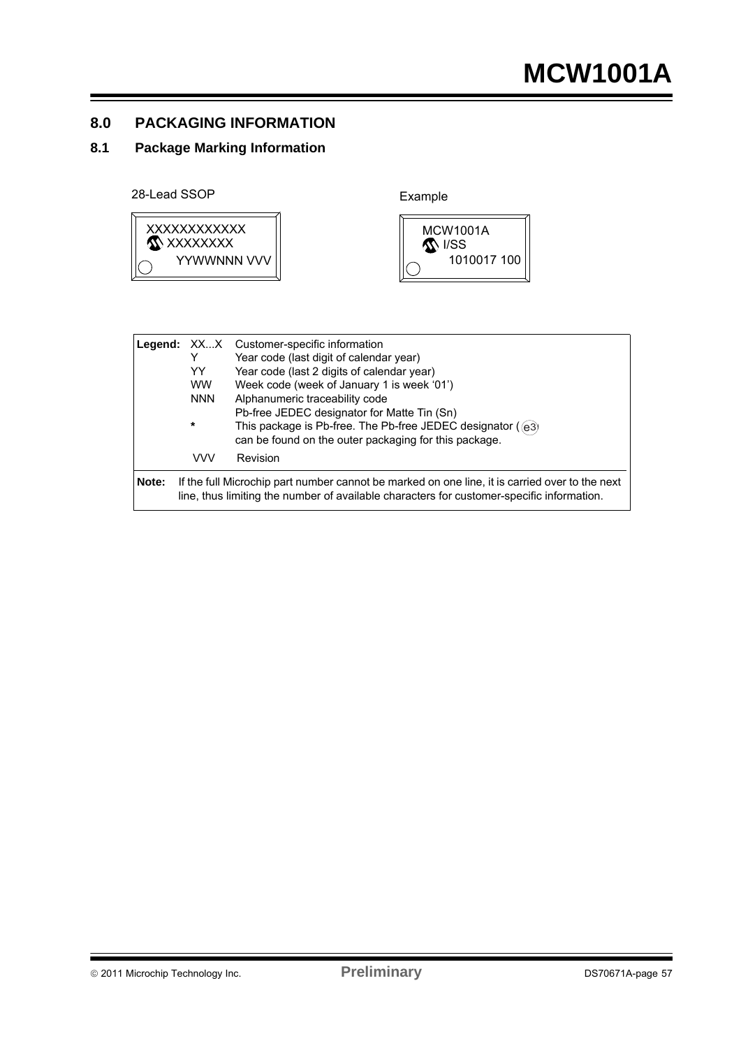## 8.0 PACKAGING INFORMATION

### 8.1 Package Marking Information

28-Lead SSOP

```
XXXXXXXXXXXX
XXXXXXXX
YYWWNNN VVV
```

Example

```
MCW1001A
I/SS
1010017 100
```

| Legend: | | |
|---|---|---|
| | XX...X | Customer-specific information |
| | Y | Year code (last digit of calendar year) |
| | YY | Year code (last 2 digits of calendar year) |
| | WW | Week code (week of January 1 is week '01') |
| | NNN | Alphanumeric traceability code |
| | (e3) | Pb-free JEDEC designator for Matte Tin (Sn) |
| | * | This package is Pb-free. The Pb-free JEDEC designator ((e3)) can be found on the outer packaging for this package. |
| | VVV | Revision |

**Note:** If the full Microchip part number cannot be marked on one line, it is carried over to the next line, thus limiting the number of available characters for customer-specific information.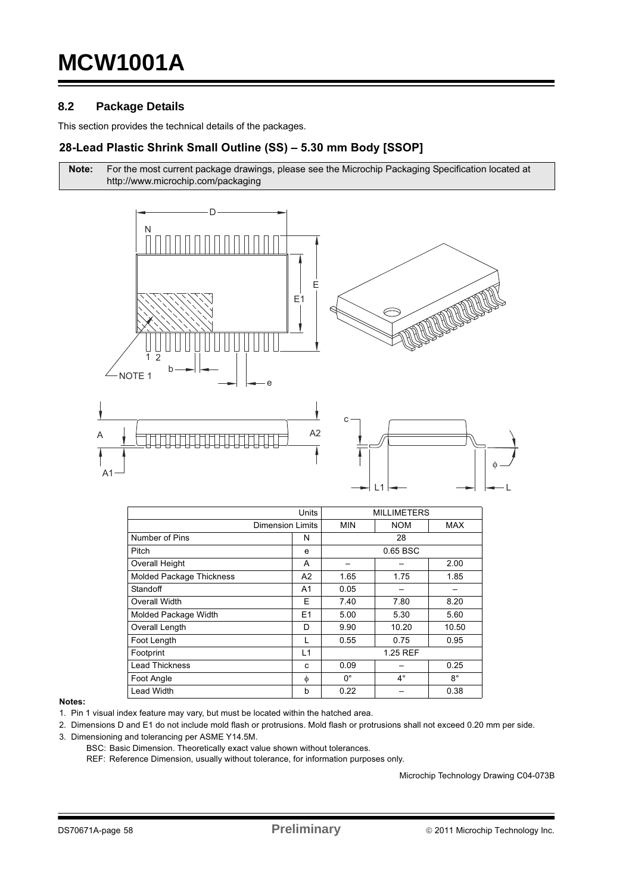## 8.2 Package Details

This section provides the technical details of the packages.

### 28-Lead Plastic Shrink Small Outline (SS) – 5.30 mm Body [SSOP]

| **Note:** | For the most current package drawings, please see the Microchip Packaging Specification located at http://www.microchip.com/packaging |
|---|---|

| | Units | MILLIMETERS | | |
|---|---|---|---|---|
| | Dimension Limits | MIN | NOM | MAX |
| Number of Pins | N | | 28 | |
| Pitch | e | | 0.65 BSC | |
| Overall Height | A | – | – | 2.00 |
| Molded Package Thickness | A2 | 1.65 | 1.75 | 1.85 |
| Standoff | A1 | 0.05 | – | – |
| Overall Width | E | 7.40 | 7.80 | 8.20 |
| Molded Package Width | E1 | 5.00 | 5.30 | 5.60 |
| Overall Length | D | 9.90 | 10.20 | 10.50 |
| Foot Length | L | 0.55 | 0.75 | 0.95 |
| Footprint | L1 | | 1.25 REF | |
| Lead Thickness | c | 0.09 | – | 0.25 |
| Foot Angle | ϕ | 0° | 4° | 8° |
| Lead Width | b | 0.22 | – | 0.38 |

**Notes:**

1. Pin 1 visual index feature may vary, but must be located within the hatched area.
2. Dimensions D and E1 do not include mold flash or protrusions. Mold flash or protrusions shall not exceed 0.20 mm per side.
3. Dimensioning and tolerancing per ASME Y14.5M.

   BSC: Basic Dimension. Theoretically exact value shown without tolerances.

   REF: Reference Dimension, usually without tolerance, for information purposes only.

Microchip Technology Drawing C04-073B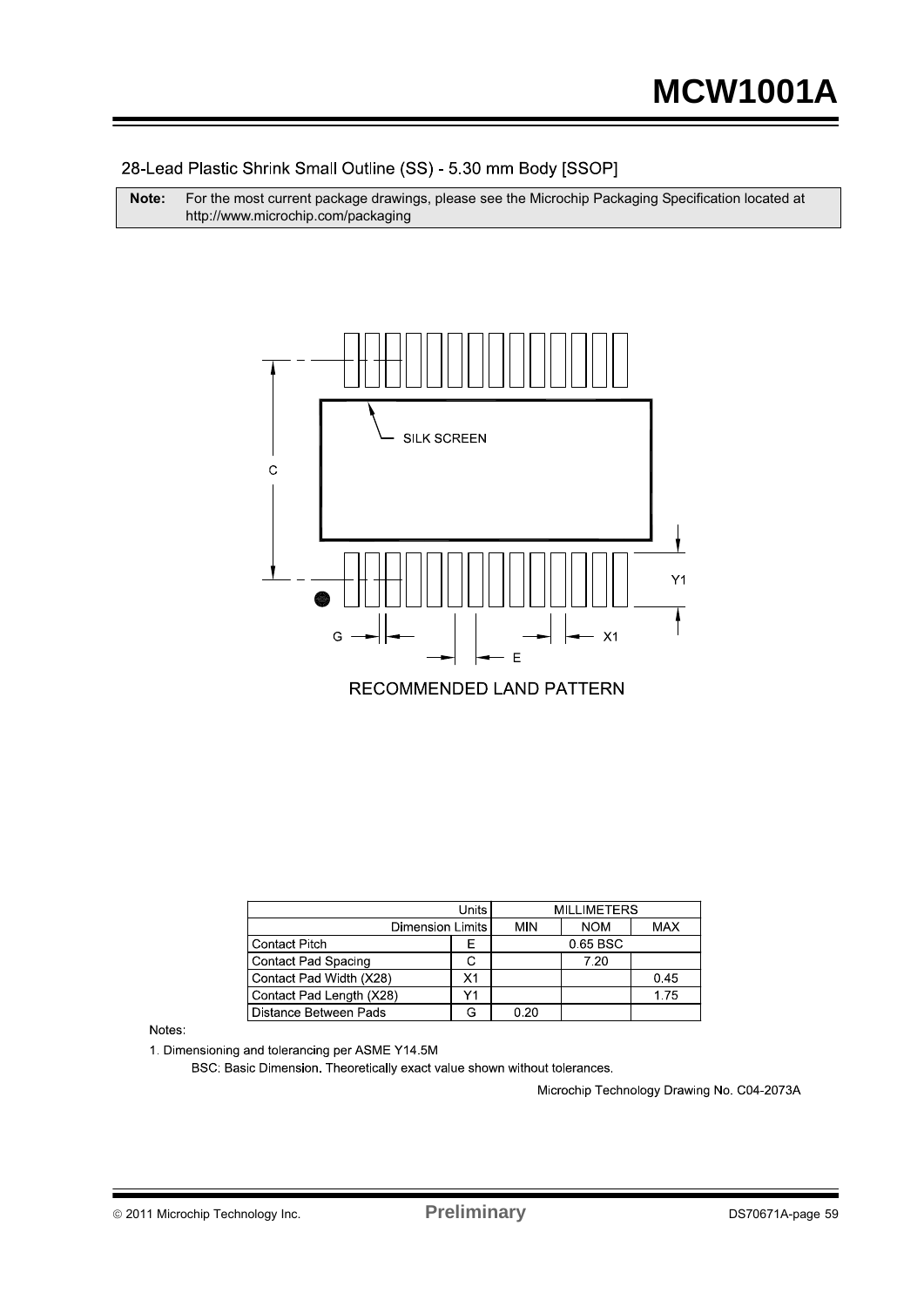## 28-Lead Plastic Shrink Small Outline (SS) - 5.30 mm Body [SSOP]

**Note:** For the most current package drawings, please see the Microchip Packaging Specification located at http://www.microchip.com/packaging

RECOMMENDED LAND PATTERN

| Units | | MILLIMETERS | | |
|---|---|---|---|---|
| Dimension Limits | | MIN | NOM | MAX |
| Contact Pitch | E | | 0.65 BSC | |
| Contact Pad Spacing | C | | 7.20 | |
| Contact Pad Width (X28) | X1 | | | 0.45 |
| Contact Pad Length (X28) | Y1 | | | 1.75 |
| Distance Between Pads | G | 0.20 | | |

Notes:

1. Dimensioning and tolerancing per ASME Y14.5M

   BSC: Basic Dimension. Theoretically exact value shown without tolerances.

Microchip Technology Drawing No. C04-2073A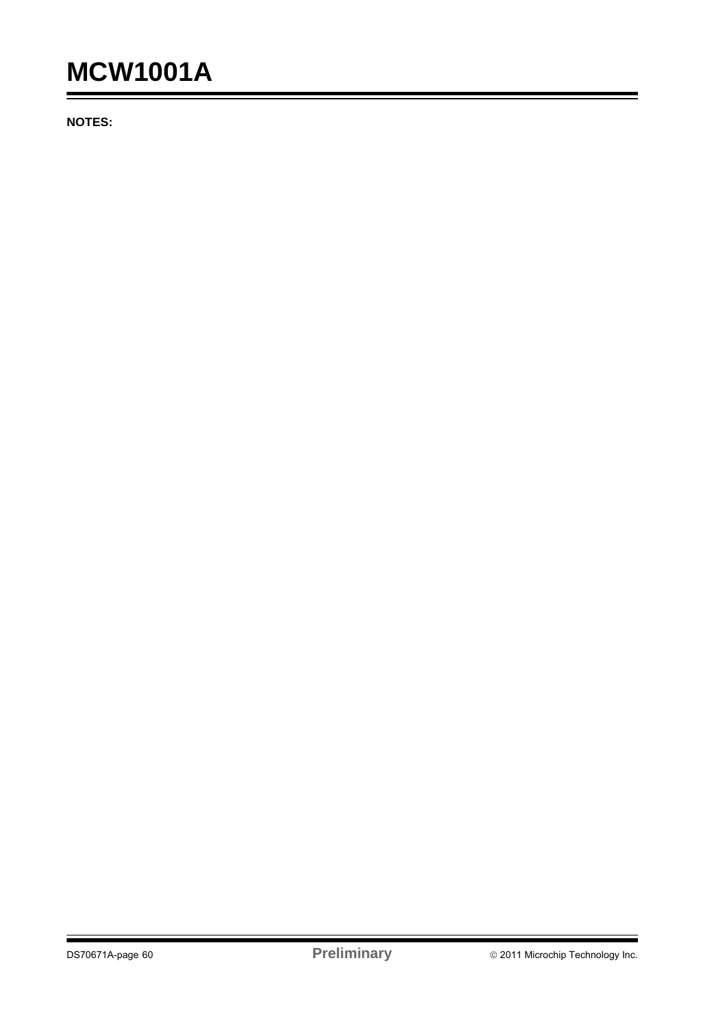**NOTES:**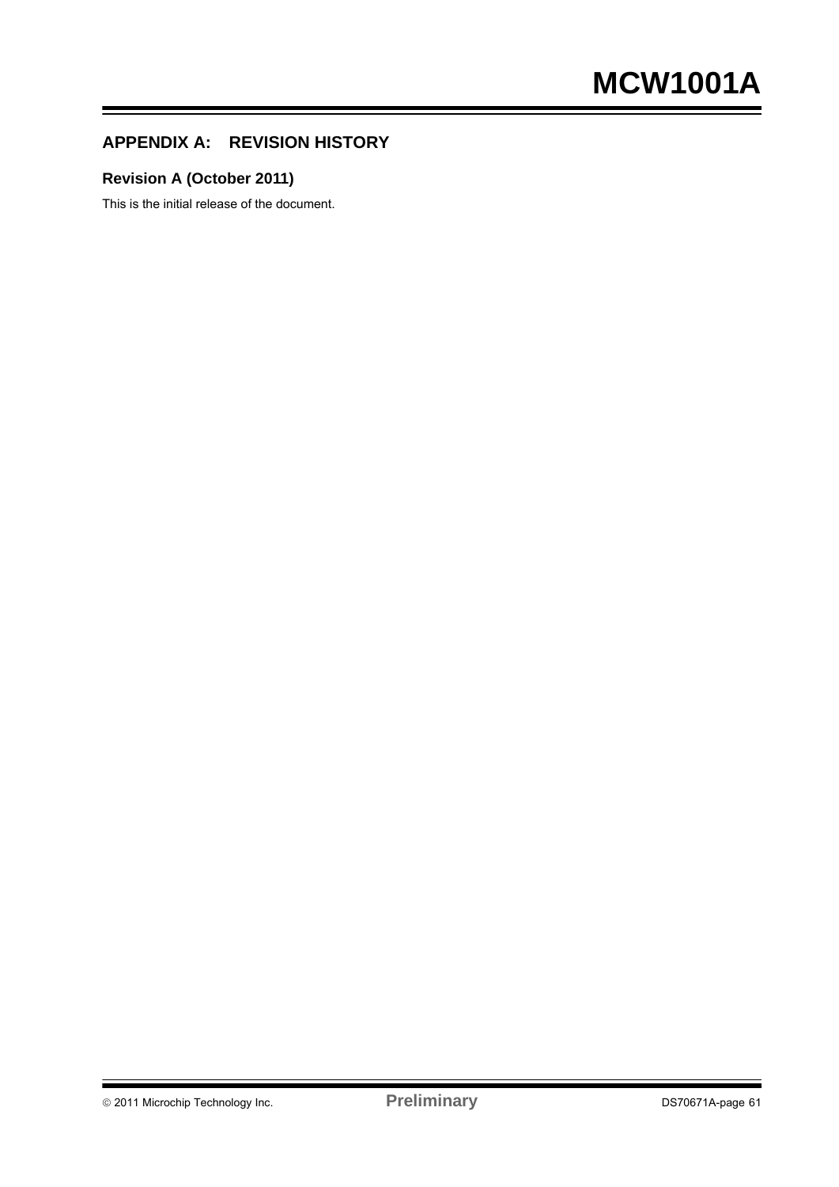## APPENDIX A: REVISION HISTORY

### Revision A (October 2011)

This is the initial release of the document.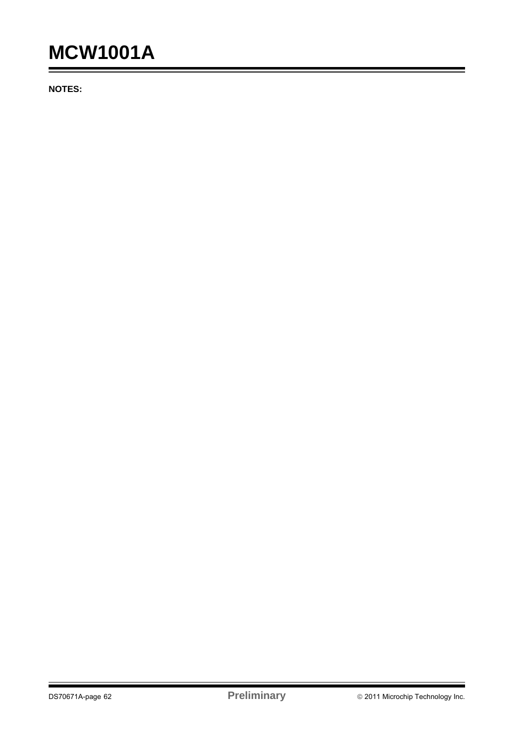**NOTES:**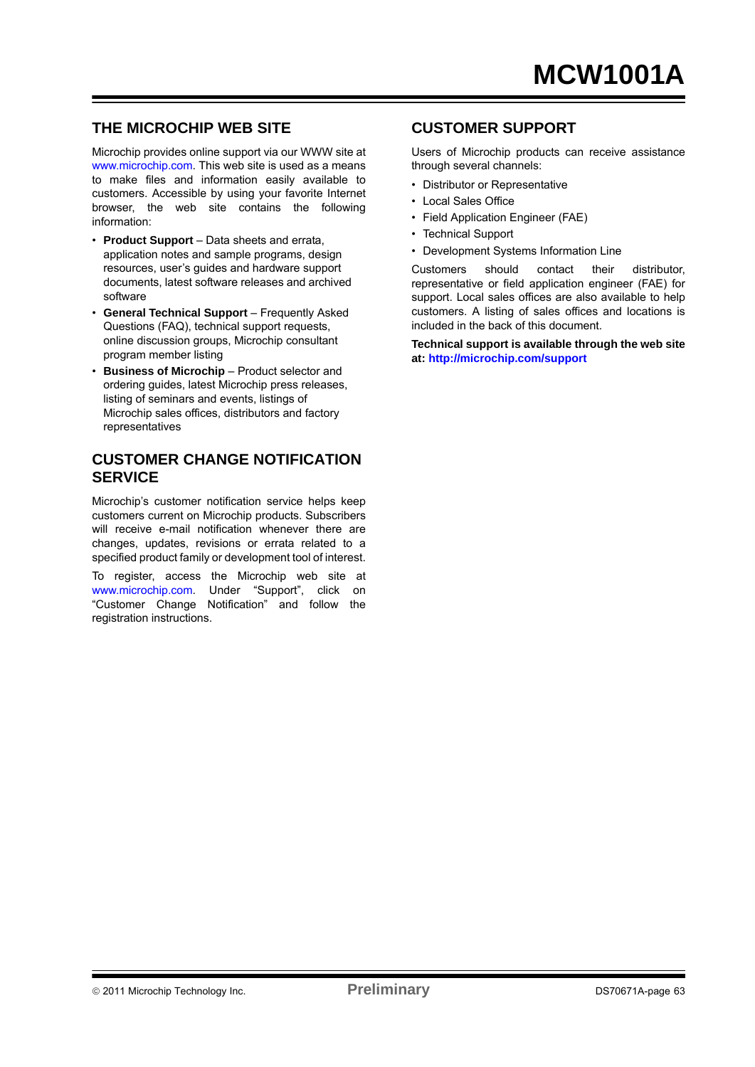## THE MICROCHIP WEB SITE

Microchip provides online support via our WWW site at www.microchip.com. This web site is used as a means to make files and information easily available to customers. Accessible by using your favorite Internet browser, the web site contains the following information:

- **Product Support** – Data sheets and errata, application notes and sample programs, design resources, user's guides and hardware support documents, latest software releases and archived software
- **General Technical Support** – Frequently Asked Questions (FAQ), technical support requests, online discussion groups, Microchip consultant program member listing
- **Business of Microchip** – Product selector and ordering guides, latest Microchip press releases, listing of seminars and events, listings of Microchip sales offices, distributors and factory representatives

## CUSTOMER CHANGE NOTIFICATION SERVICE

Microchip's customer notification service helps keep customers current on Microchip products. Subscribers will receive e-mail notification whenever there are changes, updates, revisions or errata related to a specified product family or development tool of interest.

To register, access the Microchip web site at www.microchip.com. Under "Support", click on "Customer Change Notification" and follow the registration instructions.

## CUSTOMER SUPPORT

Users of Microchip products can receive assistance through several channels:

- Distributor or Representative
- Local Sales Office
- Field Application Engineer (FAE)
- Technical Support
- Development Systems Information Line

Customers should contact their distributor, representative or field application engineer (FAE) for support. Local sales offices are also available to help customers. A listing of sales offices and locations is included in the back of this document.

**Technical support is available through the web site at: http://microchip.com/support**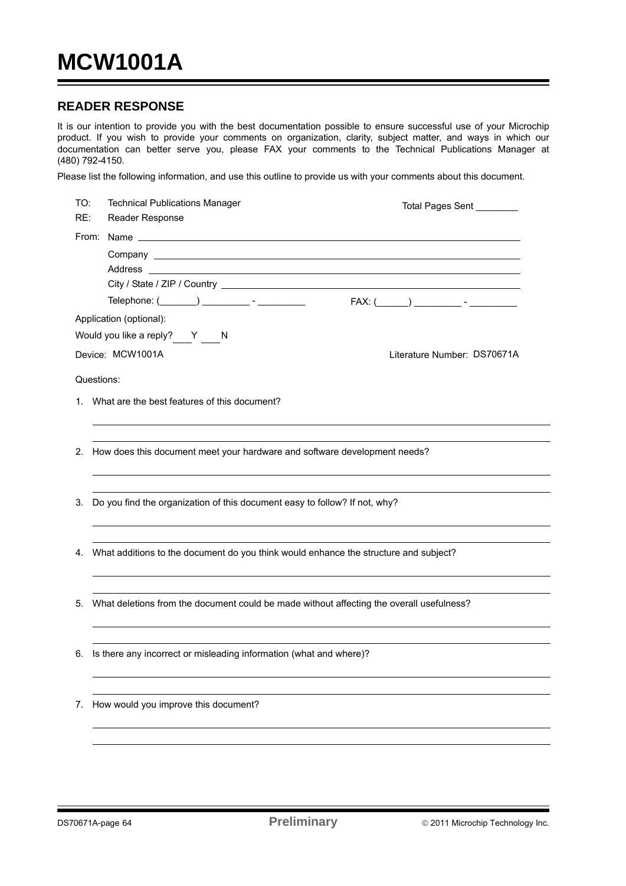# MCW1001A

## READER RESPONSE

It is our intention to provide you with the best documentation possible to ensure successful use of your Microchip product. If you wish to provide your comments on organization, clarity, subject matter, and ways in which our documentation can better serve you, please FAX your comments to the Technical Publications Manager at (480) 792-4150.

Please list the following information, and use this outline to provide us with your comments about this document.

TO: Technical Publications Manager
RE: Reader Response

Total Pages Sent ________

From: Name ____________________

Company ____________________

Address ____________________

City / State / ZIP / Country ____________________

Telephone: (_______) _________ - _________    FAX: (______) _________ - _________

Application (optional):

Would you like a reply? ___Y ___N

Device: MCW1001A    Literature Number: DS70671A

Questions:

1. What are the best features of this document?

2. How does this document meet your hardware and software development needs?

3. Do you find the organization of this document easy to follow? If not, why?

4. What additions to the document do you think would enhance the structure and subject?

5. What deletions from the document could be made without affecting the overall usefulness?

6. Is there any incorrect or misleading information (what and where)?

7. How would you improve this document?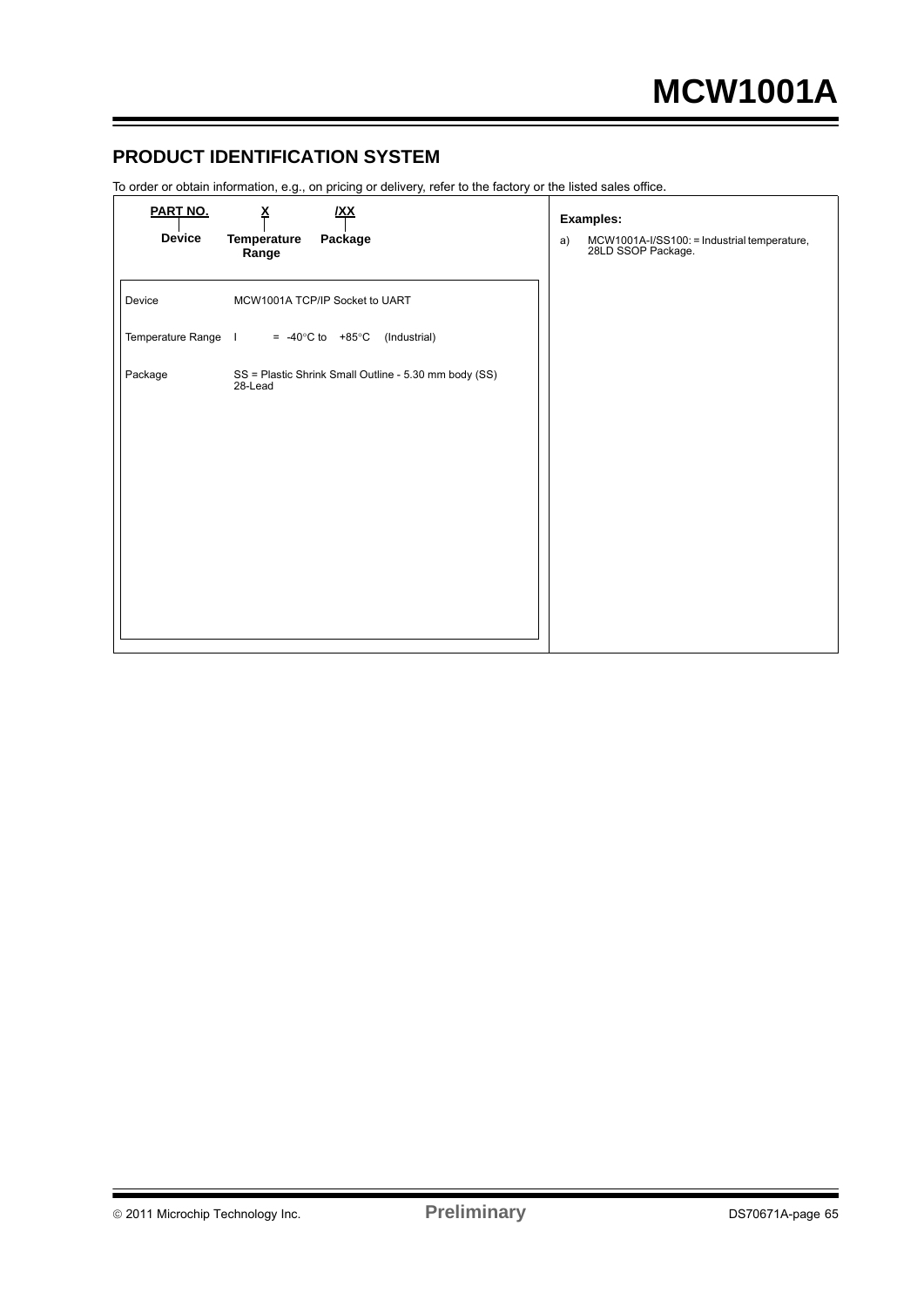## PRODUCT IDENTIFICATION SYSTEM

To order or obtain information, e.g., on pricing or delivery, refer to the factory or the listed sales office.

| PART NO. | X | /XX |
|---|---|---|
| Device | Temperature Range | Package |

| | |
|---|---|
| Device | MCW1001A TCP/IP Socket to UART |
| Temperature Range | I = -40°C to +85°C (Industrial) |
| Package | SS = Plastic Shrink Small Outline - 5.30 mm body (SS) 28-Lead |

**Examples:**

a) MCW1001A-I/SS100: = Industrial temperature, 28LD SSOP Package.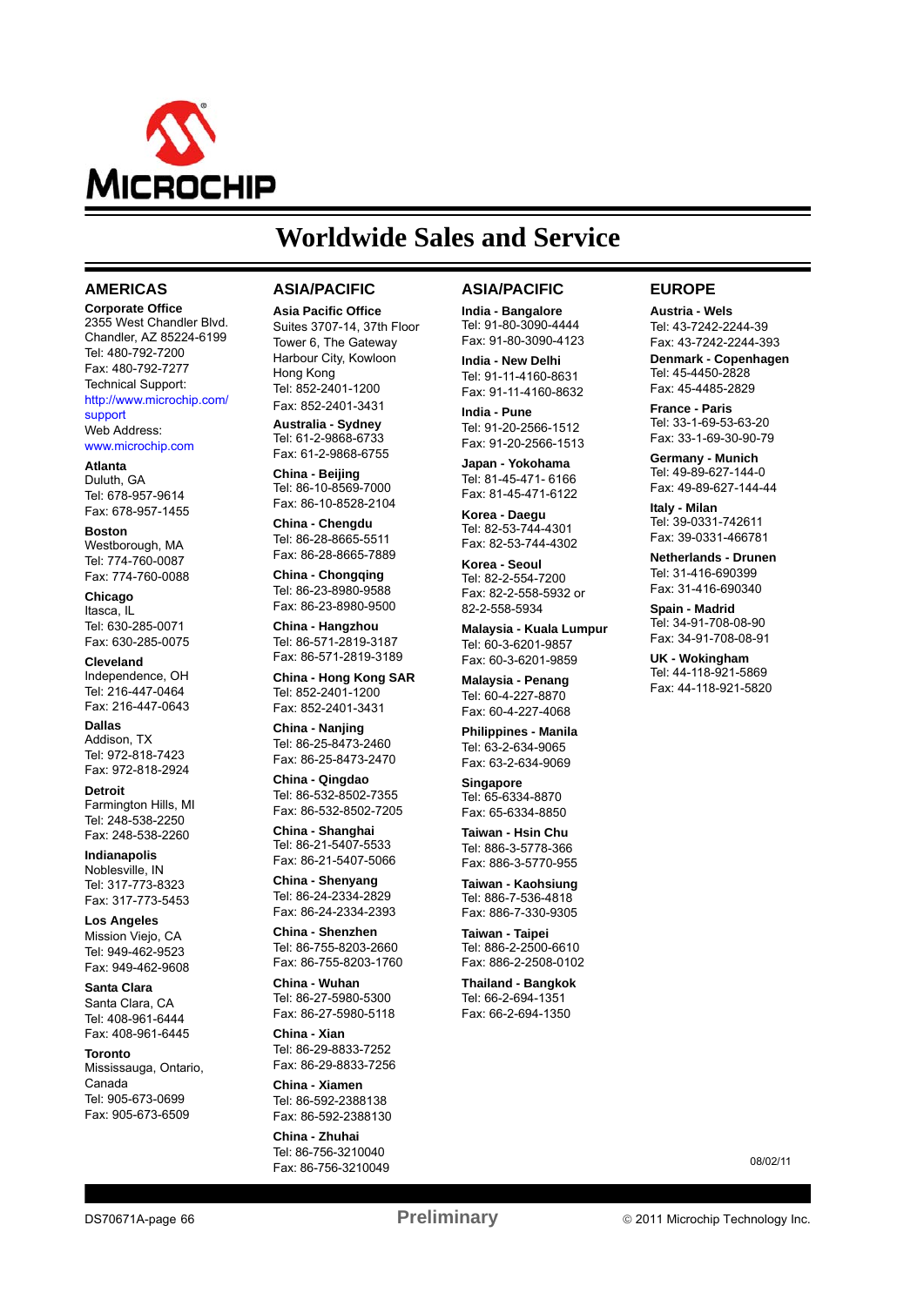MICROCHIP

# Worldwide Sales and Service

## AMERICAS

**Corporate Office**
2355 West Chandler Blvd.
Chandler, AZ 85224-6199
Tel: 480-792-7200
Fax: 480-792-7277
Technical Support:
http://www.microchip.com/support
Web Address:
www.microchip.com

**Atlanta**
Duluth, GA
Tel: 678-957-9614
Fax: 678-957-1455

**Boston**
Westborough, MA
Tel: 774-760-0087
Fax: 774-760-0088

**Chicago**
Itasca, IL
Tel: 630-285-0071
Fax: 630-285-0075

**Cleveland**
Independence, OH
Tel: 216-447-0464
Fax: 216-447-0643

**Dallas**
Addison, TX
Tel: 972-818-7423
Fax: 972-818-2924

**Detroit**
Farmington Hills, MI
Tel: 248-538-2250
Fax: 248-538-2260

**Indianapolis**
Noblesville, IN
Tel: 317-773-8323
Fax: 317-773-5453

**Los Angeles**
Mission Viejo, CA
Tel: 949-462-9523
Fax: 949-462-9608

**Santa Clara**
Santa Clara, CA
Tel: 408-961-6444
Fax: 408-961-6445

**Toronto**
Mississauga, Ontario, Canada
Tel: 905-673-0699
Fax: 905-673-6509

## ASIA/PACIFIC

**Asia Pacific Office**
Suites 3707-14, 37th Floor
Tower 6, The Gateway
Harbour City, Kowloon
Hong Kong
Tel: 852-2401-1200
Fax: 852-2401-3431

**Australia - Sydney**
Tel: 61-2-9868-6733
Fax: 61-2-9868-6755

**China - Beijing**
Tel: 86-10-8569-7000
Fax: 86-10-8528-2104

**China - Chengdu**
Tel: 86-28-8665-5511
Fax: 86-28-8665-7889

**China - Chongqing**
Tel: 86-23-8980-9588
Fax: 86-23-8980-9500

**China - Hangzhou**
Tel: 86-571-2819-3187
Fax: 86-571-2819-3189

**China - Hong Kong SAR**
Tel: 852-2401-1200
Fax: 852-2401-3431

**China - Nanjing**
Tel: 86-25-8473-2460
Fax: 86-25-8473-2470

**China - Qingdao**
Tel: 86-532-8502-7355
Fax: 86-532-8502-7205

**China - Shanghai**
Tel: 86-21-5407-5533
Fax: 86-21-5407-5066

**China - Shenyang**
Tel: 86-24-2334-2829
Fax: 86-24-2334-2393

**China - Shenzhen**
Tel: 86-755-8203-2660
Fax: 86-755-8203-1760

**China - Wuhan**
Tel: 86-27-5980-5300
Fax: 86-27-5980-5118

**China - Xian**
Tel: 86-29-8833-7252
Fax: 86-29-8833-7256

**China - Xiamen**
Tel: 86-592-2388138
Fax: 86-592-2388130

**China - Zhuhai**
Tel: 86-756-3210040
Fax: 86-756-3210049

## ASIA/PACIFIC

**India - Bangalore**
Tel: 91-80-3090-4444
Fax: 91-80-3090-4123

**India - New Delhi**
Tel: 91-11-4160-8631
Fax: 91-11-4160-8632

**India - Pune**
Tel: 91-20-2566-1512
Fax: 91-20-2566-1513

**Japan - Yokohama**
Tel: 81-45-471- 6166
Fax: 81-45-471-6122

**Korea - Daegu**
Tel: 82-53-744-4301
Fax: 82-53-744-4302

**Korea - Seoul**
Tel: 82-2-554-7200
Fax: 82-2-558-5932 or 82-2-558-5934

**Malaysia - Kuala Lumpur**
Tel: 60-3-6201-9857
Fax: 60-3-6201-9859

**Malaysia - Penang**
Tel: 60-4-227-8870
Fax: 60-4-227-4068

**Philippines - Manila**
Tel: 63-2-634-9065
Fax: 63-2-634-9069

**Singapore**
Tel: 65-6334-8870
Fax: 65-6334-8850

**Taiwan - Hsin Chu**
Tel: 886-3-5778-366
Fax: 886-3-5770-955

**Taiwan - Kaohsiung**
Tel: 886-7-536-4818
Fax: 886-7-330-9305

**Taiwan - Taipei**
Tel: 886-2-2500-6610
Fax: 886-2-2508-0102

**Thailand - Bangkok**
Tel: 66-2-694-1351
Fax: 66-2-694-1350

## EUROPE

**Austria - Wels**
Tel: 43-7242-2244-39
Fax: 43-7242-2244-393

**Denmark - Copenhagen**
Tel: 45-4450-2828
Fax: 45-4485-2829

**France - Paris**
Tel: 33-1-69-53-63-20
Fax: 33-1-69-30-90-79

**Germany - Munich**
Tel: 49-89-627-144-0
Fax: 49-89-627-144-44

**Italy - Milan**
Tel: 39-0331-742611
Fax: 39-0331-466781

**Netherlands - Drunen**
Tel: 31-416-690399
Fax: 31-416-690340

**Spain - Madrid**
Tel: 34-91-708-08-90
Fax: 34-91-708-08-91

**UK - Wokingham**
Tel: 44-118-921-5869
Fax: 44-118-921-5820

08/02/11